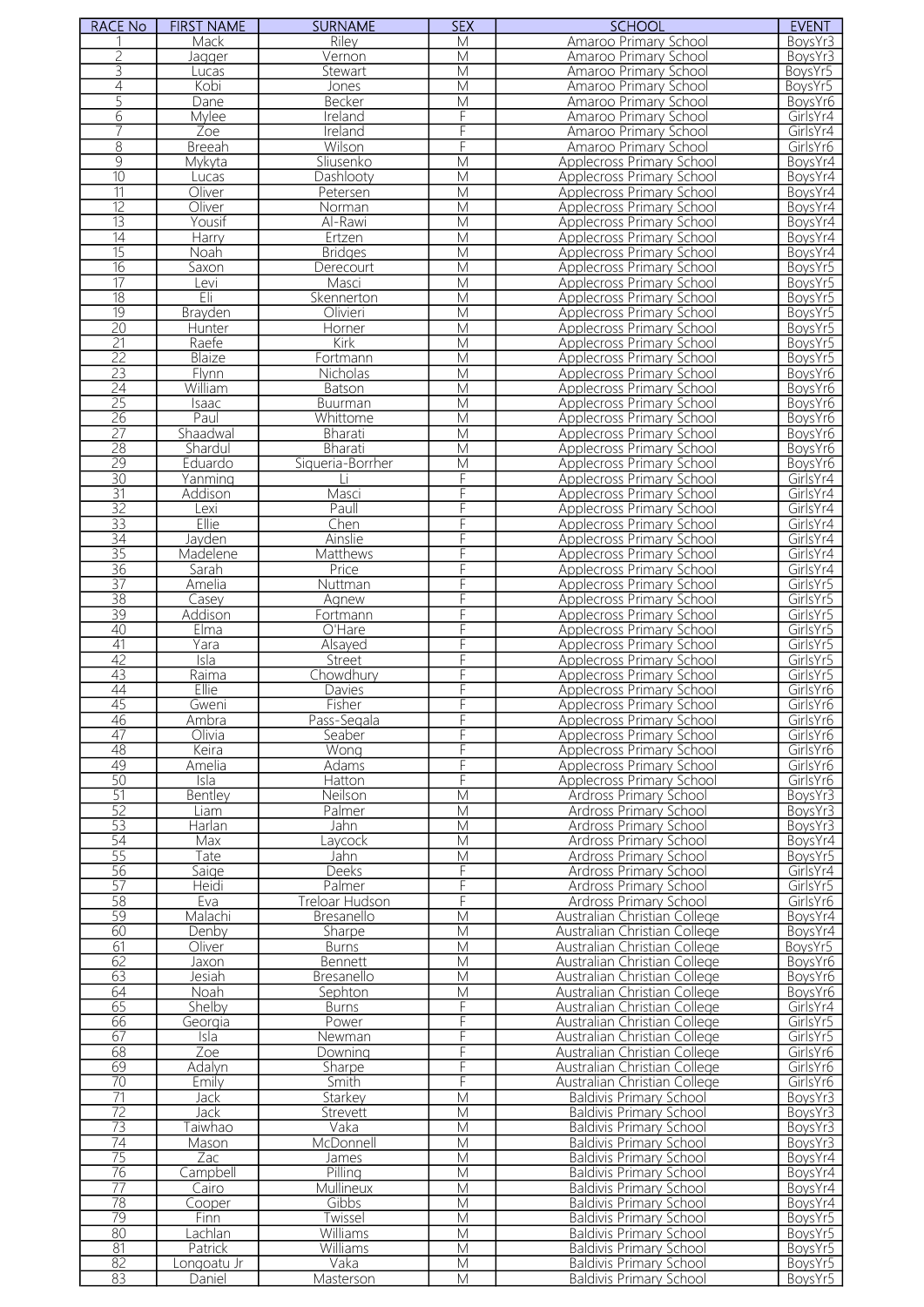| RACE No | FIRST NAME | SURNAME | SEX | SCHOOL | EVENT |
|---|---|---|---|---|---|
| 1 | Mack | Riley | M | Amaroo Primary School | BoysYr3 |
| 2 | Jagger | Vernon | M | Amaroo Primary School | BoysYr3 |
| 3 | Lucas | Stewart | M | Amaroo Primary School | BoysYr5 |
| 4 | Kobi | Jones | M | Amaroo Primary School | BoysYr5 |
| 5 | Dane | Becker | M | Amaroo Primary School | BoysYr6 |
| 6 | Mylee | Ireland | F | Amaroo Primary School | GirlsYr4 |
| 7 | Zoe | Ireland | F | Amaroo Primary School | GirlsYr4 |
| 8 | Breeah | Wilson | F | Amaroo Primary School | GirlsYr6 |
| 9 | Mykyta | Sliusenko | M | Applecross Primary School | BoysYr4 |
| 10 | Lucas | Dashlooty | M | Applecross Primary School | BoysYr4 |
| 11 | Oliver | Petersen | M | Applecross Primary School | BoysYr4 |
| 12 | Oliver | Norman | M | Applecross Primary School | BoysYr4 |
| 13 | Yousif | Al-Rawi | M | Applecross Primary School | BoysYr4 |
| 14 | Harry | Ertzen | M | Applecross Primary School | BoysYr4 |
| 15 | Noah | Bridges | M | Applecross Primary School | BoysYr4 |
| 16 | Saxon | Derecourt | M | Applecross Primary School | BoysYr5 |
| 17 | Levi | Masci | M | Applecross Primary School | BoysYr5 |
| 18 | Eli | Skennerton | M | Applecross Primary School | BoysYr5 |
| 19 | Brayden | Olivieri | M | Applecross Primary School | BoysYr5 |
| 20 | Hunter | Horner | M | Applecross Primary School | BoysYr5 |
| 21 | Raefe | Kirk | M | Applecross Primary School | BoysYr5 |
| 22 | Blaize | Fortmann | M | Applecross Primary School | BoysYr5 |
| 23 | Flynn | Nicholas | M | Applecross Primary School | BoysYr6 |
| 24 | William | Batson | M | Applecross Primary School | BoysYr6 |
| 25 | Isaac | Buurman | M | Applecross Primary School | BoysYr6 |
| 26 | Paul | Whittome | M | Applecross Primary School | BoysYr6 |
| 27 | Shaadwal | Bharati | M | Applecross Primary School | BoysYr6 |
| 28 | Shardul | Bharati | M | Applecross Primary School | BoysYr6 |
| 29 | Eduardo | Siqueria-Borrher | M | Applecross Primary School | BoysYr6 |
| 30 | Yanming | Li | F | Applecross Primary School | GirlsYr4 |
| 31 | Addison | Masci | F | Applecross Primary School | GirlsYr4 |
| 32 | Lexi | Paull | F | Applecross Primary School | GirlsYr4 |
| 33 | Ellie | Chen | F | Applecross Primary School | GirlsYr4 |
| 34 | Jayden | Ainslie | F | Applecross Primary School | GirlsYr4 |
| 35 | Madelene | Matthews | F | Applecross Primary School | GirlsYr4 |
| 36 | Sarah | Price | F | Applecross Primary School | GirlsYr4 |
| 37 | Amelia | Nuttman | F | Applecross Primary School | GirlsYr5 |
| 38 | Casey | Agnew | F | Applecross Primary School | GirlsYr5 |
| 39 | Addison | Fortmann | F | Applecross Primary School | GirlsYr5 |
| 40 | Elma | O'Hare | F | Applecross Primary School | GirlsYr5 |
| 41 | Yara | Alsayed | F | Applecross Primary School | GirlsYr5 |
| 42 | Isla | Street | F | Applecross Primary School | GirlsYr5 |
| 43 | Raima | Chowdhury | F | Applecross Primary School | GirlsYr5 |
| 44 | Ellie | Davies | F | Applecross Primary School | GirlsYr6 |
| 45 | Gweni | Fisher | F | Applecross Primary School | GirlsYr6 |
| 46 | Ambra | Pass-Segala | F | Applecross Primary School | GirlsYr6 |
| 47 | Olivia | Seaber | F | Applecross Primary School | GirlsYr6 |
| 48 | Keira | Wong | F | Applecross Primary School | GirlsYr6 |
| 49 | Amelia | Adams | F | Applecross Primary School | GirlsYr6 |
| 50 | Isla | Hatton | F | Applecross Primary School | GirlsYr6 |
| 51 | Bentley | Neilson | M | Ardross Primary School | BoysYr3 |
| 52 | Liam | Palmer | M | Ardross Primary School | BoysYr3 |
| 53 | Harlan | Jahn | M | Ardross Primary School | BoysYr3 |
| 54 | Max | Laycock | M | Ardross Primary School | BoysYr4 |
| 55 | Tate | Jahn | M | Ardross Primary School | BoysYr5 |
| 56 | Saige | Deeks | F | Ardross Primary School | GirlsYr4 |
| 57 | Heidi | Palmer | F | Ardross Primary School | GirlsYr5 |
| 58 | Eva | Treloar Hudson | F | Ardross Primary School | GirlsYr6 |
| 59 | Malachi | Bresanello | M | Australian Christian College | BoysYr4 |
| 60 | Denby | Sharpe | M | Australian Christian College | BoysYr4 |
| 61 | Oliver | Burns | M | Australian Christian College | BoysYr5 |
| 62 | Jaxon | Bennett | M | Australian Christian College | BoysYr6 |
| 63 | Jesiah | Bresanello | M | Australian Christian College | BoysYr6 |
| 64 | Noah | Sephton | M | Australian Christian College | BoysYr6 |
| 65 | Shelby | Burns | F | Australian Christian College | GirlsYr4 |
| 66 | Georgia | Power | F | Australian Christian College | GirlsYr5 |
| 67 | Isla | Newman | F | Australian Christian College | GirlsYr5 |
| 68 | Zoe | Downing | F | Australian Christian College | GirlsYr6 |
| 69 | Adalyn | Sharpe | F | Australian Christian College | GirlsYr6 |
| 70 | Emily | Smith | F | Australian Christian College | GirlsYr6 |
| 71 | Jack | Starkey | M | Baldivis Primary School | BoysYr3 |
| 72 | Jack | Strevett | M | Baldivis Primary School | BoysYr3 |
| 73 | Taiwhao | Vaka | M | Baldivis Primary School | BoysYr3 |
| 74 | Mason | McDonnell | M | Baldivis Primary School | BoysYr3 |
| 75 | Zac | James | M | Baldivis Primary School | BoysYr4 |
| 76 | Campbell | Pilling | M | Baldivis Primary School | BoysYr4 |
| 77 | Cairo | Mullineux | M | Baldivis Primary School | BoysYr4 |
| 78 | Cooper | Gibbs | M | Baldivis Primary School | BoysYr4 |
| 79 | Finn | Twissel | M | Baldivis Primary School | BoysYr5 |
| 80 | Lachlan | Williams | M | Baldivis Primary School | BoysYr5 |
| 81 | Patrick | Williams | M | Baldivis Primary School | BoysYr5 |
| 82 | Longoatu Jr | Vaka | M | Baldivis Primary School | BoysYr5 |
| 83 | Daniel | Masterson | M | Baldivis Primary School | BoysYr5 |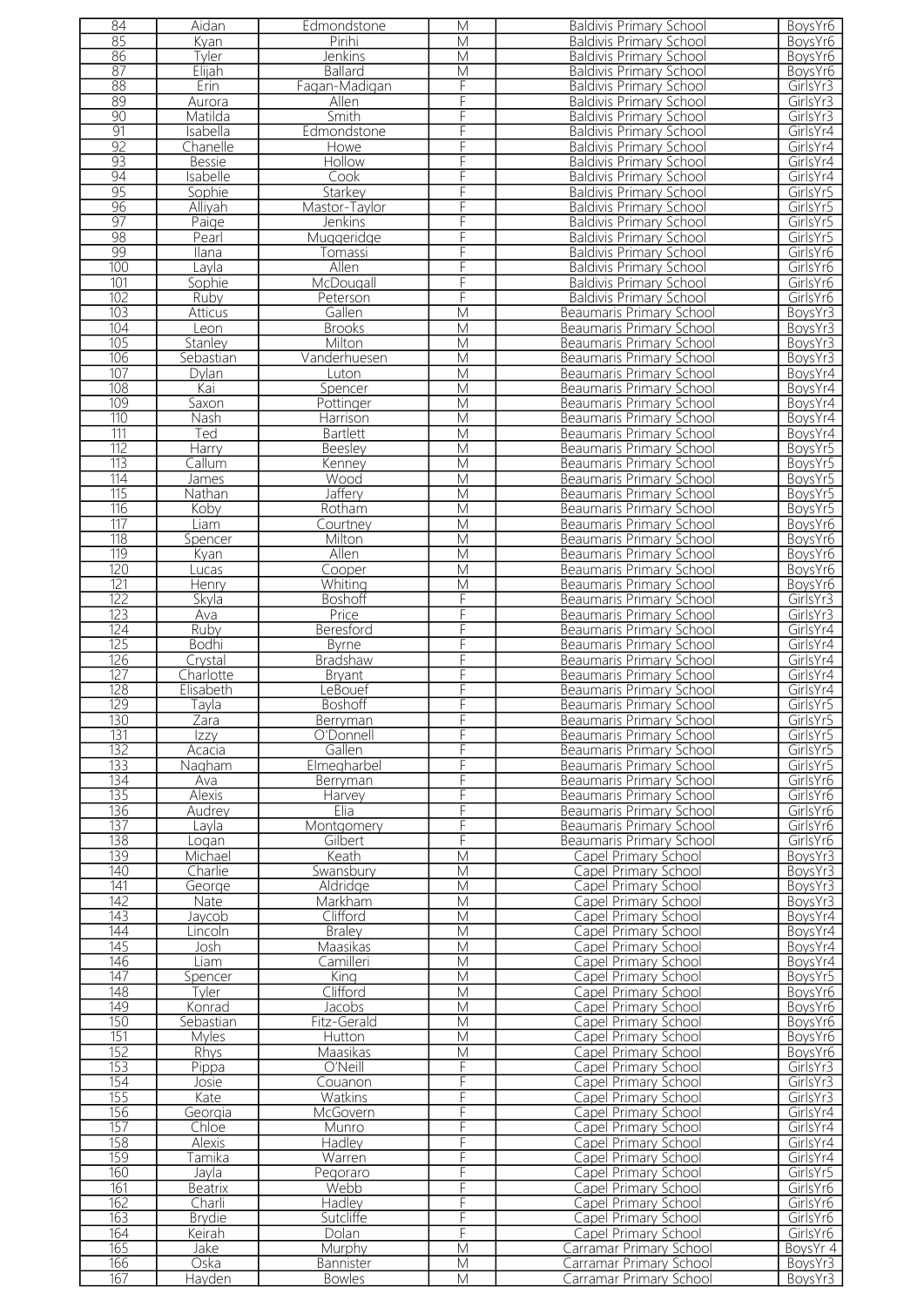| 84 | Aidan | Edmondstone | M | Baldivis Primary School | BoysYr6 |
|---|---|---|---|---|---|
| 85 | Kyan | Pirihi | M | Baldivis Primary School | BoysYr6 |
| 86 | Tyler | Jenkins | M | Baldivis Primary School | BoysYr6 |
| 87 | Elijah | Ballard | M | Baldivis Primary School | BoysYr6 |
| 88 | Erin | Fagan-Madigan | F | Baldivis Primary School | GirlsYr3 |
| 89 | Aurora | Allen | F | Baldivis Primary School | GirlsYr3 |
| 90 | Matilda | Smith | F | Baldivis Primary School | GirlsYr3 |
| 91 | Isabella | Edmondstone | F | Baldivis Primary School | GirlsYr4 |
| 92 | Chanelle | Howe | F | Baldivis Primary School | GirlsYr4 |
| 93 | Bessie | Hollow | F | Baldivis Primary School | GirlsYr4 |
| 94 | Isabelle | Cook | F | Baldivis Primary School | GirlsYr4 |
| 95 | Sophie | Starkey | F | Baldivis Primary School | GirlsYr5 |
| 96 | Alliyah | Mastor-Taylor | F | Baldivis Primary School | GirlsYr5 |
| 97 | Paige | Jenkins | F | Baldivis Primary School | GirlsYr5 |
| 98 | Pearl | Muggeridge | F | Baldivis Primary School | GirlsYr5 |
| 99 | Ilana | Tomassi | F | Baldivis Primary School | GirlsYr6 |
| 100 | Layla | Allen | F | Baldivis Primary School | GirlsYr6 |
| 101 | Sophie | McDougall | F | Baldivis Primary School | GirlsYr6 |
| 102 | Ruby | Peterson | F | Baldivis Primary School | GirlsYr6 |
| 103 | Atticus | Gallen | M | Beaumaris Primary School | BoysYr3 |
| 104 | Leon | Brooks | M | Beaumaris Primary School | BoysYr3 |
| 105 | Stanley | Milton | M | Beaumaris Primary School | BoysYr3 |
| 106 | Sebastian | Vanderhuesen | M | Beaumaris Primary School | BoysYr3 |
| 107 | Dylan | Luton | M | Beaumaris Primary School | BoysYr4 |
| 108 | Kai | Spencer | M | Beaumaris Primary School | BoysYr4 |
| 109 | Saxon | Pottinger | M | Beaumaris Primary School | BoysYr4 |
| 110 | Nash | Harrison | M | Beaumaris Primary School | BoysYr4 |
| 111 | Ted | Bartlett | M | Beaumaris Primary School | BoysYr4 |
| 112 | Harry | Beesley | M | Beaumaris Primary School | BoysYr5 |
| 113 | Callum | Kenney | M | Beaumaris Primary School | BoysYr5 |
| 114 | James | Wood | M | Beaumaris Primary School | BoysYr5 |
| 115 | Nathan | Jaffery | M | Beaumaris Primary School | BoysYr5 |
| 116 | Koby | Rotham | M | Beaumaris Primary School | BoysYr5 |
| 117 | Liam | Courtney | M | Beaumaris Primary School | BoysYr6 |
| 118 | Spencer | Milton | M | Beaumaris Primary School | BoysYr6 |
| 119 | Kyan | Allen | M | Beaumaris Primary School | BoysYr6 |
| 120 | Lucas | Cooper | M | Beaumaris Primary School | BoysYr6 |
| 121 | Henry | Whiting | M | Beaumaris Primary School | BoysYr6 |
| 122 | Skyla | Boshoff | F | Beaumaris Primary School | GirlsYr3 |
| 123 | Ava | Price | F | Beaumaris Primary School | GirlsYr3 |
| 124 | Ruby | Beresford | F | Beaumaris Primary School | GirlsYr4 |
| 125 | Bodhi | Byrne | F | Beaumaris Primary School | GirlsYr4 |
| 126 | Crystal | Bradshaw | F | Beaumaris Primary School | GirlsYr4 |
| 127 | Charlotte | Bryant | F | Beaumaris Primary School | GirlsYr4 |
| 128 | Elisabeth | LeBouef | F | Beaumaris Primary School | GirlsYr4 |
| 129 | Tayla | Boshoff | F | Beaumaris Primary School | GirlsYr5 |
| 130 | Zara | Berryman | F | Beaumaris Primary School | GirlsYr5 |
| 131 | Izzy | O'Donnell | F | Beaumaris Primary School | GirlsYr5 |
| 132 | Acacia | Gallen | F | Beaumaris Primary School | GirlsYr5 |
| 133 | Nagham | Elmegharbel | F | Beaumaris Primary School | GirlsYr5 |
| 134 | Ava | Berryman | F | Beaumaris Primary School | GirlsYr6 |
| 135 | Alexis | Harvey | F | Beaumaris Primary School | GirlsYr6 |
| 136 | Audrey | Elia | F | Beaumaris Primary School | GirlsYr6 |
| 137 | Layla | Montgomery | F | Beaumaris Primary School | GirlsYr6 |
| 138 | Logan | Gilbert | F | Beaumaris Primary School | GirlsYr6 |
| 139 | Michael | Keath | M | Capel Primary School | BoysYr3 |
| 140 | Charlie | Swansbury | M | Capel Primary School | BoysYr3 |
| 141 | George | Aldridge | M | Capel Primary School | BoysYr3 |
| 142 | Nate | Markham | M | Capel Primary School | BoysYr3 |
| 143 | Jaycob | Clifford | M | Capel Primary School | BoysYr4 |
| 144 | Lincoln | Braley | M | Capel Primary School | BoysYr4 |
| 145 | Josh | Maasikas | M | Capel Primary School | BoysYr4 |
| 146 | Liam | Camilleri | M | Capel Primary School | BoysYr4 |
| 147 | Spencer | King | M | Capel Primary School | BoysYr5 |
| 148 | Tyler | Clifford | M | Capel Primary School | BoysYr6 |
| 149 | Konrad | Jacobs | M | Capel Primary School | BoysYr6 |
| 150 | Sebastian | Fitz-Gerald | M | Capel Primary School | BoysYr6 |
| 151 | Myles | Hutton | M | Capel Primary School | BoysYr6 |
| 152 | Rhys | Maasikas | M | Capel Primary School | BoysYr6 |
| 153 | Pippa | O'Neill | F | Capel Primary School | GirlsYr3 |
| 154 | Josie | Couanon | F | Capel Primary School | GirlsYr3 |
| 155 | Kate | Watkins | F | Capel Primary School | GirlsYr3 |
| 156 | Georgia | McGovern | F | Capel Primary School | GirlsYr4 |
| 157 | Chloe | Munro | F | Capel Primary School | GirlsYr4 |
| 158 | Alexis | Hadley | F | Capel Primary School | GirlsYr4 |
| 159 | Tamika | Warren | F | Capel Primary School | GirlsYr4 |
| 160 | Jayla | Pegoraro | F | Capel Primary School | GirlsYr5 |
| 161 | Beatrix | Webb | F | Capel Primary School | GirlsYr6 |
| 162 | Charli | Hadley | F | Capel Primary School | GirlsYr6 |
| 163 | Brydie | Sutcliffe | F | Capel Primary School | GirlsYr6 |
| 164 | Keirah | Dolan | F | Capel Primary School | GirlsYr6 |
| 165 | Jake | Murphy | M | Carramar Primary School | BoysYr 4 |
| 166 | Oska | Bannister | M | Carramar Primary School | BoysYr3 |
| 167 | Hayden | Bowles | M | Carramar Primary School | BoysYr3 |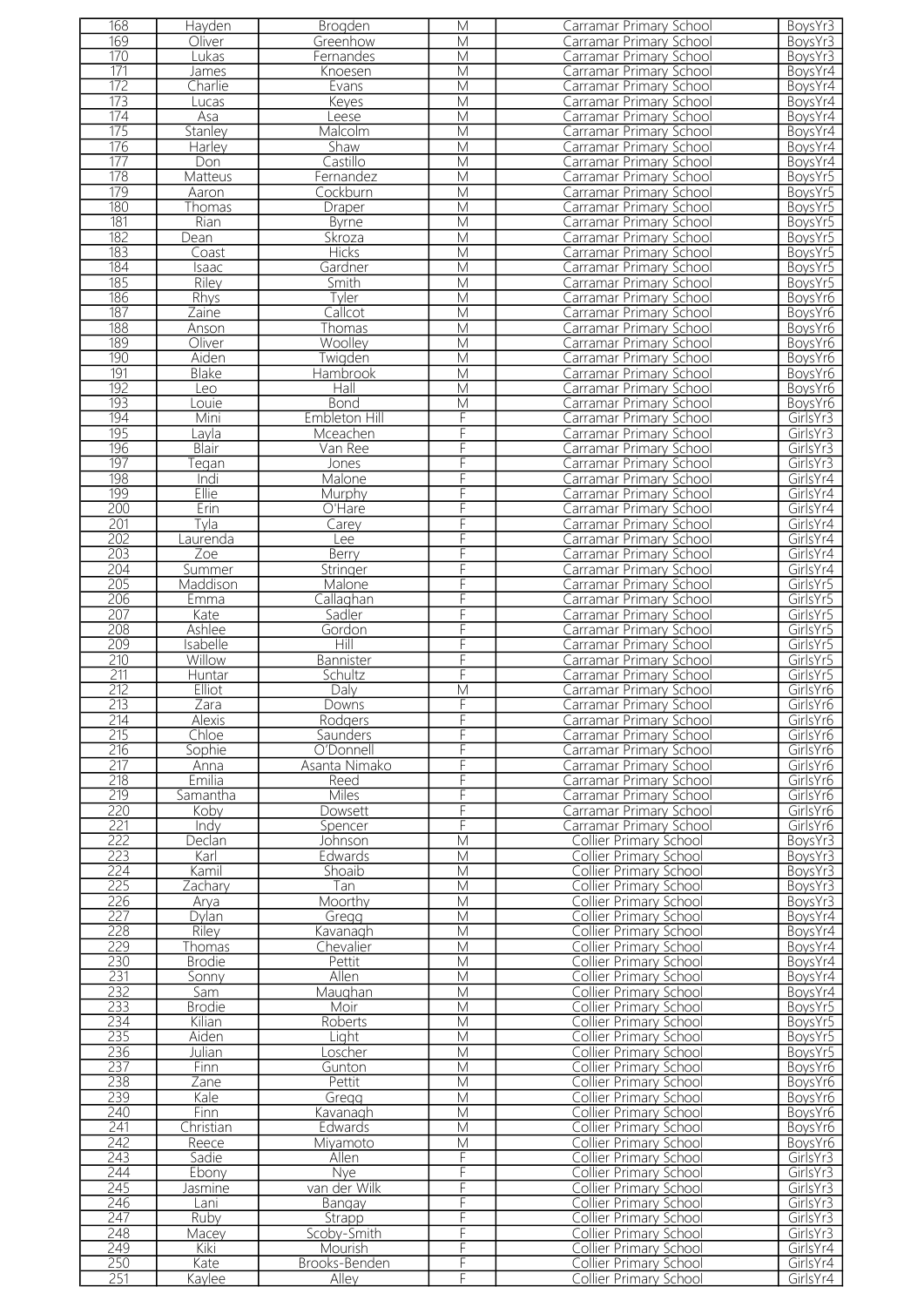| 168 | Hayden | Brogden | M | Carramar Primary School | BoysYr3 |
|---|---|---|---|---|---|
| 169 | Oliver | Greenhow | M | Carramar Primary School | BoysYr3 |
| 170 | Lukas | Fernandes | M | Carramar Primary School | BoysYr3 |
| 171 | James | Knoesen | M | Carramar Primary School | BoysYr4 |
| 172 | Charlie | Evans | M | Carramar Primary School | BoysYr4 |
| 173 | Lucas | Keyes | M | Carramar Primary School | BoysYr4 |
| 174 | Asa | Leese | M | Carramar Primary School | BoysYr4 |
| 175 | Stanley | Malcolm | M | Carramar Primary School | BoysYr4 |
| 176 | Harley | Shaw | M | Carramar Primary School | BoysYr4 |
| 177 | Don | Castillo | M | Carramar Primary School | BoysYr4 |
| 178 | Matteus | Fernandez | M | Carramar Primary School | BoysYr5 |
| 179 | Aaron | Cockburn | M | Carramar Primary School | BoysYr5 |
| 180 | Thomas | Draper | M | Carramar Primary School | BoysYr5 |
| 181 | Rian | Byrne | M | Carramar Primary School | BoysYr5 |
| 182 | Dean | Skroza | M | Carramar Primary School | BoysYr5 |
| 183 | Coast | Hicks | M | Carramar Primary School | BoysYr5 |
| 184 | Isaac | Gardner | M | Carramar Primary School | BoysYr5 |
| 185 | Riley | Smith | M | Carramar Primary School | BoysYr5 |
| 186 | Rhys | Tyler | M | Carramar Primary School | BoysYr6 |
| 187 | Zaine | Callcot | M | Carramar Primary School | BoysYr6 |
| 188 | Anson | Thomas | M | Carramar Primary School | BoysYr6 |
| 189 | Oliver | Woolley | M | Carramar Primary School | BoysYr6 |
| 190 | Aiden | Twigden | M | Carramar Primary School | BoysYr6 |
| 191 | Blake | Hambrook | M | Carramar Primary School | BoysYr6 |
| 192 | Leo | Hall | M | Carramar Primary School | BoysYr6 |
| 193 | Louie | Bond | M | Carramar Primary School | BoysYr6 |
| 194 | Mini | Embleton Hill | F | Carramar Primary School | GirlsYr3 |
| 195 | Layla | Mceachen | F | Carramar Primary School | GirlsYr3 |
| 196 | Blair | Van Ree | F | Carramar Primary School | GirlsYr3 |
| 197 | Tegan | Jones | F | Carramar Primary School | GirlsYr3 |
| 198 | Indi | Malone | F | Carramar Primary School | GirlsYr4 |
| 199 | Ellie | Murphy | F | Carramar Primary School | GirlsYr4 |
| 200 | Erin | O'Hare | F | Carramar Primary School | GirlsYr4 |
| 201 | Tyla | Carey | F | Carramar Primary School | GirlsYr4 |
| 202 | Laurenda | Lee | F | Carramar Primary School | GirlsYr4 |
| 203 | Zoe | Berry | F | Carramar Primary School | GirlsYr4 |
| 204 | Summer | Stringer | F | Carramar Primary School | GirlsYr4 |
| 205 | Maddison | Malone | F | Carramar Primary School | GirlsYr5 |
| 206 | Emma | Callaghan | F | Carramar Primary School | GirlsYr5 |
| 207 | Kate | Sadler | F | Carramar Primary School | GirlsYr5 |
| 208 | Ashlee | Gordon | F | Carramar Primary School | GirlsYr5 |
| 209 | Isabelle | Hill | F | Carramar Primary School | GirlsYr5 |
| 210 | Willow | Bannister | F | Carramar Primary School | GirlsYr5 |
| 211 | Huntar | Schultz | F | Carramar Primary School | GirlsYr5 |
| 212 | Elliot | Daly | M | Carramar Primary School | GirlsYr6 |
| 213 | Zara | Downs | F | Carramar Primary School | GirlsYr6 |
| 214 | Alexis | Rodgers | F | Carramar Primary School | GirlsYr6 |
| 215 | Chloe | Saunders | F | Carramar Primary School | GirlsYr6 |
| 216 | Sophie | O'Donnell | F | Carramar Primary School | GirlsYr6 |
| 217 | Anna | Asanta Nimako | F | Carramar Primary School | GirlsYr6 |
| 218 | Emilia | Reed | F | Carramar Primary School | GirlsYr6 |
| 219 | Samantha | Miles | F | Carramar Primary School | GirlsYr6 |
| 220 | Koby | Dowsett | F | Carramar Primary School | GirlsYr6 |
| 221 | Indy | Spencer | F | Carramar Primary School | GirlsYr6 |
| 222 | Declan | Johnson | M | Collier Primary School | BoysYr3 |
| 223 | Karl | Edwards | M | Collier Primary School | BoysYr3 |
| 224 | Kamil | Shoaib | M | Collier Primary School | BoysYr3 |
| 225 | Zachary | Tan | M | Collier Primary School | BoysYr3 |
| 226 | Arya | Moorthy | M | Collier Primary School | BoysYr3 |
| 227 | Dylan | Gregg | M | Collier Primary School | BoysYr4 |
| 228 | Riley | Kavanagh | M | Collier Primary School | BoysYr4 |
| 229 | Thomas | Chevalier | M | Collier Primary School | BoysYr4 |
| 230 | Brodie | Pettit | M | Collier Primary School | BoysYr4 |
| 231 | Sonny | Allen | M | Collier Primary School | BoysYr4 |
| 232 | Sam | Maughan | M | Collier Primary School | BoysYr4 |
| 233 | Brodie | Moir | M | Collier Primary School | BoysYr5 |
| 234 | Kilian | Roberts | M | Collier Primary School | BoysYr5 |
| 235 | Aiden | Light | M | Collier Primary School | BoysYr5 |
| 236 | Julian | Loscher | M | Collier Primary School | BoysYr5 |
| 237 | Finn | Gunton | M | Collier Primary School | BoysYr6 |
| 238 | Zane | Pettit | M | Collier Primary School | BoysYr6 |
| 239 | Kale | Gregg | M | Collier Primary School | BoysYr6 |
| 240 | Finn | Kavanagh | M | Collier Primary School | BoysYr6 |
| 241 | Christian | Edwards | M | Collier Primary School | BoysYr6 |
| 242 | Reece | Miyamoto | M | Collier Primary School | BoysYr6 |
| 243 | Sadie | Allen | F | Collier Primary School | GirlsYr3 |
| 244 | Ebony | Nye | F | Collier Primary School | GirlsYr3 |
| 245 | Jasmine | van der Wilk | F | Collier Primary School | GirlsYr3 |
| 246 | Lani | Bangay | F | Collier Primary School | GirlsYr3 |
| 247 | Ruby | Strapp | F | Collier Primary School | GirlsYr3 |
| 248 | Macey | Scoby-Smith | F | Collier Primary School | GirlsYr3 |
| 249 | Kiki | Mourish | F | Collier Primary School | GirlsYr4 |
| 250 | Kate | Brooks-Benden | F | Collier Primary School | GirlsYr4 |
| 251 | Kaylee | Alley | F | Collier Primary School | GirlsYr4 |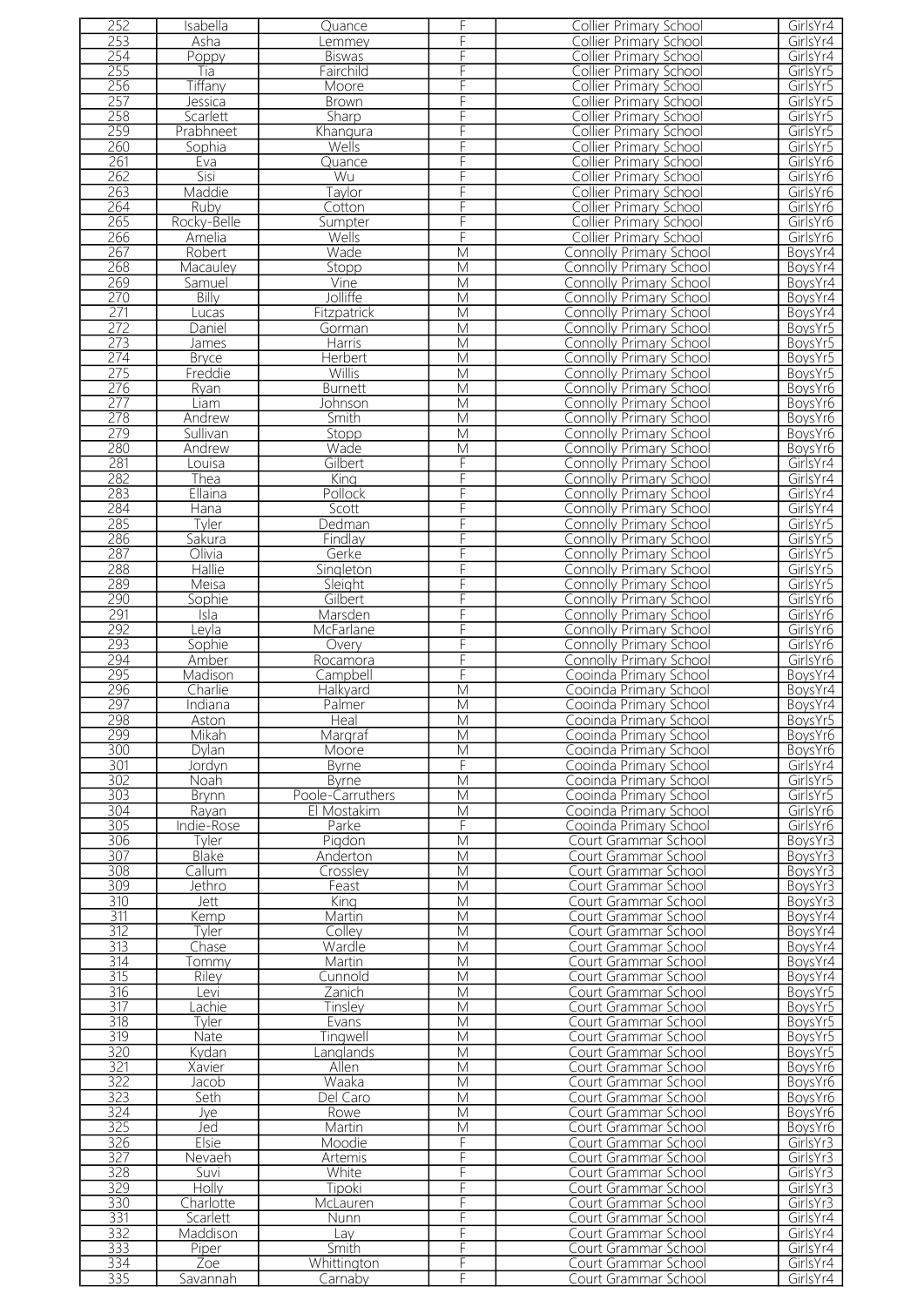| 252 | Isabella | Quance | F | Collier Primary School | GirlsYr4 |
|---|---|---|---|---|---|
| 253 | Asha | Lemmey | F | Collier Primary School | GirlsYr4 |
| 254 | Poppy | Biswas | F | Collier Primary School | GirlsYr4 |
| 255 | Tia | Fairchild | F | Collier Primary School | GirlsYr5 |
| 256 | Tiffany | Moore | F | Collier Primary School | GirlsYr5 |
| 257 | Jessica | Brown | F | Collier Primary School | GirlsYr5 |
| 258 | Scarlett | Sharp | F | Collier Primary School | GirlsYr5 |
| 259 | Prabhneet | Khangura | F | Collier Primary School | GirlsYr5 |
| 260 | Sophia | Wells | F | Collier Primary School | GirlsYr5 |
| 261 | Eva | Quance | F | Collier Primary School | GirlsYr6 |
| 262 | Sisi | Wu | F | Collier Primary School | GirlsYr6 |
| 263 | Maddie | Taylor | F | Collier Primary School | GirlsYr6 |
| 264 | Ruby | Cotton | F | Collier Primary School | GirlsYr6 |
| 265 | Rocky-Belle | Sumpter | F | Collier Primary School | GirlsYr6 |
| 266 | Amelia | Wells | F | Collier Primary School | GirlsYr6 |
| 267 | Robert | Wade | M | Connolly Primary School | BoysYr4 |
| 268 | Macauley | Stopp | M | Connolly Primary School | BoysYr4 |
| 269 | Samuel | Vine | M | Connolly Primary School | BoysYr4 |
| 270 | Billy | Jolliffe | M | Connolly Primary School | BoysYr4 |
| 271 | Lucas | Fitzpatrick | M | Connolly Primary School | BoysYr4 |
| 272 | Daniel | Gorman | M | Connolly Primary School | BoysYr5 |
| 273 | James | Harris | M | Connolly Primary School | BoysYr5 |
| 274 | Bryce | Herbert | M | Connolly Primary School | BoysYr5 |
| 275 | Freddie | Willis | M | Connolly Primary School | BoysYr5 |
| 276 | Ryan | Burnett | M | Connolly Primary School | BoysYr6 |
| 277 | Liam | Johnson | M | Connolly Primary School | BoysYr6 |
| 278 | Andrew | Smith | M | Connolly Primary School | BoysYr6 |
| 279 | Sullivan | Stopp | M | Connolly Primary School | BoysYr6 |
| 280 | Andrew | Wade | M | Connolly Primary School | BoysYr6 |
| 281 | Louisa | Gilbert | F | Connolly Primary School | GirlsYr4 |
| 282 | Thea | King | F | Connolly Primary School | GirlsYr4 |
| 283 | Ellaina | Pollock | F | Connolly Primary School | GirlsYr4 |
| 284 | Hana | Scott | F | Connolly Primary School | GirlsYr4 |
| 285 | Tyler | Dedman | F | Connolly Primary School | GirlsYr5 |
| 286 | Sakura | Findlay | F | Connolly Primary School | GirlsYr5 |
| 287 | Olivia | Gerke | F | Connolly Primary School | GirlsYr5 |
| 288 | Hallie | Singleton | F | Connolly Primary School | GirlsYr5 |
| 289 | Meisa | Sleight | F | Connolly Primary School | GirlsYr5 |
| 290 | Sophie | Gilbert | F | Connolly Primary School | GirlsYr6 |
| 291 | Isla | Marsden | F | Connolly Primary School | GirlsYr6 |
| 292 | Leyla | McFarlane | F | Connolly Primary School | GirlsYr6 |
| 293 | Sophie | Overy | F | Connolly Primary School | GirlsYr6 |
| 294 | Amber | Rocamora | F | Connolly Primary School | GirlsYr6 |
| 295 | Madison | Campbell | F | Cooinda Primary School | BoysYr4 |
| 296 | Charlie | Halkyard | M | Cooinda Primary School | BoysYr4 |
| 297 | Indiana | Palmer | M | Cooinda Primary School | BoysYr4 |
| 298 | Aston | Heal | M | Cooinda Primary School | BoysYr5 |
| 299 | Mikah | Margraf | M | Cooinda Primary School | BoysYr6 |
| 300 | Dylan | Moore | M | Cooinda Primary School | BoysYr6 |
| 301 | Jordyn | Byrne | F | Cooinda Primary School | GirlsYr4 |
| 302 | Noah | Byrne | M | Cooinda Primary School | GirlsYr5 |
| 303 | Brynn | Poole-Carruthers | M | Cooinda Primary School | GirlsYr5 |
| 304 | Rayan | El Mostakim | M | Cooinda Primary School | GirlsYr6 |
| 305 | Indie-Rose | Parke | F | Cooinda Primary School | GirlsYr6 |
| 306 | Tyler | Pigdon | M | Court Grammar School | BoysYr3 |
| 307 | Blake | Anderton | M | Court Grammar School | BoysYr3 |
| 308 | Callum | Crossley | M | Court Grammar School | BoysYr3 |
| 309 | Jethro | Feast | M | Court Grammar School | BoysYr3 |
| 310 | Jett | King | M | Court Grammar School | BoysYr3 |
| 311 | Kemp | Martin | M | Court Grammar School | BoysYr4 |
| 312 | Tyler | Colley | M | Court Grammar School | BoysYr4 |
| 313 | Chase | Wardle | M | Court Grammar School | BoysYr4 |
| 314 | Tommy | Martin | M | Court Grammar School | BoysYr4 |
| 315 | Riley | Cunnold | M | Court Grammar School | BoysYr4 |
| 316 | Levi | Zanich | M | Court Grammar School | BoysYr5 |
| 317 | Lachie | Tinsley | M | Court Grammar School | BoysYr5 |
| 318 | Tyler | Evans | M | Court Grammar School | BoysYr5 |
| 319 | Nate | Tingwell | M | Court Grammar School | BoysYr5 |
| 320 | Kydan | Langlands | M | Court Grammar School | BoysYr5 |
| 321 | Xavier | Allen | M | Court Grammar School | BoysYr6 |
| 322 | Jacob | Waaka | M | Court Grammar School | BoysYr6 |
| 323 | Seth | Del Caro | M | Court Grammar School | BoysYr6 |
| 324 | Jye | Rowe | M | Court Grammar School | BoysYr6 |
| 325 | Jed | Martin | M | Court Grammar School | BoysYr6 |
| 326 | Elsie | Moodie | F | Court Grammar School | GirlsYr3 |
| 327 | Nevaeh | Artemis | F | Court Grammar School | GirlsYr3 |
| 328 | Suvi | White | F | Court Grammar School | GirlsYr3 |
| 329 | Holly | Tipoki | F | Court Grammar School | GirlsYr3 |
| 330 | Charlotte | McLauren | F | Court Grammar School | GirlsYr3 |
| 331 | Scarlett | Nunn | F | Court Grammar School | GirlsYr4 |
| 332 | Maddison | Lay | F | Court Grammar School | GirlsYr4 |
| 333 | Piper | Smith | F | Court Grammar School | GirlsYr4 |
| 334 | Zoe | Whittington | F | Court Grammar School | GirlsYr4 |
| 335 | Savannah | Carnaby | F | Court Grammar School | GirlsYr4 |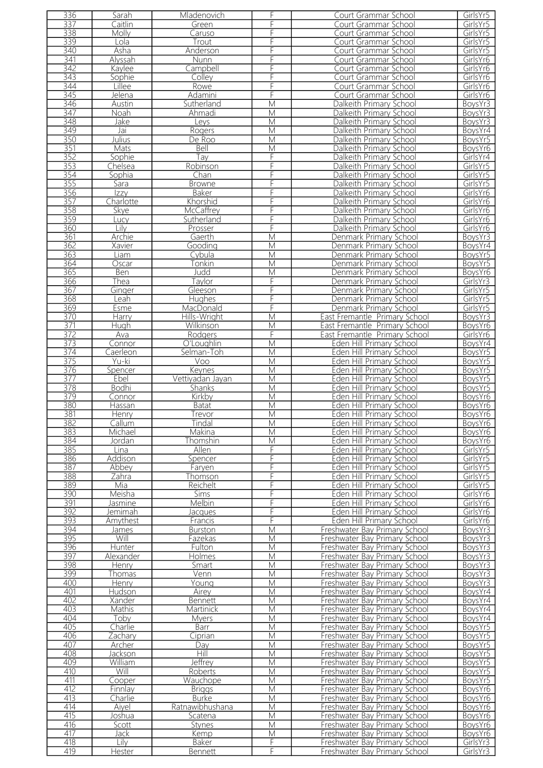| 336 | Sarah | Mladenovich | F | Court Grammar School | GirlsYr5 |
|---|---|---|---|---|---|
| 337 | Caitlin | Green | F | Court Grammar School | GirlsYr5 |
| 338 | Molly | Caruso | F | Court Grammar School | GirlsYr5 |
| 339 | Lola | Trout | F | Court Grammar School | GirlsYr5 |
| 340 | Asha | Anderson | F | Court Grammar School | GirlsYr5 |
| 341 | Alyssah | Nunn | F | Court Grammar School | GirlsYr6 |
| 342 | Kaylee | Campbell | F | Court Grammar School | GirlsYr6 |
| 343 | Sophie | Colley | F | Court Grammar School | GirlsYr6 |
| 344 | Lillee | Rowe | F | Court Grammar School | GirlsYr6 |
| 345 | Jelena | Adamini | F | Court Grammar School | GirlsYr6 |
| 346 | Austin | Sutherland | M | Dalkeith Primary School | BoysYr3 |
| 347 | Noah | Ahmadi | M | Dalkeith Primary School | BoysYr3 |
| 348 | Jake | Leys | M | Dalkeith Primary School | BoysYr3 |
| 349 | Jai | Rogers | M | Dalkeith Primary School | BoysYr4 |
| 350 | Julius | De Roo | M | Dalkeith Primary School | BoysYr5 |
| 351 | Mats | Bell | M | Dalkeith Primary School | BoysYr6 |
| 352 | Sophie | Tay | F | Dalkeith Primary School | GirlsYr4 |
| 353 | Chelsea | Robinson | F | Dalkeith Primary School | GirlsYr5 |
| 354 | Sophia | Chan | F | Dalkeith Primary School | GirlsYr5 |
| 355 | Sara | Browne | F | Dalkeith Primary School | GirlsYr5 |
| 356 | Izzy | Baker | F | Dalkeith Primary School | GirlsYr6 |
| 357 | Charlotte | Khorshid | F | Dalkeith Primary School | GirlsYr6 |
| 358 | Skye | McCaffrey | F | Dalkeith Primary School | GirlsYr6 |
| 359 | Lucy | Sutherland | F | Dalkeith Primary School | GirlsYr6 |
| 360 | Lily | Prosser | F | Dalkeith Primary School | GirlsYr6 |
| 361 | Archie | Gaerth | M | Denmark Primary School | BoysYr3 |
| 362 | Xavier | Gooding | M | Denmark Primary School | BoysYr4 |
| 363 | Liam | Cybula | M | Denmark Primary School | BoysYr5 |
| 364 | Oscar | Tonkin | M | Denmark Primary School | BoysYr5 |
| 365 | Ben | Judd | M | Denmark Primary School | BoysYr6 |
| 366 | Thea | Taylor | F | Denmark Primary School | GirlsYr3 |
| 367 | Ginger | Gleeson | F | Denmark Primary School | GirlsYr5 |
| 368 | Leah | Hughes | F | Denmark Primary School | GirlsYr5 |
| 369 | Esme | MacDonald | F | Denmark Primary School | GirlsYr5 |
| 370 | Harry | Hills-Wright | M | East Fremantle  Primary School | BoysYr3 |
| 371 | Hugh | Wilkinson | M | East Fremantle  Primary School | BoysYr6 |
| 372 | Ava | Rodgers | F | East Fremantle  Primary School | GirlsYr6 |
| 373 | Connor | O'Loughlin | M | Eden Hill Primary School | BoysYr4 |
| 374 | Caerleon | Selman-Toh | M | Eden Hill Primary School | BoysYr5 |
| 375 | Yu-ki | Voo | M | Eden Hill Primary School | BoysYr5 |
| 376 | Spencer | Keynes | M | Eden Hill Primary School | BoysYr5 |
| 377 | Ebel | Vettiyadan Jayan | M | Eden Hill Primary School | BoysYr5 |
| 378 | Bodhi | Shanks | M | Eden Hill Primary School | BoysYr5 |
| 379 | Connor | Kirkby | M | Eden Hill Primary School | BoysYr6 |
| 380 | Hassan | Batat | M | Eden Hill Primary School | BoysYr6 |
| 381 | Henry | Trevor | M | Eden Hill Primary School | BoysYr6 |
| 382 | Callum | Tindal | M | Eden Hill Primary School | BoysYr6 |
| 383 | Michael | Makina | M | Eden Hill Primary School | BoysYr6 |
| 384 | Jordan | Thomshin | M | Eden Hill Primary School | BoysYr6 |
| 385 | Lina | Allen | F | Eden Hill Primary School | GirlsYr5 |
| 386 | Addison | Spencer | F | Eden Hill Primary School | GirlsYr5 |
| 387 | Abbey | Faryen | F | Eden Hill Primary School | GirlsYr5 |
| 388 | Zahra | Thomson | F | Eden Hill Primary School | GirlsYr5 |
| 389 | Mia | Reichelt | F | Eden Hill Primary School | GirlsYr5 |
| 390 | Meisha | Sims | F | Eden Hill Primary School | GirlsYr6 |
| 391 | Jasmine | Melbin | F | Eden Hill Primary School | GirlsYr6 |
| 392 | Jemimah | Jacques | F | Eden Hill Primary School | GirlsYr6 |
| 393 | Amythest | Francis | F | Eden Hill Primary School | GirlsYr6 |
| 394 | James | Burston | M | Freshwater Bay Primary School | BoysYr3 |
| 395 | Will | Fazekas | M | Freshwater Bay Primary School | BoysYr3 |
| 396 | Hunter | Fulton | M | Freshwater Bay Primary School | BoysYr3 |
| 397 | Alexander | Holmes | M | Freshwater Bay Primary School | BoysYr3 |
| 398 | Henry | Smart | M | Freshwater Bay Primary School | BoysYr3 |
| 399 | Thomas | Venn | M | Freshwater Bay Primary School | BoysYr3 |
| 400 | Henry | Young | M | Freshwater Bay Primary School | BoysYr3 |
| 401 | Hudson | Airey | M | Freshwater Bay Primary School | BoysYr4 |
| 402 | Xander | Bennett | M | Freshwater Bay Primary School | BoysYr4 |
| 403 | Mathis | Martinick | M | Freshwater Bay Primary School | BoysYr4 |
| 404 | Toby | Myers | M | Freshwater Bay Primary School | BoysYr4 |
| 405 | Charlie | Barr | M | Freshwater Bay Primary School | BoysYr5 |
| 406 | Zachary | Ciprian | M | Freshwater Bay Primary School | BoysYr5 |
| 407 | Archer | Day | M | Freshwater Bay Primary School | BoysYr5 |
| 408 | Jackson | Hill | M | Freshwater Bay Primary School | BoysYr5 |
| 409 | William | Jeffrey | M | Freshwater Bay Primary School | BoysYr5 |
| 410 | Will | Roberts | M | Freshwater Bay Primary School | BoysYr5 |
| 411 | Cooper | Wauchope | M | Freshwater Bay Primary School | BoysYr5 |
| 412 | Finnlay | Briggs | M | Freshwater Bay Primary School | BoysYr6 |
| 413 | Charlie | Burke | M | Freshwater Bay Primary School | BoysYr6 |
| 414 | Aiyel | Ratnawibhushana | M | Freshwater Bay Primary School | BoysYr6 |
| 415 | Joshua | Scatena | M | Freshwater Bay Primary School | BoysYr6 |
| 416 | Scott | Stynes | M | Freshwater Bay Primary School | BoysYr6 |
| 417 | Jack | Kemp | M | Freshwater Bay Primary School | BoysYr6 |
| 418 | Lily | Baker | F | Freshwater Bay Primary School | GirlsYr3 |
| 419 | Hester | Bennett | F | Freshwater Bay Primary School | GirlsYr3 |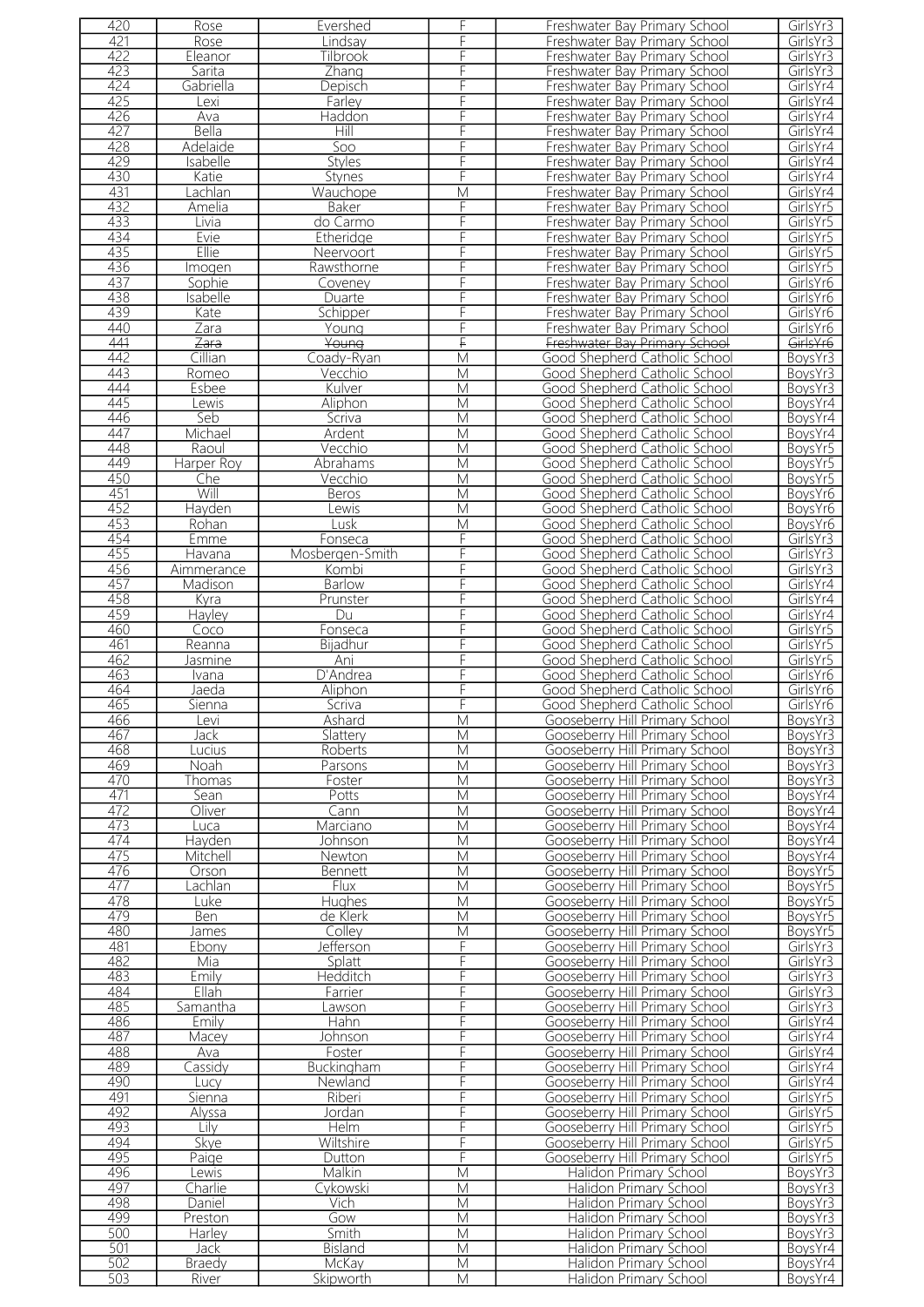| 420 | Rose | Evershed | F | Freshwater Bay Primary School | GirlsYr3 |
|---|---|---|---|---|---|
| 421 | Rose | Lindsay | F | Freshwater Bay Primary School | GirlsYr3 |
| 422 | Eleanor | Tilbrook | F | Freshwater Bay Primary School | GirlsYr3 |
| 423 | Sarita | Zhang | F | Freshwater Bay Primary School | GirlsYr3 |
| 424 | Gabriella | Depisch | F | Freshwater Bay Primary School | GirlsYr4 |
| 425 | Lexi | Farley | F | Freshwater Bay Primary School | GirlsYr4 |
| 426 | Ava | Haddon | F | Freshwater Bay Primary School | GirlsYr4 |
| 427 | Bella | Hill | F | Freshwater Bay Primary School | GirlsYr4 |
| 428 | Adelaide | Soo | F | Freshwater Bay Primary School | GirlsYr4 |
| 429 | Isabelle | Styles | F | Freshwater Bay Primary School | GirlsYr4 |
| 430 | Katie | Stynes | F | Freshwater Bay Primary School | GirlsYr4 |
| 431 | Lachlan | Wauchope | M | Freshwater Bay Primary School | GirlsYr4 |
| 432 | Amelia | Baker | F | Freshwater Bay Primary School | GirlsYr5 |
| 433 | Livia | do Carmo | F | Freshwater Bay Primary School | GirlsYr5 |
| 434 | Evie | Etheridge | F | Freshwater Bay Primary School | GirlsYr5 |
| 435 | Ellie | Neervoort | F | Freshwater Bay Primary School | GirlsYr5 |
| 436 | Imogen | Rawsthorne | F | Freshwater Bay Primary School | GirlsYr5 |
| 437 | Sophie | Coveney | F | Freshwater Bay Primary School | GirlsYr6 |
| 438 | Isabelle | Duarte | F | Freshwater Bay Primary School | GirlsYr6 |
| 439 | Kate | Schipper | F | Freshwater Bay Primary School | GirlsYr6 |
| 440 | Zara | Young | F | Freshwater Bay Primary School | GirlsYr6 |
| ~~441~~ | ~~Zara~~ | ~~Young~~ | ~~F~~ | ~~Freshwater Bay Primary School~~ | ~~GirlsYr6~~ |
| 442 | Cillian | Coady-Ryan | M | Good Shepherd Catholic School | BoysYr3 |
| 443 | Romeo | Vecchio | M | Good Shepherd Catholic School | BoysYr3 |
| 444 | Esbee | Kulver | M | Good Shepherd Catholic School | BoysYr3 |
| 445 | Lewis | Aliphon | M | Good Shepherd Catholic School | BoysYr4 |
| 446 | Seb | Scriva | M | Good Shepherd Catholic School | BoysYr4 |
| 447 | Michael | Ardent | M | Good Shepherd Catholic School | BoysYr4 |
| 448 | Raoul | Vecchio | M | Good Shepherd Catholic School | BoysYr5 |
| 449 | Harper Roy | Abrahams | M | Good Shepherd Catholic School | BoysYr5 |
| 450 | Che | Vecchio | M | Good Shepherd Catholic School | BoysYr5 |
| 451 | Will | Beros | M | Good Shepherd Catholic School | BoysYr6 |
| 452 | Hayden | Lewis | M | Good Shepherd Catholic School | BoysYr6 |
| 453 | Rohan | Lusk | M | Good Shepherd Catholic School | BoysYr6 |
| 454 | Emme | Fonseca | F | Good Shepherd Catholic School | GirlsYr3 |
| 455 | Havana | Mosbergen-Smith | F | Good Shepherd Catholic School | GirlsYr3 |
| 456 | Aimmerance | Kombi | F | Good Shepherd Catholic School | GirlsYr3 |
| 457 | Madison | Barlow | F | Good Shepherd Catholic School | GirlsYr4 |
| 458 | Kyra | Prunster | F | Good Shepherd Catholic School | GirlsYr4 |
| 459 | Hayley | Du | F | Good Shepherd Catholic School | GirlsYr4 |
| 460 | Coco | Fonseca | F | Good Shepherd Catholic School | GirlsYr5 |
| 461 | Reanna | Bijadhur | F | Good Shepherd Catholic School | GirlsYr5 |
| 462 | Jasmine | Ani | F | Good Shepherd Catholic School | GirlsYr5 |
| 463 | Ivana | D'Andrea | F | Good Shepherd Catholic School | GirlsYr6 |
| 464 | Jaeda | Aliphon | F | Good Shepherd Catholic School | GirlsYr6 |
| 465 | Sienna | Scriva | F | Good Shepherd Catholic School | GirlsYr6 |
| 466 | Levi | Ashard | M | Gooseberry Hill Primary School | BoysYr3 |
| 467 | Jack | Slattery | M | Gooseberry Hill Primary School | BoysYr3 |
| 468 | Lucius | Roberts | M | Gooseberry Hill Primary School | BoysYr3 |
| 469 | Noah | Parsons | M | Gooseberry Hill Primary School | BoysYr3 |
| 470 | Thomas | Foster | M | Gooseberry Hill Primary School | BoysYr3 |
| 471 | Sean | Potts | M | Gooseberry Hill Primary School | BoysYr4 |
| 472 | Oliver | Cann | M | Gooseberry Hill Primary School | BoysYr4 |
| 473 | Luca | Marciano | M | Gooseberry Hill Primary School | BoysYr4 |
| 474 | Hayden | Johnson | M | Gooseberry Hill Primary School | BoysYr4 |
| 475 | Mitchell | Newton | M | Gooseberry Hill Primary School | BoysYr4 |
| 476 | Orson | Bennett | M | Gooseberry Hill Primary School | BoysYr5 |
| 477 | Lachlan | Flux | M | Gooseberry Hill Primary School | BoysYr5 |
| 478 | Luke | Hughes | M | Gooseberry Hill Primary School | BoysYr5 |
| 479 | Ben | de Klerk | M | Gooseberry Hill Primary School | BoysYr5 |
| 480 | James | Colley | M | Gooseberry Hill Primary School | BoysYr5 |
| 481 | Ebony | Jefferson | F | Gooseberry Hill Primary School | GirlsYr3 |
| 482 | Mia | Splatt | F | Gooseberry Hill Primary School | GirlsYr3 |
| 483 | Emily | Hedditch | F | Gooseberry Hill Primary School | GirlsYr3 |
| 484 | Ellah | Farrier | F | Gooseberry Hill Primary School | GirlsYr3 |
| 485 | Samantha | Lawson | F | Gooseberry Hill Primary School | GirlsYr3 |
| 486 | Emily | Hahn | F | Gooseberry Hill Primary School | GirlsYr4 |
| 487 | Macey | Johnson | F | Gooseberry Hill Primary School | GirlsYr4 |
| 488 | Ava | Foster | F | Gooseberry Hill Primary School | GirlsYr4 |
| 489 | Cassidy | Buckingham | F | Gooseberry Hill Primary School | GirlsYr4 |
| 490 | Lucy | Newland | F | Gooseberry Hill Primary School | GirlsYr4 |
| 491 | Sienna | Riberi | F | Gooseberry Hill Primary School | GirlsYr5 |
| 492 | Alyssa | Jordan | F | Gooseberry Hill Primary School | GirlsYr5 |
| 493 | Lily | Helm | F | Gooseberry Hill Primary School | GirlsYr5 |
| 494 | Skye | Wiltshire | F | Gooseberry Hill Primary School | GirlsYr5 |
| 495 | Paige | Dutton | F | Gooseberry Hill Primary School | GirlsYr5 |
| 496 | Lewis | Malkin | M | Halidon Primary School | BoysYr3 |
| 497 | Charlie | Cykowski | M | Halidon Primary School | BoysYr3 |
| 498 | Daniel | Vich | M | Halidon Primary School | BoysYr3 |
| 499 | Preston | Gow | M | Halidon Primary School | BoysYr3 |
| 500 | Harley | Smith | M | Halidon Primary School | BoysYr3 |
| 501 | Jack | Bisland | M | Halidon Primary School | BoysYr4 |
| 502 | Braedy | McKay | M | Halidon Primary School | BoysYr4 |
| 503 | River | Skipworth | M | Halidon Primary School | BoysYr4 |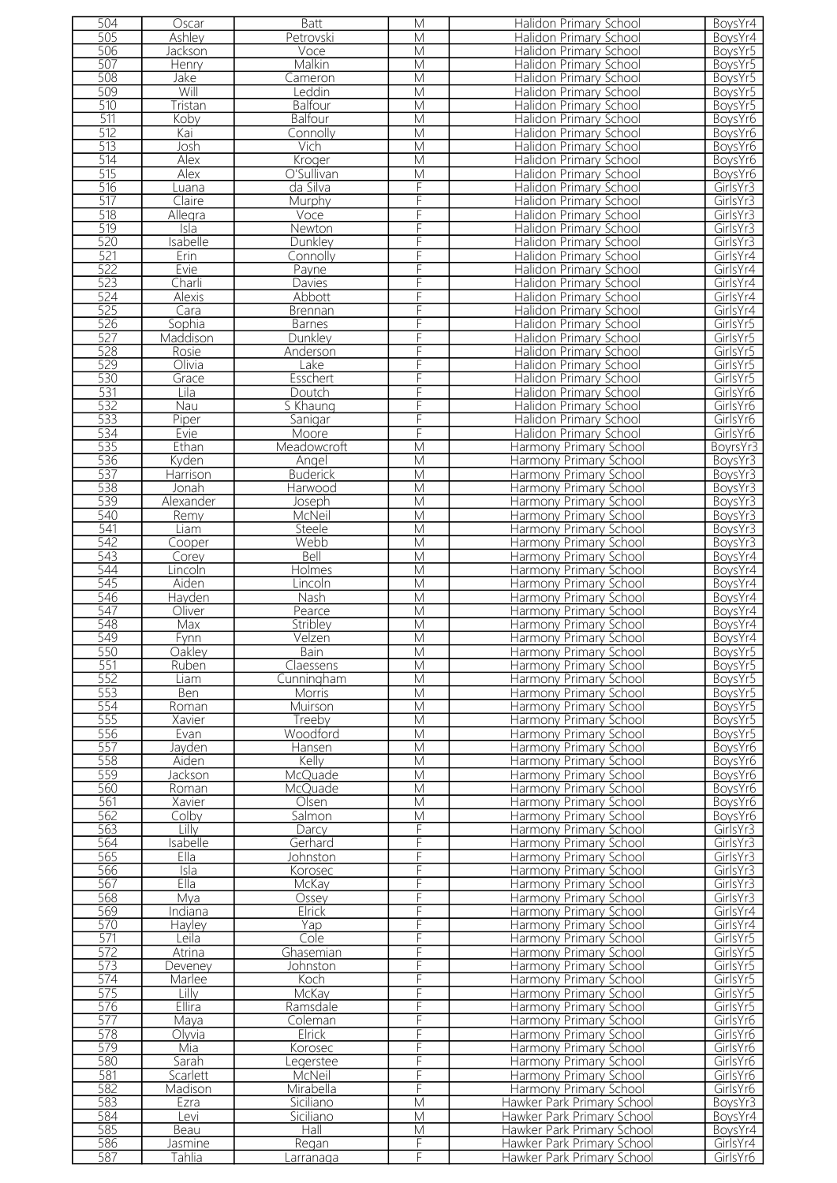| 504 | Oscar | Batt | M | Halidon Primary School | BoysYr4 |
|---|---|---|---|---|---|
| 505 | Ashley | Petrovski | M | Halidon Primary School | BoysYr4 |
| 506 | Jackson | Voce | M | Halidon Primary School | BoysYr5 |
| 507 | Henry | Malkin | M | Halidon Primary School | BoysYr5 |
| 508 | Jake | Cameron | M | Halidon Primary School | BoysYr5 |
| 509 | Will | Leddin | M | Halidon Primary School | BoysYr5 |
| 510 | Tristan | Balfour | M | Halidon Primary School | BoysYr5 |
| 511 | Koby | Balfour | M | Halidon Primary School | BoysYr6 |
| 512 | Kai | Connolly | M | Halidon Primary School | BoysYr6 |
| 513 | Josh | Vich | M | Halidon Primary School | BoysYr6 |
| 514 | Alex | Kroger | M | Halidon Primary School | BoysYr6 |
| 515 | Alex | O'Sullivan | M | Halidon Primary School | BoysYr6 |
| 516 | Luana | da Silva | F | Halidon Primary School | GirlsYr3 |
| 517 | Claire | Murphy | F | Halidon Primary School | GirlsYr3 |
| 518 | Allegra | Voce | F | Halidon Primary School | GirlsYr3 |
| 519 | Isla | Newton | F | Halidon Primary School | GirlsYr3 |
| 520 | Isabelle | Dunkley | F | Halidon Primary School | GirlsYr3 |
| 521 | Erin | Connolly | F | Halidon Primary School | GirlsYr4 |
| 522 | Evie | Payne | F | Halidon Primary School | GirlsYr4 |
| 523 | Charli | Davies | F | Halidon Primary School | GirlsYr4 |
| 524 | Alexis | Abbott | F | Halidon Primary School | GirlsYr4 |
| 525 | Cara | Brennan | F | Halidon Primary School | GirlsYr4 |
| 526 | Sophia | Barnes | F | Halidon Primary School | GirlsYr5 |
| 527 | Maddison | Dunkley | F | Halidon Primary School | GirlsYr5 |
| 528 | Rosie | Anderson | F | Halidon Primary School | GirlsYr5 |
| 529 | Olivia | Lake | F | Halidon Primary School | GirlsYr5 |
| 530 | Grace | Esschert | F | Halidon Primary School | GirlsYr5 |
| 531 | Lila | Doutch | F | Halidon Primary School | GirlsYr6 |
| 532 | Nau | S Khaung | F | Halidon Primary School | GirlsYr6 |
| 533 | Piper | Sanigar | F | Halidon Primary School | GirlsYr6 |
| 534 | Evie | Moore | F | Halidon Primary School | GirlsYr6 |
| 535 | Ethan | Meadowcroft | M | Harmony Primary School | BoyrsYr3 |
| 536 | Kyden | Angel | M | Harmony Primary School | BoysYr3 |
| 537 | Harrison | Buderick | M | Harmony Primary School | BoysYr3 |
| 538 | Jonah | Harwood | M | Harmony Primary School | BoysYr3 |
| 539 | Alexander | Joseph | M | Harmony Primary School | BoysYr3 |
| 540 | Remy | McNeil | M | Harmony Primary School | BoysYr3 |
| 541 | Liam | Steele | M | Harmony Primary School | BoysYr3 |
| 542 | Cooper | Webb | M | Harmony Primary School | BoysYr3 |
| 543 | Corey | Bell | M | Harmony Primary School | BoysYr4 |
| 544 | Lincoln | Holmes | M | Harmony Primary School | BoysYr4 |
| 545 | Aiden | Lincoln | M | Harmony Primary School | BoysYr4 |
| 546 | Hayden | Nash | M | Harmony Primary School | BoysYr4 |
| 547 | Oliver | Pearce | M | Harmony Primary School | BoysYr4 |
| 548 | Max | Stribley | M | Harmony Primary School | BoysYr4 |
| 549 | Fynn | Velzen | M | Harmony Primary School | BoysYr4 |
| 550 | Oakley | Bain | M | Harmony Primary School | BoysYr5 |
| 551 | Ruben | Claessens | M | Harmony Primary School | BoysYr5 |
| 552 | Liam | Cunningham | M | Harmony Primary School | BoysYr5 |
| 553 | Ben | Morris | M | Harmony Primary School | BoysYr5 |
| 554 | Roman | Muirson | M | Harmony Primary School | BoysYr5 |
| 555 | Xavier | Treeby | M | Harmony Primary School | BoysYr5 |
| 556 | Evan | Woodford | M | Harmony Primary School | BoysYr5 |
| 557 | Jayden | Hansen | M | Harmony Primary School | BoysYr6 |
| 558 | Aiden | Kelly | M | Harmony Primary School | BoysYr6 |
| 559 | Jackson | McQuade | M | Harmony Primary School | BoysYr6 |
| 560 | Roman | McQuade | M | Harmony Primary School | BoysYr6 |
| 561 | Xavier | Olsen | M | Harmony Primary School | BoysYr6 |
| 562 | Colby | Salmon | M | Harmony Primary School | BoysYr6 |
| 563 | Lilly | Darcy | F | Harmony Primary School | GirlsYr3 |
| 564 | Isabelle | Gerhard | F | Harmony Primary School | GirlsYr3 |
| 565 | Ella | Johnston | F | Harmony Primary School | GirlsYr3 |
| 566 | Isla | Korosec | F | Harmony Primary School | GirlsYr3 |
| 567 | Ella | McKay | F | Harmony Primary School | GirlsYr3 |
| 568 | Mya | Ossey | F | Harmony Primary School | GirlsYr3 |
| 569 | Indiana | Elrick | F | Harmony Primary School | GirlsYr4 |
| 570 | Hayley | Yap | F | Harmony Primary School | GirlsYr4 |
| 571 | Leila | Cole | F | Harmony Primary School | GirlsYr5 |
| 572 | Atrina | Ghasemian | F | Harmony Primary School | GirlsYr5 |
| 573 | Deveney | Johnston | F | Harmony Primary School | GirlsYr5 |
| 574 | Marlee | Koch | F | Harmony Primary School | GirlsYr5 |
| 575 | Lilly | McKay | F | Harmony Primary School | GirlsYr5 |
| 576 | Ellira | Ramsdale | F | Harmony Primary School | GirlsYr5 |
| 577 | Maya | Coleman | F | Harmony Primary School | GirlsYr6 |
| 578 | Olyvia | Elrick | F | Harmony Primary School | GirlsYr6 |
| 579 | Mia | Korosec | F | Harmony Primary School | GirlsYr6 |
| 580 | Sarah | Legerstee | F | Harmony Primary School | GirlsYr6 |
| 581 | Scarlett | McNeil | F | Harmony Primary School | GirlsYr6 |
| 582 | Madison | Mirabella | F | Harmony Primary School | GirlsYr6 |
| 583 | Ezra | Siciliano | M | Hawker Park Primary School | BoysYr3 |
| 584 | Levi | Siciliano | M | Hawker Park Primary School | BoysYr4 |
| 585 | Beau | Hall | M | Hawker Park Primary School | BoysYr4 |
| 586 | Jasmine | Regan | F | Hawker Park Primary School | GirlsYr4 |
| 587 | Tahlia | Larranaga | F | Hawker Park Primary School | GirlsYr6 |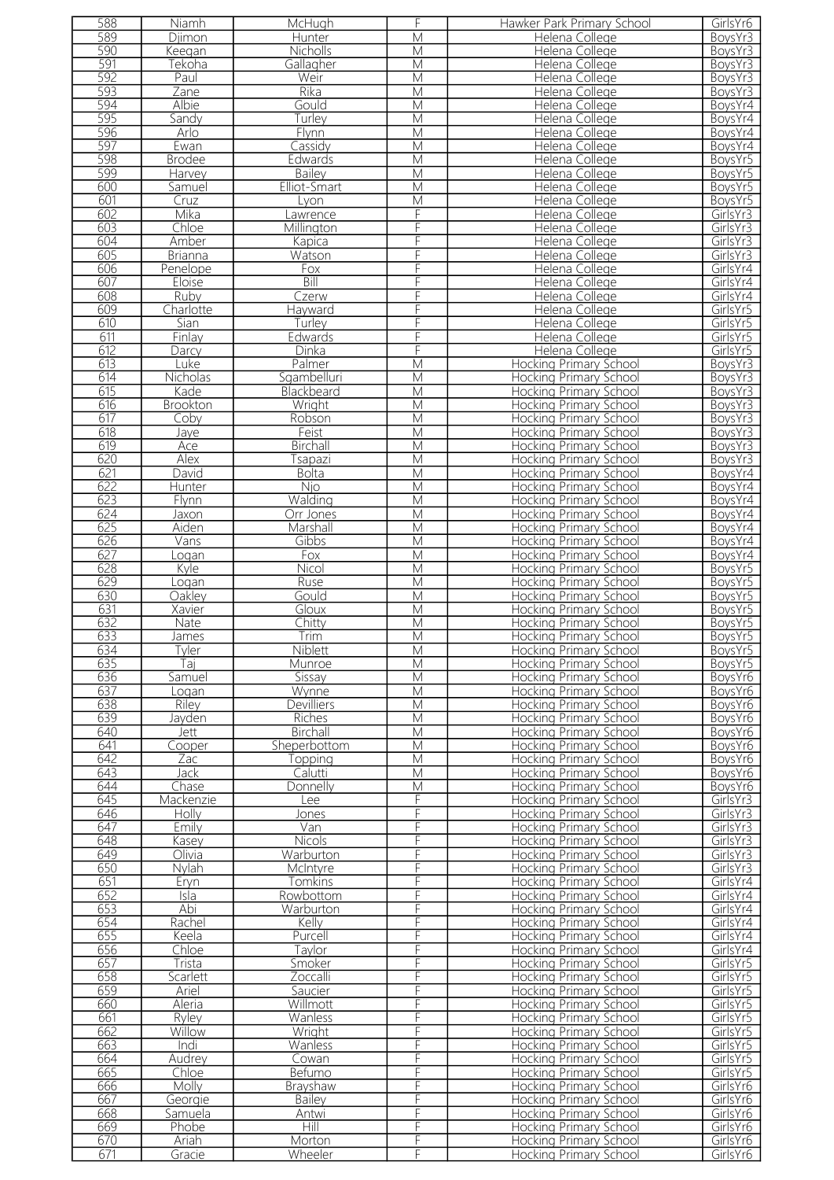| 588 | Niamh | McHugh | F | Hawker Park Primary School | GirlsYr6 |
|---|---|---|---|---|---|
| 589 | Djimon | Hunter | M | Helena College | BoysYr3 |
| 590 | Keegan | Nicholls | M | Helena College | BoysYr3 |
| 591 | Tekoha | Gallagher | M | Helena College | BoysYr3 |
| 592 | Paul | Weir | M | Helena College | BoysYr3 |
| 593 | Zane | Rika | M | Helena College | BoysYr3 |
| 594 | Albie | Gould | M | Helena College | BoysYr4 |
| 595 | Sandy | Turley | M | Helena College | BoysYr4 |
| 596 | Arlo | Flynn | M | Helena College | BoysYr4 |
| 597 | Ewan | Cassidy | M | Helena College | BoysYr4 |
| 598 | Brodee | Edwards | M | Helena College | BoysYr5 |
| 599 | Harvey | Bailey | M | Helena College | BoysYr5 |
| 600 | Samuel | Elliot-Smart | M | Helena College | BoysYr5 |
| 601 | Cruz | Lyon | M | Helena College | BoysYr5 |
| 602 | Mika | Lawrence | F | Helena College | GirlsYr3 |
| 603 | Chloe | Millington | F | Helena College | GirlsYr3 |
| 604 | Amber | Kapica | F | Helena College | GirlsYr3 |
| 605 | Brianna | Watson | F | Helena College | GirlsYr3 |
| 606 | Penelope | Fox | F | Helena College | GirlsYr4 |
| 607 | Eloise | Bill | F | Helena College | GirlsYr4 |
| 608 | Ruby | Czerw | F | Helena College | GirlsYr4 |
| 609 | Charlotte | Hayward | F | Helena College | GirlsYr5 |
| 610 | Sian | Turley | F | Helena College | GirlsYr5 |
| 611 | Finlay | Edwards | F | Helena College | GirlsYr5 |
| 612 | Darcy | Dinka | F | Helena College | GirlsYr5 |
| 613 | Luke | Palmer | M | Hocking Primary School | BoysYr3 |
| 614 | Nicholas | Sgambelluri | M | Hocking Primary School | BoysYr3 |
| 615 | Kade | Blackbeard | M | Hocking Primary School | BoysYr3 |
| 616 | Brookton | Wright | M | Hocking Primary School | BoysYr3 |
| 617 | Coby | Robson | M | Hocking Primary School | BoysYr3 |
| 618 | Jaye | Feist | M | Hocking Primary School | BoysYr3 |
| 619 | Ace | Birchall | M | Hocking Primary School | BoysYr3 |
| 620 | Alex | Tsapazi | M | Hocking Primary School | BoysYr3 |
| 621 | David | Bolta | M | Hocking Primary School | BoysYr4 |
| 622 | Hunter | Njo | M | Hocking Primary School | BoysYr4 |
| 623 | Flynn | Walding | M | Hocking Primary School | BoysYr4 |
| 624 | Jaxon | Orr Jones | M | Hocking Primary School | BoysYr4 |
| 625 | Aiden | Marshall | M | Hocking Primary School | BoysYr4 |
| 626 | Vans | Gibbs | M | Hocking Primary School | BoysYr4 |
| 627 | Logan | Fox | M | Hocking Primary School | BoysYr4 |
| 628 | Kyle | Nicol | M | Hocking Primary School | BoysYr5 |
| 629 | Logan | Ruse | M | Hocking Primary School | BoysYr5 |
| 630 | Oakley | Gould | M | Hocking Primary School | BoysYr5 |
| 631 | Xavier | Gloux | M | Hocking Primary School | BoysYr5 |
| 632 | Nate | Chitty | M | Hocking Primary School | BoysYr5 |
| 633 | James | Trim | M | Hocking Primary School | BoysYr5 |
| 634 | Tyler | Niblett | M | Hocking Primary School | BoysYr5 |
| 635 | Taj | Munroe | M | Hocking Primary School | BoysYr5 |
| 636 | Samuel | Sissay | M | Hocking Primary School | BoysYr6 |
| 637 | Logan | Wynne | M | Hocking Primary School | BoysYr6 |
| 638 | Riley | Devilliers | M | Hocking Primary School | BoysYr6 |
| 639 | Jayden | Riches | M | Hocking Primary School | BoysYr6 |
| 640 | Jett | Birchall | M | Hocking Primary School | BoysYr6 |
| 641 | Cooper | Sheperbottom | M | Hocking Primary School | BoysYr6 |
| 642 | Zac | Topping | M | Hocking Primary School | BoysYr6 |
| 643 | Jack | Calutti | M | Hocking Primary School | BoysYr6 |
| 644 | Chase | Donnelly | M | Hocking Primary School | BoysYr6 |
| 645 | Mackenzie | Lee | F | Hocking Primary School | GirlsYr3 |
| 646 | Holly | Jones | F | Hocking Primary School | GirlsYr3 |
| 647 | Emily | Van | F | Hocking Primary School | GirlsYr3 |
| 648 | Kasey | Nicols | F | Hocking Primary School | GirlsYr3 |
| 649 | Olivia | Warburton | F | Hocking Primary School | GirlsYr3 |
| 650 | Nylah | McIntyre | F | Hocking Primary School | GirlsYr3 |
| 651 | Eryn | Tomkins | F | Hocking Primary School | GirlsYr4 |
| 652 | Isla | Rowbottom | F | Hocking Primary School | GirlsYr4 |
| 653 | Abi | Warburton | F | Hocking Primary School | GirlsYr4 |
| 654 | Rachel | Kelly | F | Hocking Primary School | GirlsYr4 |
| 655 | Keela | Purcell | F | Hocking Primary School | GirlsYr4 |
| 656 | Chloe | Taylor | F | Hocking Primary School | GirlsYr4 |
| 657 | Trista | Smoker | F | Hocking Primary School | GirlsYr5 |
| 658 | Scarlett | Zoccalli | F | Hocking Primary School | GirlsYr5 |
| 659 | Ariel | Saucier | F | Hocking Primary School | GirlsYr5 |
| 660 | Aleria | Willmott | F | Hocking Primary School | GirlsYr5 |
| 661 | Ryley | Wanless | F | Hocking Primary School | GirlsYr5 |
| 662 | Willow | Wright | F | Hocking Primary School | GirlsYr5 |
| 663 | Indi | Wanless | F | Hocking Primary School | GirlsYr5 |
| 664 | Audrey | Cowan | F | Hocking Primary School | GirlsYr5 |
| 665 | Chloe | Befumo | F | Hocking Primary School | GirlsYr5 |
| 666 | Molly | Brayshaw | F | Hocking Primary School | GirlsYr6 |
| 667 | Georgie | Bailey | F | Hocking Primary School | GirlsYr6 |
| 668 | Samuela | Antwi | F | Hocking Primary School | GirlsYr6 |
| 669 | Phobe | Hill | F | Hocking Primary School | GirlsYr6 |
| 670 | Ariah | Morton | F | Hocking Primary School | GirlsYr6 |
| 671 | Gracie | Wheeler | F | Hocking Primary School | GirlsYr6 |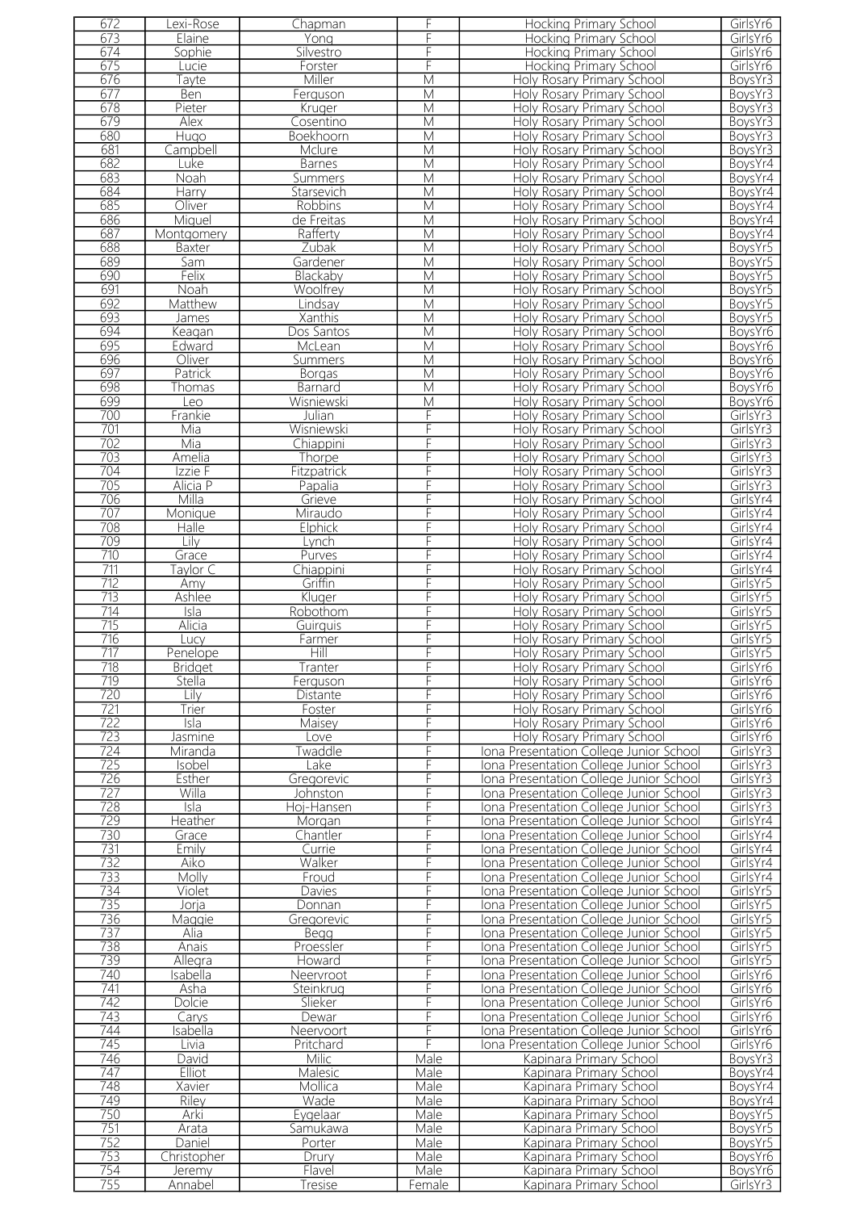| 672 | Lexi-Rose | Chapman | F | Hocking Primary School | GirlsYr6 |
|---|---|---|---|---|---|
| 673 | Elaine | Yong | F | Hocking Primary School | GirlsYr6 |
| 674 | Sophie | Silvestro | F | Hocking Primary School | GirlsYr6 |
| 675 | Lucie | Forster | F | Hocking Primary School | GirlsYr6 |
| 676 | Tayte | Miller | M | Holy Rosary Primary School | BoysYr3 |
| 677 | Ben | Ferguson | M | Holy Rosary Primary School | BoysYr3 |
| 678 | Pieter | Kruger | M | Holy Rosary Primary School | BoysYr3 |
| 679 | Alex | Cosentino | M | Holy Rosary Primary School | BoysYr3 |
| 680 | Hugo | Boekhoorn | M | Holy Rosary Primary School | BoysYr3 |
| 681 | Campbell | Mclure | M | Holy Rosary Primary School | BoysYr3 |
| 682 | Luke | Barnes | M | Holy Rosary Primary School | BoysYr4 |
| 683 | Noah | Summers | M | Holy Rosary Primary School | BoysYr4 |
| 684 | Harry | Starsevich | M | Holy Rosary Primary School | BoysYr4 |
| 685 | Oliver | Robbins | M | Holy Rosary Primary School | BoysYr4 |
| 686 | Miguel | de Freitas | M | Holy Rosary Primary School | BoysYr4 |
| 687 | Montgomery | Rafferty | M | Holy Rosary Primary School | BoysYr4 |
| 688 | Baxter | Zubak | M | Holy Rosary Primary School | BoysYr5 |
| 689 | Sam | Gardener | M | Holy Rosary Primary School | BoysYr5 |
| 690 | Felix | Blackaby | M | Holy Rosary Primary School | BoysYr5 |
| 691 | Noah | Woolfrey | M | Holy Rosary Primary School | BoysYr5 |
| 692 | Matthew | Lindsay | M | Holy Rosary Primary School | BoysYr5 |
| 693 | James | Xanthis | M | Holy Rosary Primary School | BoysYr5 |
| 694 | Keagan | Dos Santos | M | Holy Rosary Primary School | BoysYr6 |
| 695 | Edward | McLean | M | Holy Rosary Primary School | BoysYr6 |
| 696 | Oliver | Summers | M | Holy Rosary Primary School | BoysYr6 |
| 697 | Patrick | Borgas | M | Holy Rosary Primary School | BoysYr6 |
| 698 | Thomas | Barnard | M | Holy Rosary Primary School | BoysYr6 |
| 699 | Leo | Wisniewski | M | Holy Rosary Primary School | BoysYr6 |
| 700 | Frankie | Julian | F | Holy Rosary Primary School | GirlsYr3 |
| 701 | Mia | Wisniewski | F | Holy Rosary Primary School | GirlsYr3 |
| 702 | Mia | Chiappini | F | Holy Rosary Primary School | GirlsYr3 |
| 703 | Amelia | Thorpe | F | Holy Rosary Primary School | GirlsYr3 |
| 704 | Izzie F | Fitzpatrick | F | Holy Rosary Primary School | GirlsYr3 |
| 705 | Alicia P | Papalia | F | Holy Rosary Primary School | GirlsYr3 |
| 706 | Milla | Grieve | F | Holy Rosary Primary School | GirlsYr4 |
| 707 | Monique | Miraudo | F | Holy Rosary Primary School | GirlsYr4 |
| 708 | Halle | Elphick | F | Holy Rosary Primary School | GirlsYr4 |
| 709 | Lily | Lynch | F | Holy Rosary Primary School | GirlsYr4 |
| 710 | Grace | Purves | F | Holy Rosary Primary School | GirlsYr4 |
| 711 | Taylor C | Chiappini | F | Holy Rosary Primary School | GirlsYr4 |
| 712 | Amy | Griffin | F | Holy Rosary Primary School | GirlsYr5 |
| 713 | Ashlee | Kluger | F | Holy Rosary Primary School | GirlsYr5 |
| 714 | Isla | Robothom | F | Holy Rosary Primary School | GirlsYr5 |
| 715 | Alicia | Guirguis | F | Holy Rosary Primary School | GirlsYr5 |
| 716 | Lucy | Farmer | F | Holy Rosary Primary School | GirlsYr5 |
| 717 | Penelope | Hill | F | Holy Rosary Primary School | GirlsYr5 |
| 718 | Bridget | Tranter | F | Holy Rosary Primary School | GirlsYr6 |
| 719 | Stella | Ferguson | F | Holy Rosary Primary School | GirlsYr6 |
| 720 | Lily | Distante | F | Holy Rosary Primary School | GirlsYr6 |
| 721 | Trier | Foster | F | Holy Rosary Primary School | GirlsYr6 |
| 722 | Isla | Maisey | F | Holy Rosary Primary School | GirlsYr6 |
| 723 | Jasmine | Love | F | Holy Rosary Primary School | GirlsYr6 |
| 724 | Miranda | Twaddle | F | Iona Presentation College Junior School | GirlsYr3 |
| 725 | Isobel | Lake | F | Iona Presentation College Junior School | GirlsYr3 |
| 726 | Esther | Gregorevic | F | Iona Presentation College Junior School | GirlsYr3 |
| 727 | Willa | Johnston | F | Iona Presentation College Junior School | GirlsYr3 |
| 728 | Isla | Hoj-Hansen | F | Iona Presentation College Junior School | GirlsYr3 |
| 729 | Heather | Morgan | F | Iona Presentation College Junior School | GirlsYr4 |
| 730 | Grace | Chantler | F | Iona Presentation College Junior School | GirlsYr4 |
| 731 | Emily | Currie | F | Iona Presentation College Junior School | GirlsYr4 |
| 732 | Aiko | Walker | F | Iona Presentation College Junior School | GirlsYr4 |
| 733 | Molly | Froud | F | Iona Presentation College Junior School | GirlsYr4 |
| 734 | Violet | Davies | F | Iona Presentation College Junior School | GirlsYr5 |
| 735 | Jorja | Donnan | F | Iona Presentation College Junior School | GirlsYr5 |
| 736 | Maggie | Gregorevic | F | Iona Presentation College Junior School | GirlsYr5 |
| 737 | Alia | Begg | F | Iona Presentation College Junior School | GirlsYr5 |
| 738 | Anais | Proessler | F | Iona Presentation College Junior School | GirlsYr5 |
| 739 | Allegra | Howard | F | Iona Presentation College Junior School | GirlsYr5 |
| 740 | Isabella | Neervroot | F | Iona Presentation College Junior School | GirlsYr6 |
| 741 | Asha | Steinkrug | F | Iona Presentation College Junior School | GirlsYr6 |
| 742 | Dolcie | Slieker | F | Iona Presentation College Junior School | GirlsYr6 |
| 743 | Carys | Dewar | F | Iona Presentation College Junior School | GirlsYr6 |
| 744 | Isabella | Neervoort | F | Iona Presentation College Junior School | GirlsYr6 |
| 745 | Livia | Pritchard | F | Iona Presentation College Junior School | GirlsYr6 |
| 746 | David | Milic | Male | Kapinara Primary School | BoysYr3 |
| 747 | Elliot | Malesic | Male | Kapinara Primary School | BoysYr4 |
| 748 | Xavier | Mollica | Male | Kapinara Primary School | BoysYr4 |
| 749 | Riley | Wade | Male | Kapinara Primary School | BoysYr4 |
| 750 | Arki | Eygelaar | Male | Kapinara Primary School | BoysYr5 |
| 751 | Arata | Samukawa | Male | Kapinara Primary School | BoysYr5 |
| 752 | Daniel | Porter | Male | Kapinara Primary School | BoysYr5 |
| 753 | Christopher | Drury | Male | Kapinara Primary School | BoysYr6 |
| 754 | Jeremy | Flavel | Male | Kapinara Primary School | BoysYr6 |
| 755 | Annabel | Tresise | Female | Kapinara Primary School | GirlsYr3 |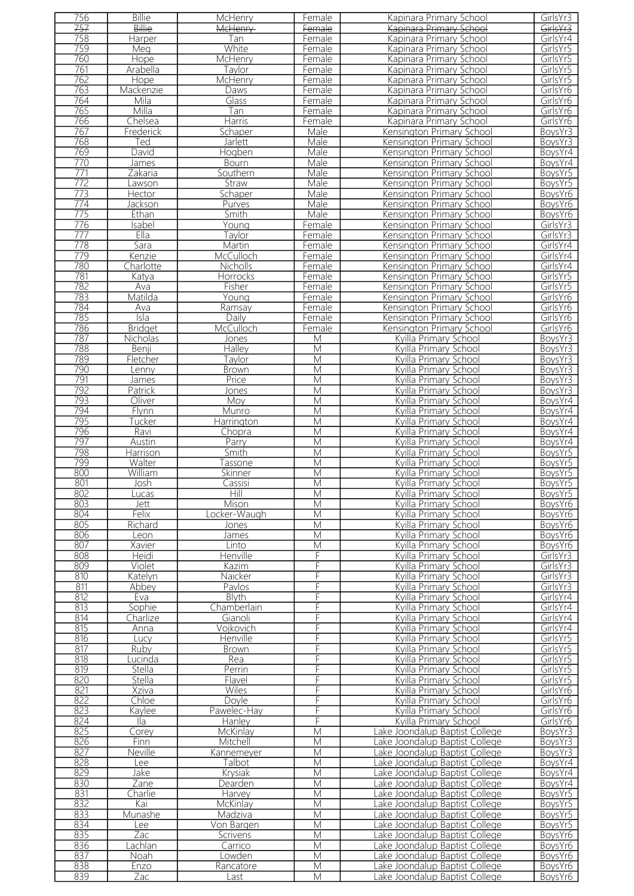| | | | | | |
|---|---|---|---|---|---|
| 756 | Billie | McHenry | Female | Kapinara Primary School | GirlsYr3 |
| ~~757~~ | ~~Billie~~ | ~~McHenry~~ | ~~Female~~ | ~~Kapinara Primary School~~ | ~~GirlsYr3~~ |
| 758 | Harper | Tan | Female | Kapinara Primary School | GirlsYr4 |
| 759 | Meg | White | Female | Kapinara Primary School | GirlsYr5 |
| 760 | Hope | McHenry | Female | Kapinara Primary School | GirlsYr5 |
| 761 | Arabella | Taylor | Female | Kapinara Primary School | GirlsYr5 |
| 762 | Hope | McHenry | Female | Kapinara Primary School | GirlsYr5 |
| 763 | Mackenzie | Daws | Female | Kapinara Primary School | GirlsYr6 |
| 764 | Mila | Glass | Female | Kapinara Primary School | GirlsYr6 |
| 765 | Milla | Tan | Female | Kapinara Primary School | GirlsYr6 |
| 766 | Chelsea | Harris | Female | Kapinara Primary School | GirlsYr6 |
| 767 | Frederick | Schaper | Male | Kensington Primary School | BoysYr3 |
| 768 | Ted | Jarlett | Male | Kensington Primary School | BoysYr3 |
| 769 | David | Hogben | Male | Kensington Primary School | BoysYr4 |
| 770 | James | Bourn | Male | Kensington Primary School | BoysYr4 |
| 771 | Zakaria | Southern | Male | Kensington Primary School | BoysYr5 |
| 772 | Lawson | Straw | Male | Kensington Primary School | BoysYr5 |
| 773 | Hector | Schaper | Male | Kensington Primary School | BoysYr6 |
| 774 | Jackson | Purves | Male | Kensington Primary School | BoysYr6 |
| 775 | Ethan | Smith | Male | Kensington Primary School | BoysYr6 |
| 776 | Isabel | Young | Female | Kensington Primary School | GirlsYr3 |
| 777 | Ella | Taylor | Female | Kensington Primary School | GirlsYr3 |
| 778 | Sara | Martin | Female | Kensington Primary School | GirlsYr4 |
| 779 | Kenzie | McCulloch | Female | Kensington Primary School | GirlsYr4 |
| 780 | Charlotte | Nicholls | Female | Kensington Primary School | GirlsYr4 |
| 781 | Katya | Horrocks | Female | Kensington Primary School | GirlsYr5 |
| 782 | Ava | Fisher | Female | Kensington Primary School | GirlsYr5 |
| 783 | Matilda | Young | Female | Kensington Primary School | GirlsYr6 |
| 784 | Ava | Ramsay | Female | Kensington Primary School | GirlsYr6 |
| 785 | Isla | Daily | Female | Kensington Primary School | GirlsYr6 |
| 786 | Bridget | McCulloch | Female | Kensington Primary School | GirlsYr6 |
| 787 | Nicholas | Jones | M | Kyilla Primary School | BoysYr3 |
| 788 | Benji | Halley | M | Kyilla Primary School | BoysYr3 |
| 789 | Fletcher | Taylor | M | Kyilla Primary School | BoysYr3 |
| 790 | Lenny | Brown | M | Kyilla Primary School | BoysYr3 |
| 791 | James | Price | M | Kyilla Primary School | BoysYr3 |
| 792 | Patrick | Jones | M | Kyilla Primary School | BoysYr3 |
| 793 | Oliver | Moy | M | Kyilla Primary School | BoysYr4 |
| 794 | Flynn | Munro | M | Kyilla Primary School | BoysYr4 |
| 795 | Tucker | Harrington | M | Kyilla Primary School | BoysYr4 |
| 796 | Ravi | Chopra | M | Kyilla Primary School | BoysYr4 |
| 797 | Austin | Parry | M | Kyilla Primary School | BoysYr4 |
| 798 | Harrison | Smith | M | Kyilla Primary School | BoysYr5 |
| 799 | Walter | Tassone | M | Kyilla Primary School | BoysYr5 |
| 800 | William | Skinner | M | Kyilla Primary School | BoysYr5 |
| 801 | Josh | Cassisi | M | Kyilla Primary School | BoysYr5 |
| 802 | Lucas | Hill | M | Kyilla Primary School | BoysYr5 |
| 803 | Jett | Mison | M | Kyilla Primary School | BoysYr6 |
| 804 | Felix | Locker-Waugh | M | Kyilla Primary School | BoysYr6 |
| 805 | Richard | Jones | M | Kyilla Primary School | BoysYr6 |
| 806 | Leon | James | M | Kyilla Primary School | BoysYr6 |
| 807 | Xavier | Linto | M | Kyilla Primary School | BoysYr6 |
| 808 | Heidi | Henville | F | Kyilla Primary School | GirlsYr3 |
| 809 | Violet | Kazim | F | Kyilla Primary School | GirlsYr3 |
| 810 | Katelyn | Naicker | F | Kyilla Primary School | GirlsYr3 |
| 811 | Abbey | Pavlos | F | Kyilla Primary School | GirlsYr3 |
| 812 | Eva | Blyth | F | Kyilla Primary School | GirlsYr4 |
| 813 | Sophie | Chamberlain | F | Kyilla Primary School | GirlsYr4 |
| 814 | Charlize | Gianoli | F | Kyilla Primary School | GirlsYr4 |
| 815 | Anna | Vojkovich | F | Kyilla Primary School | GirlsYr4 |
| 816 | Lucy | Henville | F | Kyilla Primary School | GirlsYr5 |
| 817 | Ruby | Brown | F | Kyilla Primary School | GirlsYr5 |
| 818 | Lucinda | Rea | F | Kyilla Primary School | GirlsYr5 |
| 819 | Stella | Perrin | F | Kyilla Primary School | GirlsYr5 |
| 820 | Stella | Flavel | F | Kyilla Primary School | GirlsYr5 |
| 821 | Xziva | Wiles | F | Kyilla Primary School | GirlsYr6 |
| 822 | Chloe | Doyle | F | Kyilla Primary School | GirlsYr6 |
| 823 | Kaylee | Pawelec-Hay | F | Kyilla Primary School | GirlsYr6 |
| 824 | Ila | Hanley | F | Kyilla Primary School | GirlsYr6 |
| 825 | Corey | McKinlay | M | Lake Joondalup Baptist College | BoysYr3 |
| 826 | Finn | Mitchell | M | Lake Joondalup Baptist College | BoysYr3 |
| 827 | Neville | Kannemeyer | M | Lake Joondalup Baptist College | BoysYr3 |
| 828 | Lee | Talbot | M | Lake Joondalup Baptist College | BoysYr4 |
| 829 | Jake | Krysiak | M | Lake Joondalup Baptist College | BoysYr4 |
| 830 | Zane | Dearden | M | Lake Joondalup Baptist College | BoysYr4 |
| 831 | Charlie | Harvey | M | Lake Joondalup Baptist College | BoysYr5 |
| 832 | Kai | McKinlay | M | Lake Joondalup Baptist College | BoysYr5 |
| 833 | Munashe | Madziva | M | Lake Joondalup Baptist College | BoysYr5 |
| 834 | Lee | Von Bargen | M | Lake Joondalup Baptist College | BoysYr5 |
| 835 | Zac | Scrivens | M | Lake Joondalup Baptist College | BoysYr6 |
| 836 | Lachlan | Carrico | M | Lake Joondalup Baptist College | BoysYr6 |
| 837 | Noah | Lowden | M | Lake Joondalup Baptist College | BoysYr6 |
| 838 | Enzo | Rancatore | M | Lake Joondalup Baptist College | BoysYr6 |
| 839 | Zac | Last | M | Lake Joondalup Baptist College | BoysYr6 |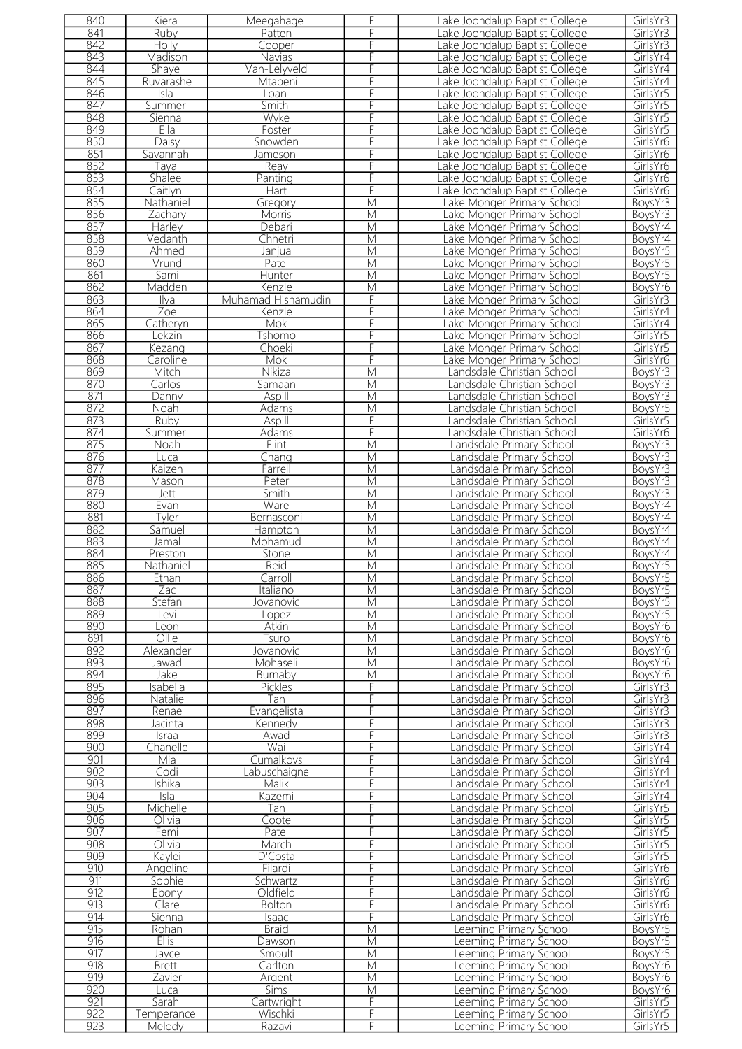| 840 | Kiera | Meegahage | F | Lake Joondalup Baptist College | GirlsYr3 |
|---|---|---|---|---|---|
| 841 | Ruby | Patten | F | Lake Joondalup Baptist College | GirlsYr3 |
| 842 | Holly | Cooper | F | Lake Joondalup Baptist College | GirlsYr3 |
| 843 | Madison | Navias | F | Lake Joondalup Baptist College | GirlsYr4 |
| 844 | Shaye | Van-Lelyveld | F | Lake Joondalup Baptist College | GirlsYr4 |
| 845 | Ruvarashe | Mtabeni | F | Lake Joondalup Baptist College | GirlsYr4 |
| 846 | Isla | Loan | F | Lake Joondalup Baptist College | GirlsYr5 |
| 847 | Summer | Smith | F | Lake Joondalup Baptist College | GirlsYr5 |
| 848 | Sienna | Wyke | F | Lake Joondalup Baptist College | GirlsYr5 |
| 849 | Ella | Foster | F | Lake Joondalup Baptist College | GirlsYr5 |
| 850 | Daisy | Snowden | F | Lake Joondalup Baptist College | GirlsYr6 |
| 851 | Savannah | Jameson | F | Lake Joondalup Baptist College | GirlsYr6 |
| 852 | Taya | Reay | F | Lake Joondalup Baptist College | GirlsYr6 |
| 853 | Shalee | Panting | F | Lake Joondalup Baptist College | GirlsYr6 |
| 854 | Caitlyn | Hart | F | Lake Joondalup Baptist College | GirlsYr6 |
| 855 | Nathaniel | Gregory | M | Lake Monger Primary School | BoysYr3 |
| 856 | Zachary | Morris | M | Lake Monger Primary School | BoysYr3 |
| 857 | Harley | Debari | M | Lake Monger Primary School | BoysYr4 |
| 858 | Vedanth | Chhetri | M | Lake Monger Primary School | BoysYr4 |
| 859 | Ahmed | Janjua | M | Lake Monger Primary School | BoysYr5 |
| 860 | Vrund | Patel | M | Lake Monger Primary School | BoysYr5 |
| 861 | Sami | Hunter | M | Lake Monger Primary School | BoysYr5 |
| 862 | Madden | Kenzle | M | Lake Monger Primary School | BoysYr6 |
| 863 | Ilya | Muhamad Hishamudin | F | Lake Monger Primary School | GirlsYr3 |
| 864 | Zoe | Kenzle | F | Lake Monger Primary School | GirlsYr4 |
| 865 | Catheryn | Mok | F | Lake Monger Primary School | GirlsYr4 |
| 866 | Lekzin | Tshomo | F | Lake Monger Primary School | GirlsYr5 |
| 867 | Kezang | Choeki | F | Lake Monger Primary School | GirlsYr5 |
| 868 | Caroline | Mok | F | Lake Monger Primary School | GirlsYr6 |
| 869 | Mitch | Nikiza | M | Landsdale Christian School | BoysYr3 |
| 870 | Carlos | Samaan | M | Landsdale Christian School | BoysYr3 |
| 871 | Danny | Aspill | M | Landsdale Christian School | BoysYr3 |
| 872 | Noah | Adams | M | Landsdale Christian School | BoysYr5 |
| 873 | Ruby | Aspill | F | Landsdale Christian School | GirlsYr5 |
| 874 | Summer | Adams | F | Landsdale Christian School | GirlsYr6 |
| 875 | Noah | Flint | M | Landsdale Primary School | BoysYr3 |
| 876 | Luca | Chang | M | Landsdale Primary School | BoysYr3 |
| 877 | Kaizen | Farrell | M | Landsdale Primary School | BoysYr3 |
| 878 | Mason | Peter | M | Landsdale Primary School | BoysYr3 |
| 879 | Jett | Smith | M | Landsdale Primary School | BoysYr3 |
| 880 | Evan | Ware | M | Landsdale Primary School | BoysYr4 |
| 881 | Tyler | Bernasconi | M | Landsdale Primary School | BoysYr4 |
| 882 | Samuel | Hampton | M | Landsdale Primary School | BoysYr4 |
| 883 | Jamal | Mohamud | M | Landsdale Primary School | BoysYr4 |
| 884 | Preston | Stone | M | Landsdale Primary School | BoysYr4 |
| 885 | Nathaniel | Reid | M | Landsdale Primary School | BoysYr5 |
| 886 | Ethan | Carroll | M | Landsdale Primary School | BoysYr5 |
| 887 | Zac | Italiano | M | Landsdale Primary School | BoysYr5 |
| 888 | Stefan | Jovanovic | M | Landsdale Primary School | BoysYr5 |
| 889 | Levi | Lopez | M | Landsdale Primary School | BoysYr5 |
| 890 | Leon | Atkin | M | Landsdale Primary School | BoysYr6 |
| 891 | Ollie | Tsuro | M | Landsdale Primary School | BoysYr6 |
| 892 | Alexander | Jovanovic | M | Landsdale Primary School | BoysYr6 |
| 893 | Jawad | Mohaseli | M | Landsdale Primary School | BoysYr6 |
| 894 | Jake | Burnaby | M | Landsdale Primary School | BoysYr6 |
| 895 | Isabella | Pickles | F | Landsdale Primary School | GirlsYr3 |
| 896 | Natalie | Tan | F | Landsdale Primary School | GirlsYr3 |
| 897 | Renae | Evangelista | F | Landsdale Primary School | GirlsYr3 |
| 898 | Jacinta | Kennedy | F | Landsdale Primary School | GirlsYr3 |
| 899 | Israa | Awad | F | Landsdale Primary School | GirlsYr3 |
| 900 | Chanelle | Wai | F | Landsdale Primary School | GirlsYr4 |
| 901 | Mia | Cumalkovs | F | Landsdale Primary School | GirlsYr4 |
| 902 | Codi | Labuschaigne | F | Landsdale Primary School | GirlsYr4 |
| 903 | Ishika | Malik | F | Landsdale Primary School | GirlsYr4 |
| 904 | Isla | Kazemi | F | Landsdale Primary School | GirlsYr4 |
| 905 | Michelle | Tan | F | Landsdale Primary School | GirlsYr5 |
| 906 | Olivia | Coote | F | Landsdale Primary School | GirlsYr5 |
| 907 | Femi | Patel | F | Landsdale Primary School | GirlsYr5 |
| 908 | Olivia | March | F | Landsdale Primary School | GirlsYr5 |
| 909 | Kaylei | D'Costa | F | Landsdale Primary School | GirlsYr5 |
| 910 | Angeline | Filardi | F | Landsdale Primary School | GirlsYr6 |
| 911 | Sophie | Schwartz | F | Landsdale Primary School | GirlsYr6 |
| 912 | Ebony | Oldfield | F | Landsdale Primary School | GirlsYr6 |
| 913 | Clare | Bolton | F | Landsdale Primary School | GirlsYr6 |
| 914 | Sienna | Isaac | F | Landsdale Primary School | GirlsYr6 |
| 915 | Rohan | Braid | M | Leeming Primary School | BoysYr5 |
| 916 | Ellis | Dawson | M | Leeming Primary School | BoysYr5 |
| 917 | Jayce | Smoult | M | Leeming Primary School | BoysYr5 |
| 918 | Brett | Carlton | M | Leeming Primary School | BoysYr6 |
| 919 | Zavier | Argent | M | Leeming Primary School | BoysYr6 |
| 920 | Luca | Sims | M | Leeming Primary School | BoysYr6 |
| 921 | Sarah | Cartwright | F | Leeming Primary School | GirlsYr5 |
| 922 | Temperance | Wischki | F | Leeming Primary School | GirlsYr5 |
| 923 | Melody | Razavi | F | Leeming Primary School | GirlsYr5 |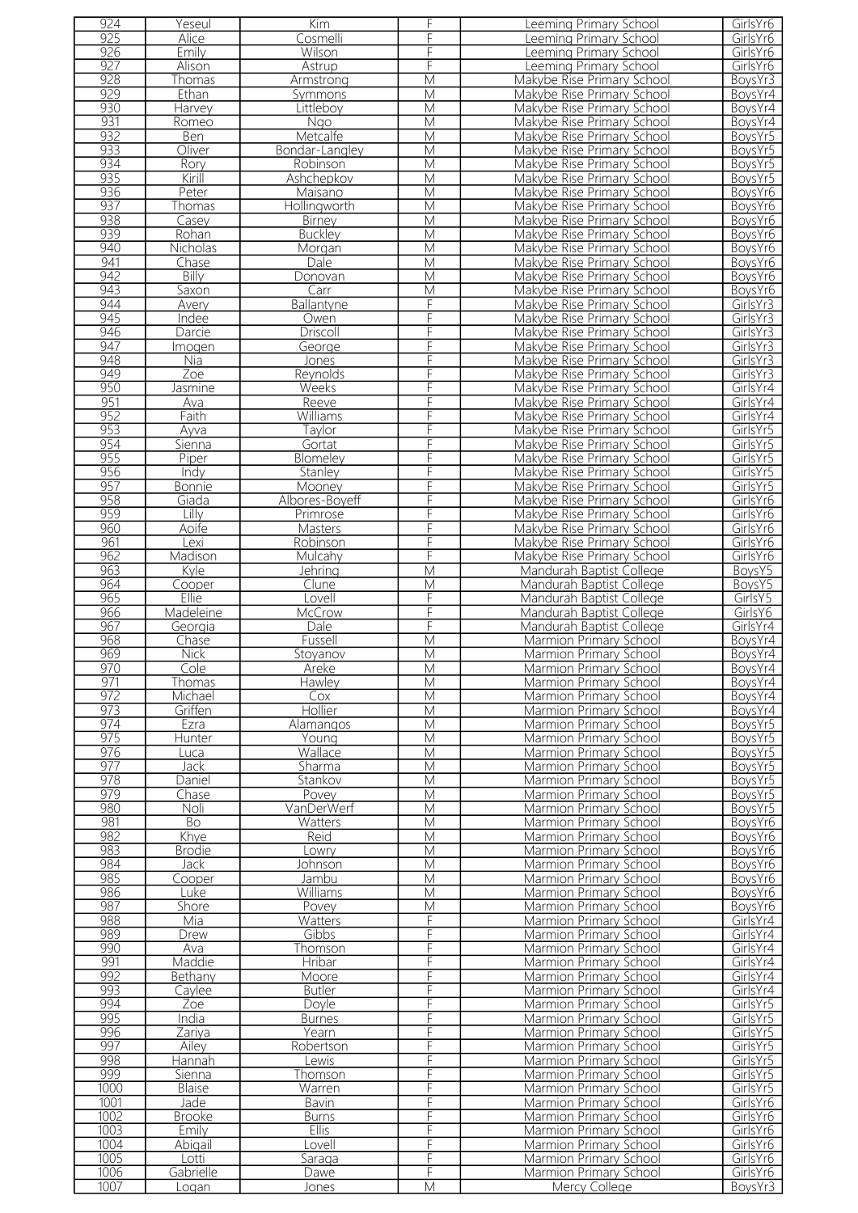| 924 | Yeseul | Kim | F | Leeming Primary School | GirlsYr6 |
|---|---|---|---|---|---|
| 925 | Alice | Cosmelli | F | Leeming Primary School | GirlsYr6 |
| 926 | Emily | Wilson | F | Leeming Primary School | GirlsYr6 |
| 927 | Alison | Astrup | F | Leeming Primary School | GirlsYr6 |
| 928 | Thomas | Armstrong | M | Makybe Rise Primary School | BoysYr3 |
| 929 | Ethan | Symmons | M | Makybe Rise Primary School | BoysYr4 |
| 930 | Harvey | Littleboy | M | Makybe Rise Primary School | BoysYr4 |
| 931 | Romeo | Ngo | M | Makybe Rise Primary School | BoysYr4 |
| 932 | Ben | Metcalfe | M | Makybe Rise Primary School | BoysYr5 |
| 933 | Oliver | Bondar-Langley | M | Makybe Rise Primary School | BoysYr5 |
| 934 | Rory | Robinson | M | Makybe Rise Primary School | BoysYr5 |
| 935 | Kirill | Ashchepkov | M | Makybe Rise Primary School | BoysYr5 |
| 936 | Peter | Maisano | M | Makybe Rise Primary School | BoysYr6 |
| 937 | Thomas | Hollingworth | M | Makybe Rise Primary School | BoysYr6 |
| 938 | Casey | Birney | M | Makybe Rise Primary School | BoysYr6 |
| 939 | Rohan | Buckley | M | Makybe Rise Primary School | BoysYr6 |
| 940 | Nicholas | Morgan | M | Makybe Rise Primary School | BoysYr6 |
| 941 | Chase | Dale | M | Makybe Rise Primary School | BoysYr6 |
| 942 | Billy | Donovan | M | Makybe Rise Primary School | BoysYr6 |
| 943 | Saxon | Carr | M | Makybe Rise Primary School | BoysYr6 |
| 944 | Avery | Ballantyne | F | Makybe Rise Primary School | GirlsYr3 |
| 945 | Indee | Owen | F | Makybe Rise Primary School | GirlsYr3 |
| 946 | Darcie | Driscoll | F | Makybe Rise Primary School | GirlsYr3 |
| 947 | Imogen | George | F | Makybe Rise Primary School | GirlsYr3 |
| 948 | Nia | Jones | F | Makybe Rise Primary School | GirlsYr3 |
| 949 | Zoe | Reynolds | F | Makybe Rise Primary School | GirlsYr3 |
| 950 | Jasmine | Weeks | F | Makybe Rise Primary School | GirlsYr4 |
| 951 | Ava | Reeve | F | Makybe Rise Primary School | GirlsYr4 |
| 952 | Faith | Williams | F | Makybe Rise Primary School | GirlsYr4 |
| 953 | Ayva | Taylor | F | Makybe Rise Primary School | GirlsYr5 |
| 954 | Sienna | Gortat | F | Makybe Rise Primary School | GirlsYr5 |
| 955 | Piper | Blomeley | F | Makybe Rise Primary School | GirlsYr5 |
| 956 | Indy | Stanley | F | Makybe Rise Primary School | GirlsYr5 |
| 957 | Bonnie | Mooney | F | Makybe Rise Primary School | GirlsYr5 |
| 958 | Giada | Albores-Boyeff | F | Makybe Rise Primary School | GirlsYr6 |
| 959 | Lilly | Primrose | F | Makybe Rise Primary School | GirlsYr6 |
| 960 | Aoife | Masters | F | Makybe Rise Primary School | GirlsYr6 |
| 961 | Lexi | Robinson | F | Makybe Rise Primary School | GirlsYr6 |
| 962 | Madison | Mulcahy | F | Makybe Rise Primary School | GirlsYr6 |
| 963 | Kyle | Jehring | M | Mandurah Baptist College | BoysY5 |
| 964 | Cooper | Clune | M | Mandurah Baptist College | BoysY5 |
| 965 | Ellie | Lovell | F | Mandurah Baptist College | GirlsY5 |
| 966 | Madeleine | McCrow | F | Mandurah Baptist College | GirlsY6 |
| 967 | Georgia | Dale | F | Mandurah Baptist College | GirlsYr4 |
| 968 | Chase | Fussell | M | Marmion Primary School | BoysYr4 |
| 969 | Nick | Stoyanov | M | Marmion Primary School | BoysYr4 |
| 970 | Cole | Areke | M | Marmion Primary School | BoysYr4 |
| 971 | Thomas | Hawley | M | Marmion Primary School | BoysYr4 |
| 972 | Michael | Cox | M | Marmion Primary School | BoysYr4 |
| 973 | Griffen | Hollier | M | Marmion Primary School | BoysYr4 |
| 974 | Ezra | Alamangos | M | Marmion Primary School | BoysYr5 |
| 975 | Hunter | Young | M | Marmion Primary School | BoysYr5 |
| 976 | Luca | Wallace | M | Marmion Primary School | BoysYr5 |
| 977 | Jack | Sharma | M | Marmion Primary School | BoysYr5 |
| 978 | Daniel | Stankov | M | Marmion Primary School | BoysYr5 |
| 979 | Chase | Povey | M | Marmion Primary School | BoysYr5 |
| 980 | Noli | VanDerWerf | M | Marmion Primary School | BoysYr5 |
| 981 | Bo | Watters | M | Marmion Primary School | BoysYr6 |
| 982 | Khye | Reid | M | Marmion Primary School | BoysYr6 |
| 983 | Brodie | Lowry | M | Marmion Primary School | BoysYr6 |
| 984 | Jack | Johnson | M | Marmion Primary School | BoysYr6 |
| 985 | Cooper | Jambu | M | Marmion Primary School | BoysYr6 |
| 986 | Luke | Williams | M | Marmion Primary School | BoysYr6 |
| 987 | Shore | Povey | M | Marmion Primary School | BoysYr6 |
| 988 | Mia | Watters | F | Marmion Primary School | GirlsYr4 |
| 989 | Drew | Gibbs | F | Marmion Primary School | GirlsYr4 |
| 990 | Ava | Thomson | F | Marmion Primary School | GirlsYr4 |
| 991 | Maddie | Hribar | F | Marmion Primary School | GirlsYr4 |
| 992 | Bethany | Moore | F | Marmion Primary School | GirlsYr4 |
| 993 | Caylee | Butler | F | Marmion Primary School | GirlsYr4 |
| 994 | Zoe | Doyle | F | Marmion Primary School | GirlsYr5 |
| 995 | India | Burnes | F | Marmion Primary School | GirlsYr5 |
| 996 | Zariya | Yearn | F | Marmion Primary School | GirlsYr5 |
| 997 | Ailey | Robertson | F | Marmion Primary School | GirlsYr5 |
| 998 | Hannah | Lewis | F | Marmion Primary School | GirlsYr5 |
| 999 | Sienna | Thomson | F | Marmion Primary School | GirlsYr5 |
| 1000 | Blaise | Warren | F | Marmion Primary School | GirlsYr5 |
| 1001 | Jade | Bavin | F | Marmion Primary School | GirlsYr6 |
| 1002 | Brooke | Burns | F | Marmion Primary School | GirlsYr6 |
| 1003 | Emily | Ellis | F | Marmion Primary School | GirlsYr6 |
| 1004 | Abigail | Lovell | F | Marmion Primary School | GirlsYr6 |
| 1005 | Lotti | Saraga | F | Marmion Primary School | GirlsYr6 |
| 1006 | Gabrielle | Dawe | F | Marmion Primary School | GirlsYr6 |
| 1007 | Logan | Jones | M | Mercy College | BoysYr3 |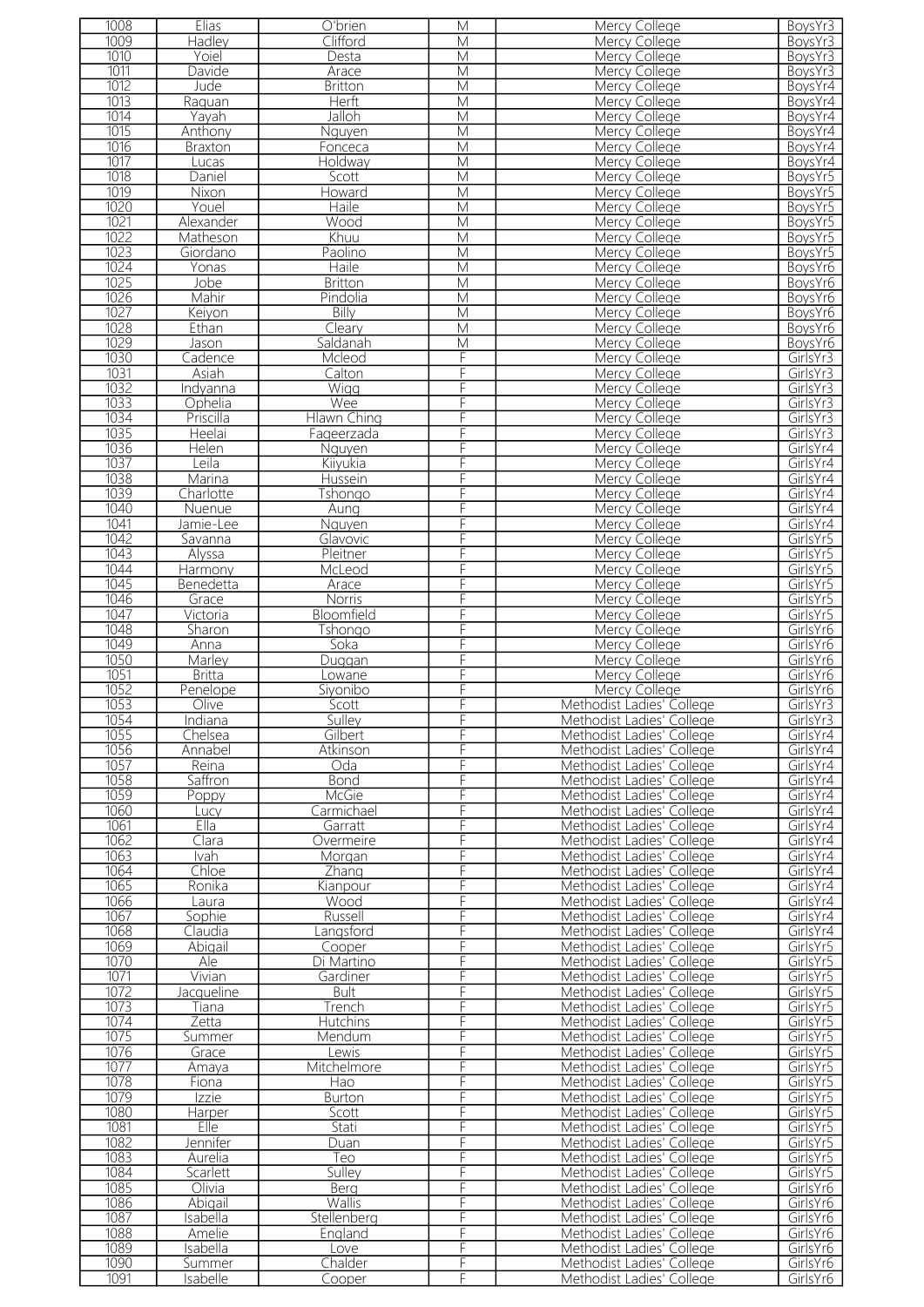| 1008 | Elias | O'brien | M | Mercy College | BoysYr3 |
|---|---|---|---|---|---|
| 1009 | Hadley | Clifford | M | Mercy College | BoysYr3 |
| 1010 | Yoiel | Desta | M | Mercy College | BoysYr3 |
| 1011 | Davide | Arace | M | Mercy College | BoysYr3 |
| 1012 | Jude | Britton | M | Mercy College | BoysYr4 |
| 1013 | Raquan | Herft | M | Mercy College | BoysYr4 |
| 1014 | Yayah | Jalloh | M | Mercy College | BoysYr4 |
| 1015 | Anthony | Nguyen | M | Mercy College | BoysYr4 |
| 1016 | Braxton | Fonceca | M | Mercy College | BoysYr4 |
| 1017 | Lucas | Holdway | M | Mercy College | BoysYr4 |
| 1018 | Daniel | Scott | M | Mercy College | BoysYr5 |
| 1019 | Nixon | Howard | M | Mercy College | BoysYr5 |
| 1020 | Youel | Haile | M | Mercy College | BoysYr5 |
| 1021 | Alexander | Wood | M | Mercy College | BoysYr5 |
| 1022 | Matheson | Khuu | M | Mercy College | BoysYr5 |
| 1023 | Giordano | Paolino | M | Mercy College | BoysYr5 |
| 1024 | Yonas | Haile | M | Mercy College | BoysYr6 |
| 1025 | Jobe | Britton | M | Mercy College | BoysYr6 |
| 1026 | Mahir | Pindolia | M | Mercy College | BoysYr6 |
| 1027 | Keiyon | Billy | M | Mercy College | BoysYr6 |
| 1028 | Ethan | Cleary | M | Mercy College | BoysYr6 |
| 1029 | Jason | Saldanah | M | Mercy College | BoysYr6 |
| 1030 | Cadence | Mcleod | F | Mercy College | GirlsYr3 |
| 1031 | Asiah | Calton | F | Mercy College | GirlsYr3 |
| 1032 | Indyanna | Wigg | F | Mercy College | GirlsYr3 |
| 1033 | Ophelia | Wee | F | Mercy College | GirlsYr3 |
| 1034 | Priscilla | Hlawn Ching | F | Mercy College | GirlsYr3 |
| 1035 | Heelai | Faqeerzada | F | Mercy College | GirlsYr3 |
| 1036 | Helen | Nguyen | F | Mercy College | GirlsYr4 |
| 1037 | Leila | Kiiyukia | F | Mercy College | GirlsYr4 |
| 1038 | Marina | Hussein | F | Mercy College | GirlsYr4 |
| 1039 | Charlotte | Tshongo | F | Mercy College | GirlsYr4 |
| 1040 | Nuenue | Aung | F | Mercy College | GirlsYr4 |
| 1041 | Jamie-Lee | Nguyen | F | Mercy College | GirlsYr4 |
| 1042 | Savanna | Glavovic | F | Mercy College | GirlsYr5 |
| 1043 | Alyssa | Pleitner | F | Mercy College | GirlsYr5 |
| 1044 | Harmony | McLeod | F | Mercy College | GirlsYr5 |
| 1045 | Benedetta | Arace | F | Mercy College | GirlsYr5 |
| 1046 | Grace | Norris | F | Mercy College | GirlsYr5 |
| 1047 | Victoria | Bloomfield | F | Mercy College | GirlsYr5 |
| 1048 | Sharon | Tshongo | F | Mercy College | GirlsYr6 |
| 1049 | Anna | Soka | F | Mercy College | GirlsYr6 |
| 1050 | Marley | Duggan | F | Mercy College | GirlsYr6 |
| 1051 | Britta | Lowane | F | Mercy College | GirlsYr6 |
| 1052 | Penelope | Siyonibo | F | Mercy College | GirlsYr6 |
| 1053 | Olive | Scott | F | Methodist Ladies' College | GirlsYr3 |
| 1054 | Indiana | Sulley | F | Methodist Ladies' College | GirlsYr3 |
| 1055 | Chelsea | Gilbert | F | Methodist Ladies' College | GirlsYr4 |
| 1056 | Annabel | Atkinson | F | Methodist Ladies' College | GirlsYr4 |
| 1057 | Reina | Oda | F | Methodist Ladies' College | GirlsYr4 |
| 1058 | Saffron | Bond | F | Methodist Ladies' College | GirlsYr4 |
| 1059 | Poppy | McGie | F | Methodist Ladies' College | GirlsYr4 |
| 1060 | Lucy | Carmichael | F | Methodist Ladies' College | GirlsYr4 |
| 1061 | Ella | Garratt | F | Methodist Ladies' College | GirlsYr4 |
| 1062 | Clara | Overmeire | F | Methodist Ladies' College | GirlsYr4 |
| 1063 | Ivah | Morgan | F | Methodist Ladies' College | GirlsYr4 |
| 1064 | Chloe | Zhang | F | Methodist Ladies' College | GirlsYr4 |
| 1065 | Ronika | Kianpour | F | Methodist Ladies' College | GirlsYr4 |
| 1066 | Laura | Wood | F | Methodist Ladies' College | GirlsYr4 |
| 1067 | Sophie | Russell | F | Methodist Ladies' College | GirlsYr4 |
| 1068 | Claudia | Langsford | F | Methodist Ladies' College | GirlsYr4 |
| 1069 | Abigail | Cooper | F | Methodist Ladies' College | GirlsYr5 |
| 1070 | Ale | Di Martino | F | Methodist Ladies' College | GirlsYr5 |
| 1071 | Vivian | Gardiner | F | Methodist Ladies' College | GirlsYr5 |
| 1072 | Jacqueline | Bult | F | Methodist Ladies' College | GirlsYr5 |
| 1073 | Tiana | Trench | F | Methodist Ladies' College | GirlsYr5 |
| 1074 | Zetta | Hutchins | F | Methodist Ladies' College | GirlsYr5 |
| 1075 | Summer | Mendum | F | Methodist Ladies' College | GirlsYr5 |
| 1076 | Grace | Lewis | F | Methodist Ladies' College | GirlsYr5 |
| 1077 | Amaya | Mitchelmore | F | Methodist Ladies' College | GirlsYr5 |
| 1078 | Fiona | Hao | F | Methodist Ladies' College | GirlsYr5 |
| 1079 | Izzie | Burton | F | Methodist Ladies' College | GirlsYr5 |
| 1080 | Harper | Scott | F | Methodist Ladies' College | GirlsYr5 |
| 1081 | Elle | Stati | F | Methodist Ladies' College | GirlsYr5 |
| 1082 | Jennifer | Duan | F | Methodist Ladies' College | GirlsYr5 |
| 1083 | Aurelia | Teo | F | Methodist Ladies' College | GirlsYr5 |
| 1084 | Scarlett | Sulley | F | Methodist Ladies' College | GirlsYr5 |
| 1085 | Olivia | Berg | F | Methodist Ladies' College | GirlsYr6 |
| 1086 | Abigail | Wallis | F | Methodist Ladies' College | GirlsYr6 |
| 1087 | Isabella | Stellenberg | F | Methodist Ladies' College | GirlsYr6 |
| 1088 | Amelie | England | F | Methodist Ladies' College | GirlsYr6 |
| 1089 | Isabella | Love | F | Methodist Ladies' College | GirlsYr6 |
| 1090 | Summer | Chalder | F | Methodist Ladies' College | GirlsYr6 |
| 1091 | Isabelle | Cooper | F | Methodist Ladies' College | GirlsYr6 |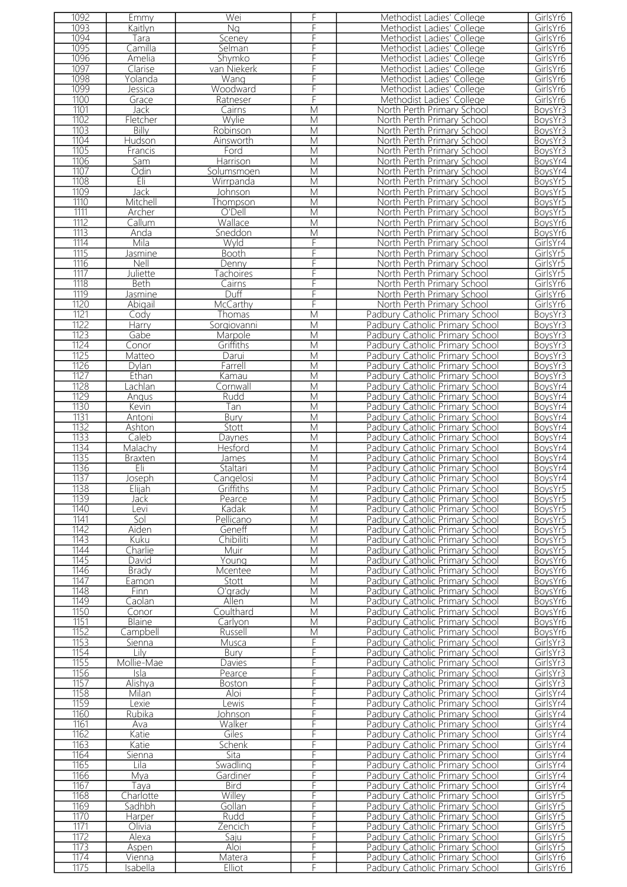| 1092 | Emmy | Wei | F | Methodist Ladies' College | GirlsYr6 |
|---|---|---|---|---|---|
| 1093 | Kaitlyn | Ng | F | Methodist Ladies' College | GirlsYr6 |
| 1094 | Tara | Sceney | F | Methodist Ladies' College | GirlsYr6 |
| 1095 | Camilla | Selman | F | Methodist Ladies' College | GirlsYr6 |
| 1096 | Amelia | Shymko | F | Methodist Ladies' College | GirlsYr6 |
| 1097 | Clarise | van Niekerk | F | Methodist Ladies' College | GirlsYr6 |
| 1098 | Yolanda | Wang | F | Methodist Ladies' College | GirlsYr6 |
| 1099 | Jessica | Woodward | F | Methodist Ladies' College | GirlsYr6 |
| 1100 | Grace | Ratneser | F | Methodist Ladies' College | GirlsYr6 |
| 1101 | Jack | Cairns | M | North Perth Primary School | BoysYr3 |
| 1102 | Fletcher | Wylie | M | North Perth Primary School | BoysYr3 |
| 1103 | Billy | Robinson | M | North Perth Primary School | BoysYr3 |
| 1104 | Hudson | Ainsworth | M | North Perth Primary School | BoysYr3 |
| 1105 | Francis | Ford | M | North Perth Primary School | BoysYr3 |
| 1106 | Sam | Harrison | M | North Perth Primary School | BoysYr4 |
| 1107 | Odin | Solumsmoen | M | North Perth Primary School | BoysYr4 |
| 1108 | Eli | Wirrpanda | M | North Perth Primary School | BoysYr5 |
| 1109 | Jack | Johnson | M | North Perth Primary School | BoysYr5 |
| 1110 | Mitchell | Thompson | M | North Perth Primary School | BoysYr5 |
| 1111 | Archer | O'Dell | M | North Perth Primary School | BoysYr5 |
| 1112 | Callum | Wallace | M | North Perth Primary School | BoysYr6 |
| 1113 | Anda | Sneddon | M | North Perth Primary School | BoysYr6 |
| 1114 | Mila | Wyld | F | North Perth Primary School | GirlsYr4 |
| 1115 | Jasmine | Booth | F | North Perth Primary School | GirlsYr5 |
| 1116 | Nell | Denny | F | North Perth Primary School | GirlsYr5 |
| 1117 | Juliette | Tachoires | F | North Perth Primary School | GirlsYr5 |
| 1118 | Beth | Cairns | F | North Perth Primary School | GirlsYr6 |
| 1119 | Jasmine | Duff | F | North Perth Primary School | GirlsYr6 |
| 1120 | Abigail | McCarthy | F | North Perth Primary School | GirlsYr6 |
| 1121 | Cody | Thomas | M | Padbury Catholic Primary School | BoysYr3 |
| 1122 | Harry | Sorgiovanni | M | Padbury Catholic Primary School | BoysYr3 |
| 1123 | Gabe | Marpole | M | Padbury Catholic Primary School | BoysYr3 |
| 1124 | Conor | Griffiths | M | Padbury Catholic Primary School | BoysYr3 |
| 1125 | Matteo | Darui | M | Padbury Catholic Primary School | BoysYr3 |
| 1126 | Dylan | Farrell | M | Padbury Catholic Primary School | BoysYr3 |
| 1127 | Ethan | Kamau | M | Padbury Catholic Primary School | BoysYr3 |
| 1128 | Lachlan | Cornwall | M | Padbury Catholic Primary School | BoysYr4 |
| 1129 | Angus | Rudd | M | Padbury Catholic Primary School | BoysYr4 |
| 1130 | Kevin | Tan | M | Padbury Catholic Primary School | BoysYr4 |
| 1131 | Antoni | Bury | M | Padbury Catholic Primary School | BoysYr4 |
| 1132 | Ashton | Stott | M | Padbury Catholic Primary School | BoysYr4 |
| 1133 | Caleb | Daynes | M | Padbury Catholic Primary School | BoysYr4 |
| 1134 | Malachy | Hesford | M | Padbury Catholic Primary School | BoysYr4 |
| 1135 | Braxten | James | M | Padbury Catholic Primary School | BoysYr4 |
| 1136 | Eli | Staltari | M | Padbury Catholic Primary School | BoysYr4 |
| 1137 | Joseph | Cangelosi | M | Padbury Catholic Primary School | BoysYr4 |
| 1138 | Elijah | Griffiths | M | Padbury Catholic Primary School | BoysYr5 |
| 1139 | Jack | Pearce | M | Padbury Catholic Primary School | BoysYr5 |
| 1140 | Levi | Kadak | M | Padbury Catholic Primary School | BoysYr5 |
| 1141 | Sol | Pellicano | M | Padbury Catholic Primary School | BoysYr5 |
| 1142 | Aiden | Geneff | M | Padbury Catholic Primary School | BoysYr5 |
| 1143 | Kuku | Chibiliti | M | Padbury Catholic Primary School | BoysYr5 |
| 1144 | Charlie | Muir | M | Padbury Catholic Primary School | BoysYr5 |
| 1145 | David | Young | M | Padbury Catholic Primary School | BoysYr6 |
| 1146 | Brady | Mcentee | M | Padbury Catholic Primary School | BoysYr6 |
| 1147 | Eamon | Stott | M | Padbury Catholic Primary School | BoysYr6 |
| 1148 | Finn | O'grady | M | Padbury Catholic Primary School | BoysYr6 |
| 1149 | Caolan | Allen | M | Padbury Catholic Primary School | BoysYr6 |
| 1150 | Conor | Coulthard | M | Padbury Catholic Primary School | BoysYr6 |
| 1151 | Blaine | Carlyon | M | Padbury Catholic Primary School | BoysYr6 |
| 1152 | Campbell | Russell | M | Padbury Catholic Primary School | BoysYr6 |
| 1153 | Sienna | Musca | F | Padbury Catholic Primary School | GirlsYr3 |
| 1154 | Lily | Bury | F | Padbury Catholic Primary School | GirlsYr3 |
| 1155 | Mollie-Mae | Davies | F | Padbury Catholic Primary School | GirlsYr3 |
| 1156 | Isla | Pearce | F | Padbury Catholic Primary School | GirlsYr3 |
| 1157 | Alishya | Boston | F | Padbury Catholic Primary School | GirlsYr3 |
| 1158 | Milan | Aloi | F | Padbury Catholic Primary School | GirlsYr4 |
| 1159 | Lexie | Lewis | F | Padbury Catholic Primary School | GirlsYr4 |
| 1160 | Rubika | Johnson | F | Padbury Catholic Primary School | GirlsYr4 |
| 1161 | Ava | Walker | F | Padbury Catholic Primary School | GirlsYr4 |
| 1162 | Katie | Giles | F | Padbury Catholic Primary School | GirlsYr4 |
| 1163 | Katie | Schenk | F | Padbury Catholic Primary School | GirlsYr4 |
| 1164 | Sienna | Sita | F | Padbury Catholic Primary School | GirlsYr4 |
| 1165 | Lila | Swadling | F | Padbury Catholic Primary School | GirlsYr4 |
| 1166 | Mya | Gardiner | F | Padbury Catholic Primary School | GirlsYr4 |
| 1167 | Taya | Bird | F | Padbury Catholic Primary School | GirlsYr4 |
| 1168 | Charlotte | Willey | F | Padbury Catholic Primary School | GirlsYr5 |
| 1169 | Sadhbh | Gollan | F | Padbury Catholic Primary School | GirlsYr5 |
| 1170 | Harper | Rudd | F | Padbury Catholic Primary School | GirlsYr5 |
| 1171 | Olivia | Zencich | F | Padbury Catholic Primary School | GirlsYr5 |
| 1172 | Alexa | Saju | F | Padbury Catholic Primary School | GirlsYr5 |
| 1173 | Aspen | Aloi | F | Padbury Catholic Primary School | GirlsYr5 |
| 1174 | Vienna | Matera | F | Padbury Catholic Primary School | GirlsYr6 |
| 1175 | Isabella | Elliot | F | Padbury Catholic Primary School | GirlsYr6 |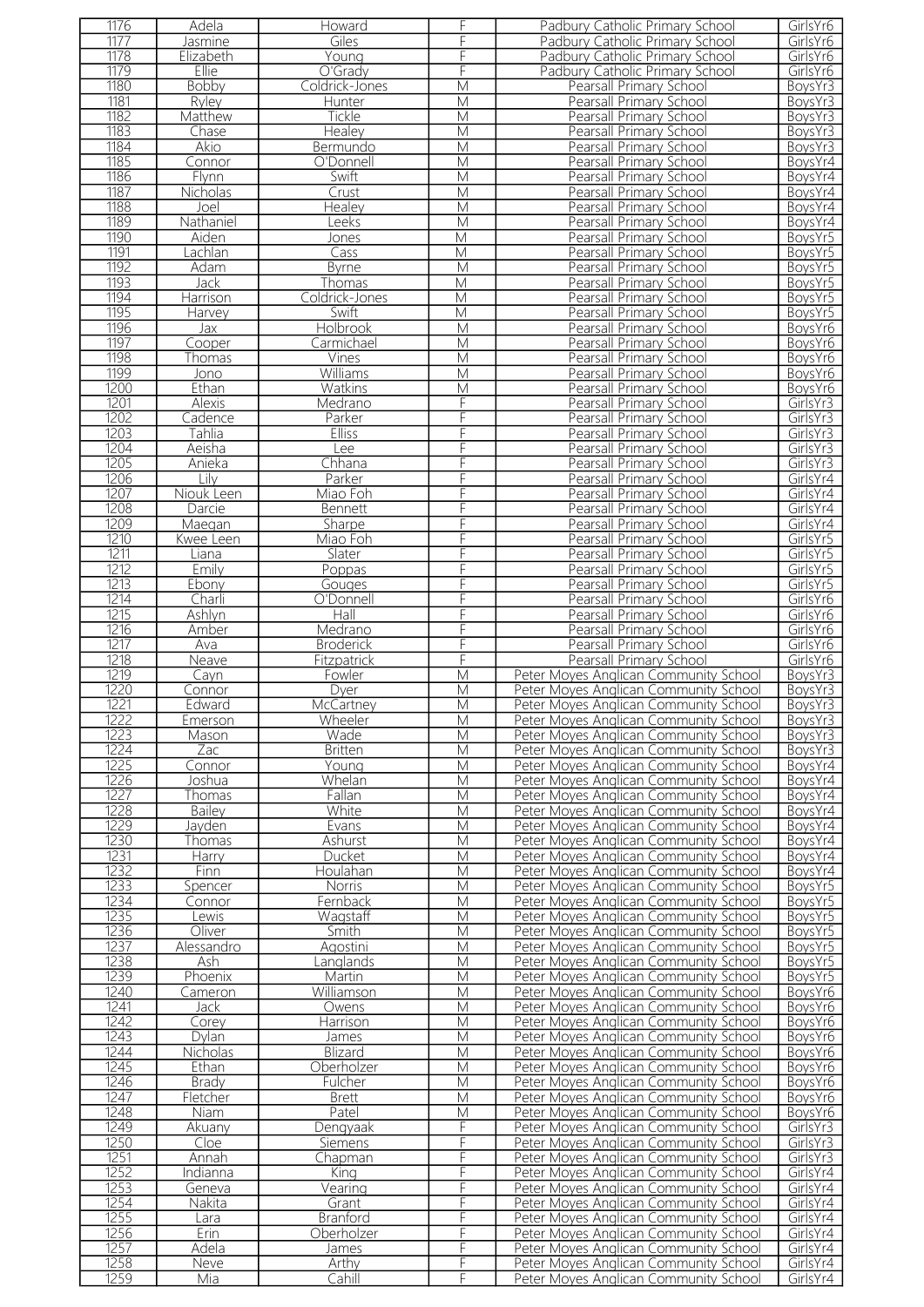| 1176 | Adela | Howard | F | Padbury Catholic Primary School | GirlsYr6 |
|---|---|---|---|---|---|
| 1177 | Jasmine | Giles | F | Padbury Catholic Primary School | GirlsYr6 |
| 1178 | Elizabeth | Young | F | Padbury Catholic Primary School | GirlsYr6 |
| 1179 | Ellie | O'Grady | F | Padbury Catholic Primary School | GirlsYr6 |
| 1180 | Bobby | Coldrick-Jones | M | Pearsall Primary School | BoysYr3 |
| 1181 | Ryley | Hunter | M | Pearsall Primary School | BoysYr3 |
| 1182 | Matthew | Tickle | M | Pearsall Primary School | BoysYr3 |
| 1183 | Chase | Healey | M | Pearsall Primary School | BoysYr3 |
| 1184 | Akio | Bermundo | M | Pearsall Primary School | BoysYr3 |
| 1185 | Connor | O'Donnell | M | Pearsall Primary School | BoysYr4 |
| 1186 | Flynn | Swift | M | Pearsall Primary School | BoysYr4 |
| 1187 | Nicholas | Crust | M | Pearsall Primary School | BoysYr4 |
| 1188 | Joel | Healey | M | Pearsall Primary School | BoysYr4 |
| 1189 | Nathaniel | Leeks | M | Pearsall Primary School | BoysYr4 |
| 1190 | Aiden | Jones | M | Pearsall Primary School | BoysYr5 |
| 1191 | Lachlan | Cass | M | Pearsall Primary School | BoysYr5 |
| 1192 | Adam | Byrne | M | Pearsall Primary School | BoysYr5 |
| 1193 | Jack | Thomas | M | Pearsall Primary School | BoysYr5 |
| 1194 | Harrison | Coldrick-Jones | M | Pearsall Primary School | BoysYr5 |
| 1195 | Harvey | Swift | M | Pearsall Primary School | BoysYr5 |
| 1196 | Jax | Holbrook | M | Pearsall Primary School | BoysYr6 |
| 1197 | Cooper | Carmichael | M | Pearsall Primary School | BoysYr6 |
| 1198 | Thomas | Vines | M | Pearsall Primary School | BoysYr6 |
| 1199 | Jono | Williams | M | Pearsall Primary School | BoysYr6 |
| 1200 | Ethan | Watkins | M | Pearsall Primary School | BoysYr6 |
| 1201 | Alexis | Medrano | F | Pearsall Primary School | GirlsYr3 |
| 1202 | Cadence | Parker | F | Pearsall Primary School | GirlsYr3 |
| 1203 | Tahlia | Elliss | F | Pearsall Primary School | GirlsYr3 |
| 1204 | Aeisha | Lee | F | Pearsall Primary School | GirlsYr3 |
| 1205 | Anieka | Chhana | F | Pearsall Primary School | GirlsYr3 |
| 1206 | Lily | Parker | F | Pearsall Primary School | GirlsYr4 |
| 1207 | Niouk Leen | Miao Foh | F | Pearsall Primary School | GirlsYr4 |
| 1208 | Darcie | Bennett | F | Pearsall Primary School | GirlsYr4 |
| 1209 | Maegan | Sharpe | F | Pearsall Primary School | GirlsYr4 |
| 1210 | Kwee Leen | Miao Foh | F | Pearsall Primary School | GirlsYr5 |
| 1211 | Liana | Slater | F | Pearsall Primary School | GirlsYr5 |
| 1212 | Emily | Poppas | F | Pearsall Primary School | GirlsYr5 |
| 1213 | Ebony | Gouges | F | Pearsall Primary School | GirlsYr5 |
| 1214 | Charli | O'Donnell | F | Pearsall Primary School | GirlsYr6 |
| 1215 | Ashlyn | Hall | F | Pearsall Primary School | GirlsYr6 |
| 1216 | Amber | Medrano | F | Pearsall Primary School | GirlsYr6 |
| 1217 | Ava | Broderick | F | Pearsall Primary School | GirlsYr6 |
| 1218 | Neave | Fitzpatrick | F | Pearsall Primary School | GirlsYr6 |
| 1219 | Cayn | Fowler | M | Peter Moyes Anglican Community School | BoysYr3 |
| 1220 | Connor | Dyer | M | Peter Moyes Anglican Community School | BoysYr3 |
| 1221 | Edward | McCartney | M | Peter Moyes Anglican Community School | BoysYr3 |
| 1222 | Emerson | Wheeler | M | Peter Moyes Anglican Community School | BoysYr3 |
| 1223 | Mason | Wade | M | Peter Moyes Anglican Community School | BoysYr3 |
| 1224 | Zac | Britten | M | Peter Moyes Anglican Community School | BoysYr3 |
| 1225 | Connor | Young | M | Peter Moyes Anglican Community School | BoysYr4 |
| 1226 | Joshua | Whelan | M | Peter Moyes Anglican Community School | BoysYr4 |
| 1227 | Thomas | Fallan | M | Peter Moyes Anglican Community School | BoysYr4 |
| 1228 | Bailey | White | M | Peter Moyes Anglican Community School | BoysYr4 |
| 1229 | Jayden | Evans | M | Peter Moyes Anglican Community School | BoysYr4 |
| 1230 | Thomas | Ashurst | M | Peter Moyes Anglican Community School | BoysYr4 |
| 1231 | Harry | Ducket | M | Peter Moyes Anglican Community School | BoysYr4 |
| 1232 | Finn | Houlahan | M | Peter Moyes Anglican Community School | BoysYr4 |
| 1233 | Spencer | Norris | M | Peter Moyes Anglican Community School | BoysYr5 |
| 1234 | Connor | Fernback | M | Peter Moyes Anglican Community School | BoysYr5 |
| 1235 | Lewis | Wagstaff | M | Peter Moyes Anglican Community School | BoysYr5 |
| 1236 | Oliver | Smith | M | Peter Moyes Anglican Community School | BoysYr5 |
| 1237 | Alessandro | Agostini | M | Peter Moyes Anglican Community School | BoysYr5 |
| 1238 | Ash | Langlands | M | Peter Moyes Anglican Community School | BoysYr5 |
| 1239 | Phoenix | Martin | M | Peter Moyes Anglican Community School | BoysYr5 |
| 1240 | Cameron | Williamson | M | Peter Moyes Anglican Community School | BoysYr6 |
| 1241 | Jack | Owens | M | Peter Moyes Anglican Community School | BoysYr6 |
| 1242 | Corey | Harrison | M | Peter Moyes Anglican Community School | BoysYr6 |
| 1243 | Dylan | James | M | Peter Moyes Anglican Community School | BoysYr6 |
| 1244 | Nicholas | Blizard | M | Peter Moyes Anglican Community School | BoysYr6 |
| 1245 | Ethan | Oberholzer | M | Peter Moyes Anglican Community School | BoysYr6 |
| 1246 | Brady | Fulcher | M | Peter Moyes Anglican Community School | BoysYr6 |
| 1247 | Fletcher | Brett | M | Peter Moyes Anglican Community School | BoysYr6 |
| 1248 | Niam | Patel | M | Peter Moyes Anglican Community School | BoysYr6 |
| 1249 | Akuany | Dengyaak | F | Peter Moyes Anglican Community School | GirlsYr3 |
| 1250 | Cloe | Siemens | F | Peter Moyes Anglican Community School | GirlsYr3 |
| 1251 | Annah | Chapman | F | Peter Moyes Anglican Community School | GirlsYr3 |
| 1252 | Indianna | King | F | Peter Moyes Anglican Community School | GirlsYr4 |
| 1253 | Geneva | Vearing | F | Peter Moyes Anglican Community School | GirlsYr4 |
| 1254 | Nakita | Grant | F | Peter Moyes Anglican Community School | GirlsYr4 |
| 1255 | Lara | Branford | F | Peter Moyes Anglican Community School | GirlsYr4 |
| 1256 | Erin | Oberholzer | F | Peter Moyes Anglican Community School | GirlsYr4 |
| 1257 | Adela | James | F | Peter Moyes Anglican Community School | GirlsYr4 |
| 1258 | Neve | Arthy | F | Peter Moyes Anglican Community School | GirlsYr4 |
| 1259 | Mia | Cahill | F | Peter Moyes Anglican Community School | GirlsYr4 |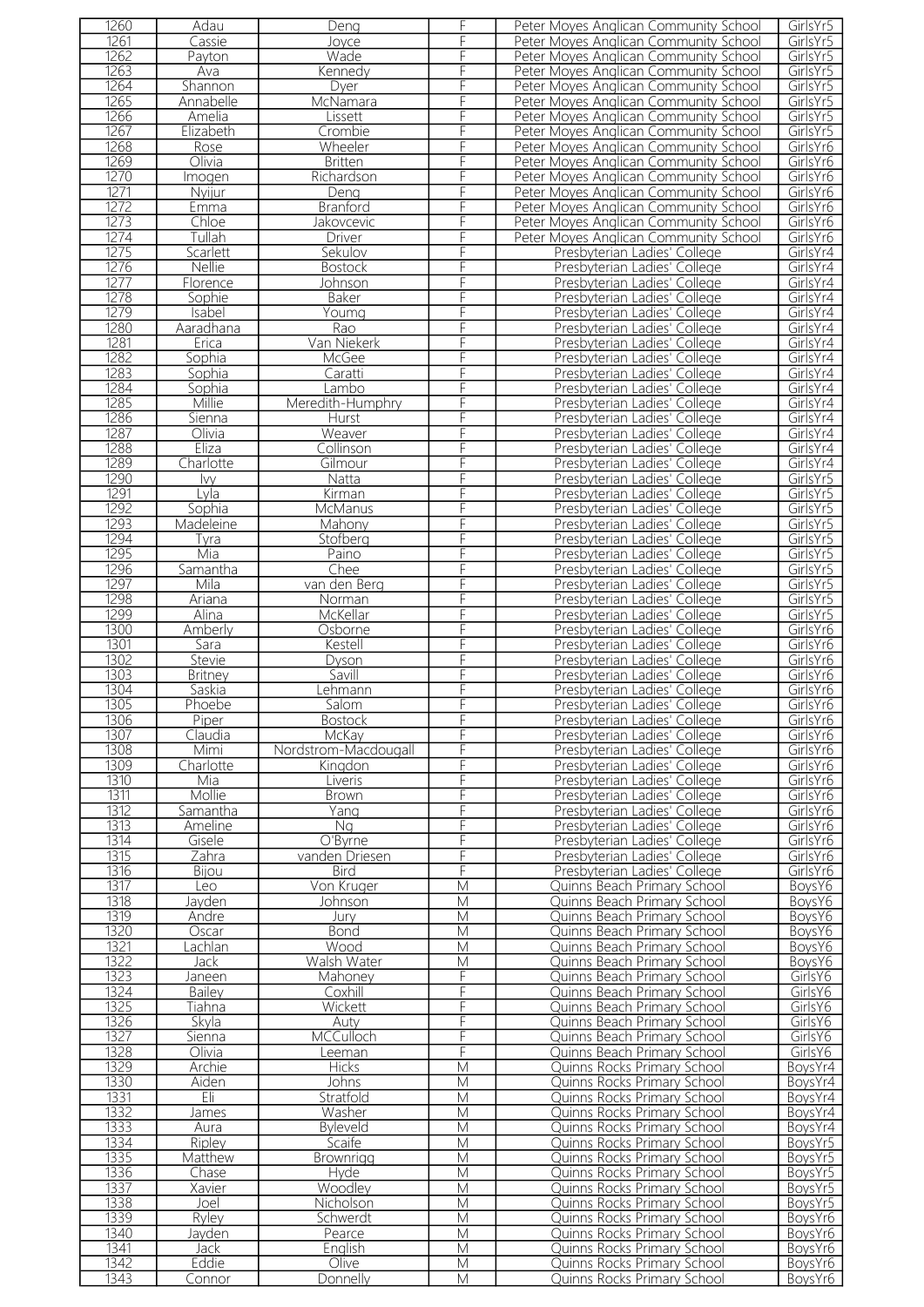| 1260 | Adau | Deng | F | Peter Moyes Anglican Community School | GirlsYr5 |
|---|---|---|---|---|---|
| 1261 | Cassie | Joyce | F | Peter Moyes Anglican Community School | GirlsYr5 |
| 1262 | Payton | Wade | F | Peter Moyes Anglican Community School | GirlsYr5 |
| 1263 | Ava | Kennedy | F | Peter Moyes Anglican Community School | GirlsYr5 |
| 1264 | Shannon | Dyer | F | Peter Moyes Anglican Community School | GirlsYr5 |
| 1265 | Annabelle | McNamara | F | Peter Moyes Anglican Community School | GirlsYr5 |
| 1266 | Amelia | Lissett | F | Peter Moyes Anglican Community School | GirlsYr5 |
| 1267 | Elizabeth | Crombie | F | Peter Moyes Anglican Community School | GirlsYr5 |
| 1268 | Rose | Wheeler | F | Peter Moyes Anglican Community School | GirlsYr6 |
| 1269 | Olivia | Britten | F | Peter Moyes Anglican Community School | GirlsYr6 |
| 1270 | Imogen | Richardson | F | Peter Moyes Anglican Community School | GirlsYr6 |
| 1271 | Nyijur | Deng | F | Peter Moyes Anglican Community School | GirlsYr6 |
| 1272 | Emma | Branford | F | Peter Moyes Anglican Community School | GirlsYr6 |
| 1273 | Chloe | Jakovcevic | F | Peter Moyes Anglican Community School | GirlsYr6 |
| 1274 | Tullah | Driver | F | Peter Moyes Anglican Community School | GirlsYr6 |
| 1275 | Scarlett | Sekulov | F | Presbyterian Ladies' College | GirlsYr4 |
| 1276 | Nellie | Bostock | F | Presbyterian Ladies' College | GirlsYr4 |
| 1277 | Florence | Johnson | F | Presbyterian Ladies' College | GirlsYr4 |
| 1278 | Sophie | Baker | F | Presbyterian Ladies' College | GirlsYr4 |
| 1279 | Isabel | Youmg | F | Presbyterian Ladies' College | GirlsYr4 |
| 1280 | Aaradhana | Rao | F | Presbyterian Ladies' College | GirlsYr4 |
| 1281 | Erica | Van Niekerk | F | Presbyterian Ladies' College | GirlsYr4 |
| 1282 | Sophia | McGee | F | Presbyterian Ladies' College | GirlsYr4 |
| 1283 | Sophia | Caratti | F | Presbyterian Ladies' College | GirlsYr4 |
| 1284 | Sophia | Lambo | F | Presbyterian Ladies' College | GirlsYr4 |
| 1285 | Millie | Meredith-Humphry | F | Presbyterian Ladies' College | GirlsYr4 |
| 1286 | Sienna | Hurst | F | Presbyterian Ladies' College | GirlsYr4 |
| 1287 | Olivia | Weaver | F | Presbyterian Ladies' College | GirlsYr4 |
| 1288 | Eliza | Collinson | F | Presbyterian Ladies' College | GirlsYr4 |
| 1289 | Charlotte | Gilmour | F | Presbyterian Ladies' College | GirlsYr4 |
| 1290 | Ivy | Natta | F | Presbyterian Ladies' College | GirlsYr5 |
| 1291 | Lyla | Kirman | F | Presbyterian Ladies' College | GirlsYr5 |
| 1292 | Sophia | McManus | F | Presbyterian Ladies' College | GirlsYr5 |
| 1293 | Madeleine | Mahony | F | Presbyterian Ladies' College | GirlsYr5 |
| 1294 | Tyra | Stofberg | F | Presbyterian Ladies' College | GirlsYr5 |
| 1295 | Mia | Paino | F | Presbyterian Ladies' College | GirlsYr5 |
| 1296 | Samantha | Chee | F | Presbyterian Ladies' College | GirlsYr5 |
| 1297 | Mila | van den Berg | F | Presbyterian Ladies' College | GirlsYr5 |
| 1298 | Ariana | Norman | F | Presbyterian Ladies' College | GirlsYr5 |
| 1299 | Alina | McKellar | F | Presbyterian Ladies' College | GirlsYr5 |
| 1300 | Amberly | Osborne | F | Presbyterian Ladies' College | GirlsYr6 |
| 1301 | Sara | Kestell | F | Presbyterian Ladies' College | GirlsYr6 |
| 1302 | Stevie | Dyson | F | Presbyterian Ladies' College | GirlsYr6 |
| 1303 | Britney | Savill | F | Presbyterian Ladies' College | GirlsYr6 |
| 1304 | Saskia | Lehmann | F | Presbyterian Ladies' College | GirlsYr6 |
| 1305 | Phoebe | Salom | F | Presbyterian Ladies' College | GirlsYr6 |
| 1306 | Piper | Bostock | F | Presbyterian Ladies' College | GirlsYr6 |
| 1307 | Claudia | McKay | F | Presbyterian Ladies' College | GirlsYr6 |
| 1308 | Mimi | Nordstrom-Macdougall | F | Presbyterian Ladies' College | GirlsYr6 |
| 1309 | Charlotte | Kingdon | F | Presbyterian Ladies' College | GirlsYr6 |
| 1310 | Mia | Liveris | F | Presbyterian Ladies' College | GirlsYr6 |
| 1311 | Mollie | Brown | F | Presbyterian Ladies' College | GirlsYr6 |
| 1312 | Samantha | Yang | F | Presbyterian Ladies' College | GirlsYr6 |
| 1313 | Ameline | Ng | F | Presbyterian Ladies' College | GirlsYr6 |
| 1314 | Gisele | O'Byrne | F | Presbyterian Ladies' College | GirlsYr6 |
| 1315 | Zahra | vanden Driesen | F | Presbyterian Ladies' College | GirlsYr6 |
| 1316 | Bijou | Bird | F | Presbyterian Ladies' College | GirlsYr6 |
| 1317 | Leo | Von Kruger | M | Quinns Beach Primary School | BoysY6 |
| 1318 | Jayden | Johnson | M | Quinns Beach Primary School | BoysY6 |
| 1319 | Andre | Jury | M | Quinns Beach Primary School | BoysY6 |
| 1320 | Oscar | Bond | M | Quinns Beach Primary School | BoysY6 |
| 1321 | Lachlan | Wood | M | Quinns Beach Primary School | BoysY6 |
| 1322 | Jack | Walsh Water | M | Quinns Beach Primary School | BoysY6 |
| 1323 | Janeen | Mahoney | F | Quinns Beach Primary School | GirlsY6 |
| 1324 | Bailey | Coxhill | F | Quinns Beach Primary School | GirlsY6 |
| 1325 | Tiahna | Wickett | F | Quinns Beach Primary School | GirlsY6 |
| 1326 | Skyla | Auty | F | Quinns Beach Primary School | GirlsY6 |
| 1327 | Sienna | MCCulloch | F | Quinns Beach Primary School | GirlsY6 |
| 1328 | Olivia | Leeman | F | Quinns Beach Primary School | GirlsY6 |
| 1329 | Archie | Hicks | M | Quinns Rocks Primary School | BoysYr4 |
| 1330 | Aiden | Johns | M | Quinns Rocks Primary School | BoysYr4 |
| 1331 | Eli | Stratfold | M | Quinns Rocks Primary School | BoysYr4 |
| 1332 | James | Washer | M | Quinns Rocks Primary School | BoysYr4 |
| 1333 | Aura | Byleveld | M | Quinns Rocks Primary School | BoysYr4 |
| 1334 | Ripley | Scaife | M | Quinns Rocks Primary School | BoysYr5 |
| 1335 | Matthew | Brownrigg | M | Quinns Rocks Primary School | BoysYr5 |
| 1336 | Chase | Hyde | M | Quinns Rocks Primary School | BoysYr5 |
| 1337 | Xavier | Woodley | M | Quinns Rocks Primary School | BoysYr5 |
| 1338 | Joel | Nicholson | M | Quinns Rocks Primary School | BoysYr5 |
| 1339 | Ryley | Schwerdt | M | Quinns Rocks Primary School | BoysYr6 |
| 1340 | Jayden | Pearce | M | Quinns Rocks Primary School | BoysYr6 |
| 1341 | Jack | English | M | Quinns Rocks Primary School | BoysYr6 |
| 1342 | Eddie | Olive | M | Quinns Rocks Primary School | BoysYr6 |
| 1343 | Connor | Donnelly | M | Quinns Rocks Primary School | BoysYr6 |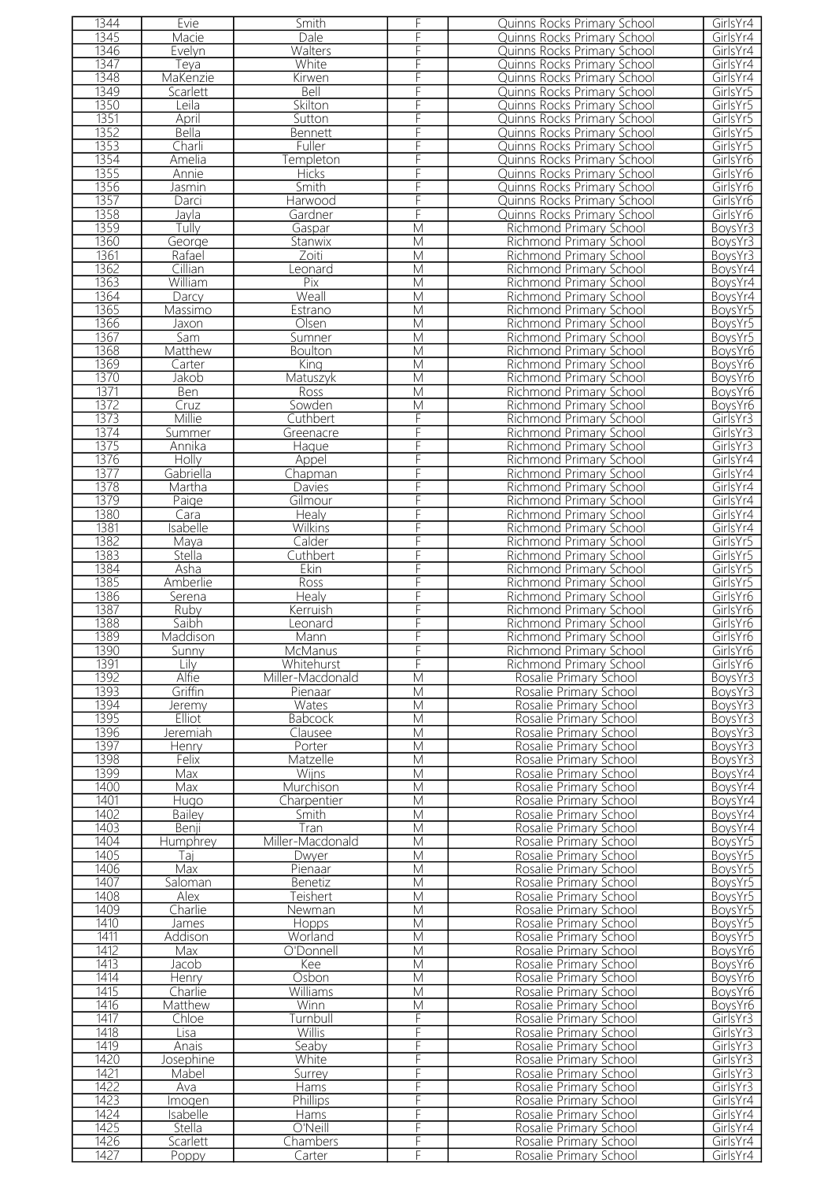| 1344 | Evie | Smith | F | Quinns Rocks Primary School | GirlsYr4 |
|---|---|---|---|---|---|
| 1345 | Macie | Dale | F | Quinns Rocks Primary School | GirlsYr4 |
| 1346 | Evelyn | Walters | F | Quinns Rocks Primary School | GirlsYr4 |
| 1347 | Teya | White | F | Quinns Rocks Primary School | GirlsYr4 |
| 1348 | MaKenzie | Kirwen | F | Quinns Rocks Primary School | GirlsYr4 |
| 1349 | Scarlett | Bell | F | Quinns Rocks Primary School | GirlsYr5 |
| 1350 | Leila | Skilton | F | Quinns Rocks Primary School | GirlsYr5 |
| 1351 | April | Sutton | F | Quinns Rocks Primary School | GirlsYr5 |
| 1352 | Bella | Bennett | F | Quinns Rocks Primary School | GirlsYr5 |
| 1353 | Charli | Fuller | F | Quinns Rocks Primary School | GirlsYr5 |
| 1354 | Amelia | Templeton | F | Quinns Rocks Primary School | GirlsYr6 |
| 1355 | Annie | Hicks | F | Quinns Rocks Primary School | GirlsYr6 |
| 1356 | Jasmin | Smith | F | Quinns Rocks Primary School | GirlsYr6 |
| 1357 | Darci | Harwood | F | Quinns Rocks Primary School | GirlsYr6 |
| 1358 | Jayla | Gardner | F | Quinns Rocks Primary School | GirlsYr6 |
| 1359 | Tully | Gaspar | M | Richmond Primary School | BoysYr3 |
| 1360 | George | Stanwix | M | Richmond Primary School | BoysYr3 |
| 1361 | Rafael | Zoiti | M | Richmond Primary School | BoysYr3 |
| 1362 | Cillian | Leonard | M | Richmond Primary School | BoysYr4 |
| 1363 | William | Pix | M | Richmond Primary School | BoysYr4 |
| 1364 | Darcy | Weall | M | Richmond Primary School | BoysYr4 |
| 1365 | Massimo | Estrano | M | Richmond Primary School | BoysYr5 |
| 1366 | Jaxon | Olsen | M | Richmond Primary School | BoysYr5 |
| 1367 | Sam | Sumner | M | Richmond Primary School | BoysYr5 |
| 1368 | Matthew | Boulton | M | Richmond Primary School | BoysYr6 |
| 1369 | Carter | King | M | Richmond Primary School | BoysYr6 |
| 1370 | Jakob | Matuszyk | M | Richmond Primary School | BoysYr6 |
| 1371 | Ben | Ross | M | Richmond Primary School | BoysYr6 |
| 1372 | Cruz | Sowden | M | Richmond Primary School | BoysYr6 |
| 1373 | Millie | Cuthbert | F | Richmond Primary School | GirlsYr3 |
| 1374 | Summer | Greenacre | F | Richmond Primary School | GirlsYr3 |
| 1375 | Annika | Hague | F | Richmond Primary School | GirlsYr3 |
| 1376 | Holly | Appel | F | Richmond Primary School | GirlsYr4 |
| 1377 | Gabriella | Chapman | F | Richmond Primary School | GirlsYr4 |
| 1378 | Martha | Davies | F | Richmond Primary School | GirlsYr4 |
| 1379 | Paige | Gilmour | F | Richmond Primary School | GirlsYr4 |
| 1380 | Cara | Healy | F | Richmond Primary School | GirlsYr4 |
| 1381 | Isabelle | Wilkins | F | Richmond Primary School | GirlsYr4 |
| 1382 | Maya | Calder | F | Richmond Primary School | GirlsYr5 |
| 1383 | Stella | Cuthbert | F | Richmond Primary School | GirlsYr5 |
| 1384 | Asha | Ekin | F | Richmond Primary School | GirlsYr5 |
| 1385 | Amberlie | Ross | F | Richmond Primary School | GirlsYr5 |
| 1386 | Serena | Healy | F | Richmond Primary School | GirlsYr6 |
| 1387 | Ruby | Kerruish | F | Richmond Primary School | GirlsYr6 |
| 1388 | Saibh | Leonard | F | Richmond Primary School | GirlsYr6 |
| 1389 | Maddison | Mann | F | Richmond Primary School | GirlsYr6 |
| 1390 | Sunny | McManus | F | Richmond Primary School | GirlsYr6 |
| 1391 | Lily | Whitehurst | F | Richmond Primary School | GirlsYr6 |
| 1392 | Alfie | Miller-Macdonald | M | Rosalie Primary School | BoysYr3 |
| 1393 | Griffin | Pienaar | M | Rosalie Primary School | BoysYr3 |
| 1394 | Jeremy | Wates | M | Rosalie Primary School | BoysYr3 |
| 1395 | Elliot | Babcock | M | Rosalie Primary School | BoysYr3 |
| 1396 | Jeremiah | Clausee | M | Rosalie Primary School | BoysYr3 |
| 1397 | Henry | Porter | M | Rosalie Primary School | BoysYr3 |
| 1398 | Felix | Matzelle | M | Rosalie Primary School | BoysYr3 |
| 1399 | Max | Wijns | M | Rosalie Primary School | BoysYr4 |
| 1400 | Max | Murchison | M | Rosalie Primary School | BoysYr4 |
| 1401 | Hugo | Charpentier | M | Rosalie Primary School | BoysYr4 |
| 1402 | Bailey | Smith | M | Rosalie Primary School | BoysYr4 |
| 1403 | Benji | Tran | M | Rosalie Primary School | BoysYr4 |
| 1404 | Humphrey | Miller-Macdonald | M | Rosalie Primary School | BoysYr5 |
| 1405 | Taj | Dwyer | M | Rosalie Primary School | BoysYr5 |
| 1406 | Max | Pienaar | M | Rosalie Primary School | BoysYr5 |
| 1407 | Saloman | Benetiz | M | Rosalie Primary School | BoysYr5 |
| 1408 | Alex | Teishert | M | Rosalie Primary School | BoysYr5 |
| 1409 | Charlie | Newman | M | Rosalie Primary School | BoysYr5 |
| 1410 | James | Hopps | M | Rosalie Primary School | BoysYr5 |
| 1411 | Addison | Worland | M | Rosalie Primary School | BoysYr5 |
| 1412 | Max | O'Donnell | M | Rosalie Primary School | BoysYr6 |
| 1413 | Jacob | Kee | M | Rosalie Primary School | BoysYr6 |
| 1414 | Henry | Osbon | M | Rosalie Primary School | BoysYr6 |
| 1415 | Charlie | Williams | M | Rosalie Primary School | BoysYr6 |
| 1416 | Matthew | Winn | M | Rosalie Primary School | BoysYr6 |
| 1417 | Chloe | Turnbull | F | Rosalie Primary School | GirlsYr3 |
| 1418 | Lisa | Willis | F | Rosalie Primary School | GirlsYr3 |
| 1419 | Anais | Seaby | F | Rosalie Primary School | GirlsYr3 |
| 1420 | Josephine | White | F | Rosalie Primary School | GirlsYr3 |
| 1421 | Mabel | Surrey | F | Rosalie Primary School | GirlsYr3 |
| 1422 | Ava | Hams | F | Rosalie Primary School | GirlsYr3 |
| 1423 | Imogen | Phillips | F | Rosalie Primary School | GirlsYr4 |
| 1424 | Isabelle | Hams | F | Rosalie Primary School | GirlsYr4 |
| 1425 | Stella | O'Neill | F | Rosalie Primary School | GirlsYr4 |
| 1426 | Scarlett | Chambers | F | Rosalie Primary School | GirlsYr4 |
| 1427 | Poppy | Carter | F | Rosalie Primary School | GirlsYr4 |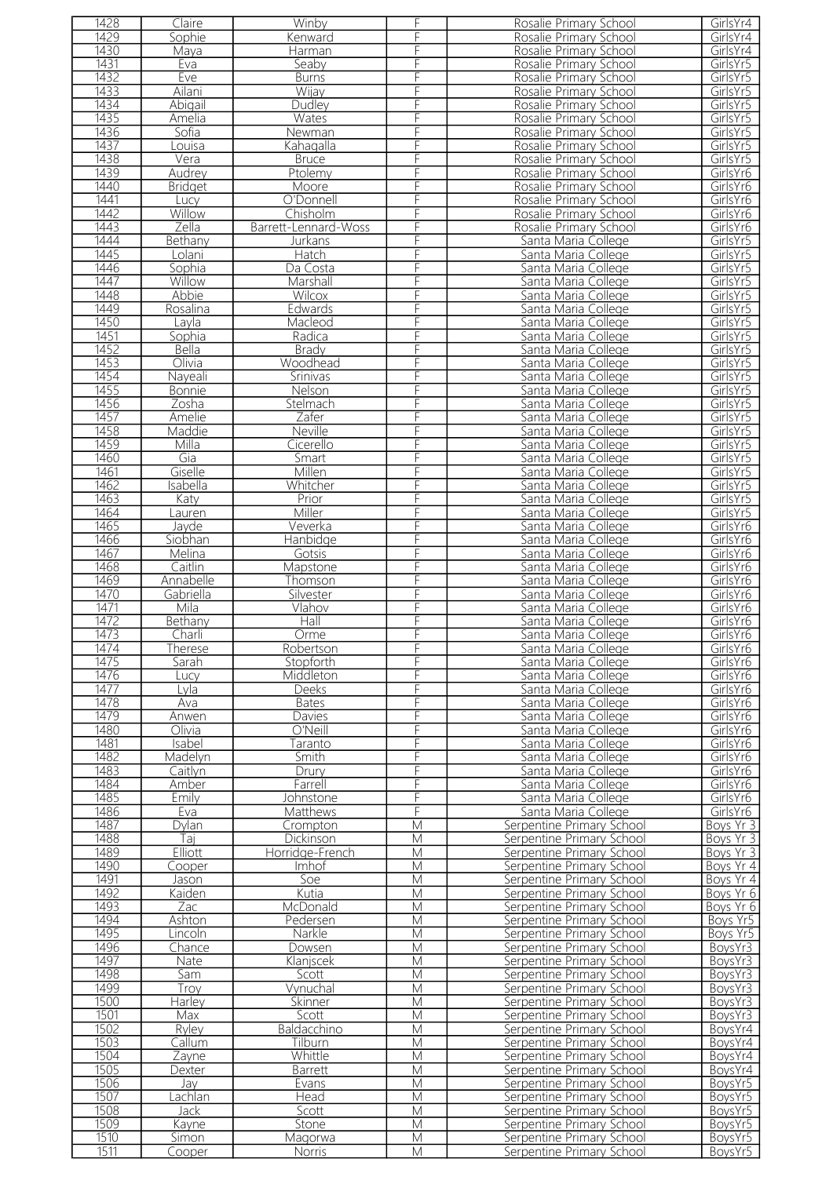| 1428 | Claire | Winby | F | Rosalie Primary School | GirlsYr4 |
|---|---|---|---|---|---|
| 1429 | Sophie | Kenward | F | Rosalie Primary School | GirlsYr4 |
| 1430 | Maya | Harman | F | Rosalie Primary School | GirlsYr4 |
| 1431 | Eva | Seaby | F | Rosalie Primary School | GirlsYr5 |
| 1432 | Eve | Burns | F | Rosalie Primary School | GirlsYr5 |
| 1433 | Ailani | Wijay | F | Rosalie Primary School | GirlsYr5 |
| 1434 | Abigail | Dudley | F | Rosalie Primary School | GirlsYr5 |
| 1435 | Amelia | Wates | F | Rosalie Primary School | GirlsYr5 |
| 1436 | Sofia | Newman | F | Rosalie Primary School | GirlsYr5 |
| 1437 | Louisa | Kahagalla | F | Rosalie Primary School | GirlsYr5 |
| 1438 | Vera | Bruce | F | Rosalie Primary School | GirlsYr5 |
| 1439 | Audrey | Ptolemy | F | Rosalie Primary School | GirlsYr6 |
| 1440 | Bridget | Moore | F | Rosalie Primary School | GirlsYr6 |
| 1441 | Lucy | O'Donnell | F | Rosalie Primary School | GirlsYr6 |
| 1442 | Willow | Chisholm | F | Rosalie Primary School | GirlsYr6 |
| 1443 | Zella | Barrett-Lennard-Woss | F | Rosalie Primary School | GirlsYr6 |
| 1444 | Bethany | Jurkans | F | Santa Maria College | GirlsYr5 |
| 1445 | Lolani | Hatch | F | Santa Maria College | GirlsYr5 |
| 1446 | Sophia | Da Costa | F | Santa Maria College | GirlsYr5 |
| 1447 | Willow | Marshall | F | Santa Maria College | GirlsYr5 |
| 1448 | Abbie | Wilcox | F | Santa Maria College | GirlsYr5 |
| 1449 | Rosalina | Edwards | F | Santa Maria College | GirlsYr5 |
| 1450 | Layla | Macleod | F | Santa Maria College | GirlsYr5 |
| 1451 | Sophia | Radica | F | Santa Maria College | GirlsYr5 |
| 1452 | Bella | Brady | F | Santa Maria College | GirlsYr5 |
| 1453 | Olivia | Woodhead | F | Santa Maria College | GirlsYr5 |
| 1454 | Nayeali | Srinivas | F | Santa Maria College | GirlsYr5 |
| 1455 | Bonnie | Nelson | F | Santa Maria College | GirlsYr5 |
| 1456 | Zosha | Stelmach | F | Santa Maria College | GirlsYr5 |
| 1457 | Amelie | Zafer | F | Santa Maria College | GirlsYr5 |
| 1458 | Maddie | Neville | F | Santa Maria College | GirlsYr5 |
| 1459 | Milla | Cicerello | F | Santa Maria College | GirlsYr5 |
| 1460 | Gia | Smart | F | Santa Maria College | GirlsYr5 |
| 1461 | Giselle | Millen | F | Santa Maria College | GirlsYr5 |
| 1462 | Isabella | Whitcher | F | Santa Maria College | GirlsYr5 |
| 1463 | Katy | Prior | F | Santa Maria College | GirlsYr5 |
| 1464 | Lauren | Miller | F | Santa Maria College | GirlsYr5 |
| 1465 | Jayde | Veverka | F | Santa Maria College | GirlsYr6 |
| 1466 | Siobhan | Hanbidge | F | Santa Maria College | GirlsYr6 |
| 1467 | Melina | Gotsis | F | Santa Maria College | GirlsYr6 |
| 1468 | Caitlin | Mapstone | F | Santa Maria College | GirlsYr6 |
| 1469 | Annabelle | Thomson | F | Santa Maria College | GirlsYr6 |
| 1470 | Gabriella | Silvester | F | Santa Maria College | GirlsYr6 |
| 1471 | Mila | Vlahov | F | Santa Maria College | GirlsYr6 |
| 1472 | Bethany | Hall | F | Santa Maria College | GirlsYr6 |
| 1473 | Charli | Orme | F | Santa Maria College | GirlsYr6 |
| 1474 | Therese | Robertson | F | Santa Maria College | GirlsYr6 |
| 1475 | Sarah | Stopforth | F | Santa Maria College | GirlsYr6 |
| 1476 | Lucy | Middleton | F | Santa Maria College | GirlsYr6 |
| 1477 | Lyla | Deeks | F | Santa Maria College | GirlsYr6 |
| 1478 | Ava | Bates | F | Santa Maria College | GirlsYr6 |
| 1479 | Anwen | Davies | F | Santa Maria College | GirlsYr6 |
| 1480 | Olivia | O'Neill | F | Santa Maria College | GirlsYr6 |
| 1481 | Isabel | Taranto | F | Santa Maria College | GirlsYr6 |
| 1482 | Madelyn | Smith | F | Santa Maria College | GirlsYr6 |
| 1483 | Caitlyn | Drury | F | Santa Maria College | GirlsYr6 |
| 1484 | Amber | Farrell | F | Santa Maria College | GirlsYr6 |
| 1485 | Emily | Johnstone | F | Santa Maria College | GirlsYr6 |
| 1486 | Eva | Matthews | F | Santa Maria College | GirlsYr6 |
| 1487 | Dylan | Crompton | M | Serpentine Primary School | Boys Yr 3 |
| 1488 | Taj | Dickinson | M | Serpentine Primary School | Boys Yr 3 |
| 1489 | Elliott | Horridge-French | M | Serpentine Primary School | Boys Yr 3 |
| 1490 | Cooper | Imhof | M | Serpentine Primary School | Boys Yr 4 |
| 1491 | Jason | Soe | M | Serpentine Primary School | Boys Yr 4 |
| 1492 | Kaiden | Kutia | M | Serpentine Primary School | Boys Yr 6 |
| 1493 | Zac | McDonald | M | Serpentine Primary School | Boys Yr 6 |
| 1494 | Ashton | Pedersen | M | Serpentine Primary School | Boys Yr5 |
| 1495 | Lincoln | Narkle | M | Serpentine Primary School | Boys Yr5 |
| 1496 | Chance | Dowsen | M | Serpentine Primary School | BoysYr3 |
| 1497 | Nate | Klanjscek | M | Serpentine Primary School | BoysYr3 |
| 1498 | Sam | Scott | M | Serpentine Primary School | BoysYr3 |
| 1499 | Troy | Vynuchal | M | Serpentine Primary School | BoysYr3 |
| 1500 | Harley | Skinner | M | Serpentine Primary School | BoysYr3 |
| 1501 | Max | Scott | M | Serpentine Primary School | BoysYr3 |
| 1502 | Ryley | Baldacchino | M | Serpentine Primary School | BoysYr4 |
| 1503 | Callum | Tilburn | M | Serpentine Primary School | BoysYr4 |
| 1504 | Zayne | Whittle | M | Serpentine Primary School | BoysYr4 |
| 1505 | Dexter | Barrett | M | Serpentine Primary School | BoysYr4 |
| 1506 | Jay | Evans | M | Serpentine Primary School | BoysYr5 |
| 1507 | Lachlan | Head | M | Serpentine Primary School | BoysYr5 |
| 1508 | Jack | Scott | M | Serpentine Primary School | BoysYr5 |
| 1509 | Kayne | Stone | M | Serpentine Primary School | BoysYr5 |
| 1510 | Simon | Magorwa | M | Serpentine Primary School | BoysYr5 |
| 1511 | Cooper | Norris | M | Serpentine Primary School | BoysYr5 |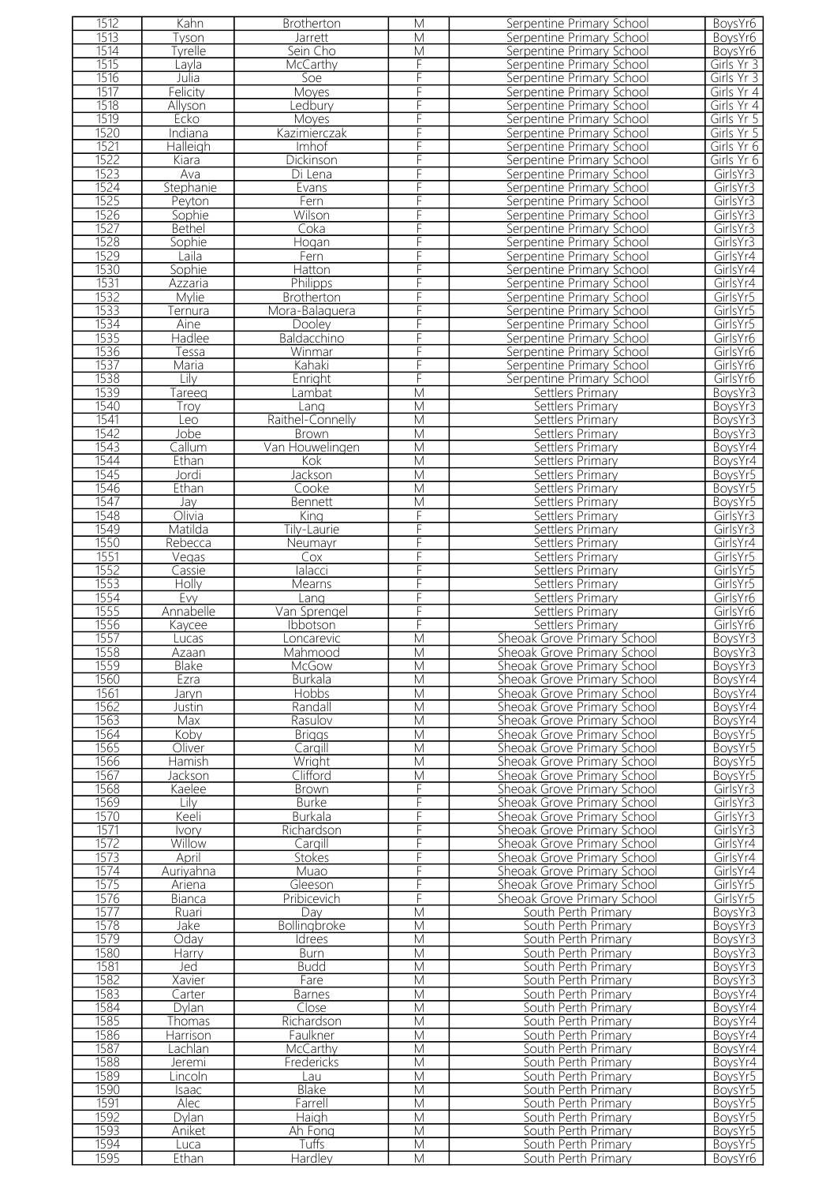| 1512 | Kahn | Brotherton | M | Serpentine Primary School | BoysYr6 |
|---|---|---|---|---|---|
| 1513 | Tyson | Jarrett | M | Serpentine Primary School | BoysYr6 |
| 1514 | Tyrelle | Sein Cho | M | Serpentine Primary School | BoysYr6 |
| 1515 | Layla | McCarthy | F | Serpentine Primary School | Girls Yr 3 |
| 1516 | Julia | Soe | F | Serpentine Primary School | Girls Yr 3 |
| 1517 | Felicity | Moyes | F | Serpentine Primary School | Girls Yr 4 |
| 1518 | Allyson | Ledbury | F | Serpentine Primary School | Girls Yr 4 |
| 1519 | Ecko | Moyes | F | Serpentine Primary School | Girls Yr 5 |
| 1520 | Indiana | Kazimierczak | F | Serpentine Primary School | Girls Yr 5 |
| 1521 | Halleigh | Imhof | F | Serpentine Primary School | Girls Yr 6 |
| 1522 | Kiara | Dickinson | F | Serpentine Primary School | Girls Yr 6 |
| 1523 | Ava | Di Lena | F | Serpentine Primary School | GirlsYr3 |
| 1524 | Stephanie | Evans | F | Serpentine Primary School | GirlsYr3 |
| 1525 | Peyton | Fern | F | Serpentine Primary School | GirlsYr3 |
| 1526 | Sophie | Wilson | F | Serpentine Primary School | GirlsYr3 |
| 1527 | Bethel | Coka | F | Serpentine Primary School | GirlsYr3 |
| 1528 | Sophie | Hogan | F | Serpentine Primary School | GirlsYr3 |
| 1529 | Laila | Fern | F | Serpentine Primary School | GirlsYr4 |
| 1530 | Sophie | Hatton | F | Serpentine Primary School | GirlsYr4 |
| 1531 | Azzaria | Philipps | F | Serpentine Primary School | GirlsYr4 |
| 1532 | Mylie | Brotherton | F | Serpentine Primary School | GirlsYr5 |
| 1533 | Ternura | Mora-Balaguera | F | Serpentine Primary School | GirlsYr5 |
| 1534 | Aine | Dooley | F | Serpentine Primary School | GirlsYr5 |
| 1535 | Hadlee | Baldacchino | F | Serpentine Primary School | GirlsYr6 |
| 1536 | Tessa | Winmar | F | Serpentine Primary School | GirlsYr6 |
| 1537 | Maria | Kahaki | F | Serpentine Primary School | GirlsYr6 |
| 1538 | Lily | Enright | F | Serpentine Primary School | GirlsYr6 |
| 1539 | Tareeq | Lambat | M | Settlers Primary | BoysYr3 |
| 1540 | Troy | Lang | M | Settlers Primary | BoysYr3 |
| 1541 | Leo | Raithel-Connelly | M | Settlers Primary | BoysYr3 |
| 1542 | Jobe | Brown | M | Settlers Primary | BoysYr3 |
| 1543 | Callum | Van Houwelingen | M | Settlers Primary | BoysYr4 |
| 1544 | Ethan | Kok | M | Settlers Primary | BoysYr4 |
| 1545 | Jordi | Jackson | M | Settlers Primary | BoysYr5 |
| 1546 | Ethan | Cooke | M | Settlers Primary | BoysYr5 |
| 1547 | Jay | Bennett | M | Settlers Primary | BoysYr5 |
| 1548 | Olivia | King | F | Settlers Primary | GirlsYr3 |
| 1549 | Matilda | Tily-Laurie | F | Settlers Primary | GirlsYr3 |
| 1550 | Rebecca | Neumayr | F | Settlers Primary | GirlsYr4 |
| 1551 | Vegas | Cox | F | Settlers Primary | GirlsYr5 |
| 1552 | Cassie | Ialacci | F | Settlers Primary | GirlsYr5 |
| 1553 | Holly | Mearns | F | Settlers Primary | GirlsYr5 |
| 1554 | Evy | Lang | F | Settlers Primary | GirlsYr6 |
| 1555 | Annabelle | Van Sprengel | F | Settlers Primary | GirlsYr6 |
| 1556 | Kaycee | Ibbotson | F | Settlers Primary | GirlsYr6 |
| 1557 | Lucas | Loncarevic | M | Sheoak Grove Primary School | BoysYr3 |
| 1558 | Azaan | Mahmood | M | Sheoak Grove Primary School | BoysYr3 |
| 1559 | Blake | McGow | M | Sheoak Grove Primary School | BoysYr3 |
| 1560 | Ezra | Burkala | M | Sheoak Grove Primary School | BoysYr4 |
| 1561 | Jaryn | Hobbs | M | Sheoak Grove Primary School | BoysYr4 |
| 1562 | Justin | Randall | M | Sheoak Grove Primary School | BoysYr4 |
| 1563 | Max | Rasulov | M | Sheoak Grove Primary School | BoysYr4 |
| 1564 | Koby | Briggs | M | Sheoak Grove Primary School | BoysYr5 |
| 1565 | Oliver | Cargill | M | Sheoak Grove Primary School | BoysYr5 |
| 1566 | Hamish | Wright | M | Sheoak Grove Primary School | BoysYr5 |
| 1567 | Jackson | Clifford | M | Sheoak Grove Primary School | BoysYr5 |
| 1568 | Kaelee | Brown | F | Sheoak Grove Primary School | GirlsYr3 |
| 1569 | Lily | Burke | F | Sheoak Grove Primary School | GirlsYr3 |
| 1570 | Keeli | Burkala | F | Sheoak Grove Primary School | GirlsYr3 |
| 1571 | Ivory | Richardson | F | Sheoak Grove Primary School | GirlsYr3 |
| 1572 | Willow | Cargill | F | Sheoak Grove Primary School | GirlsYr4 |
| 1573 | April | Stokes | F | Sheoak Grove Primary School | GirlsYr4 |
| 1574 | Auriyahna | Muao | F | Sheoak Grove Primary School | GirlsYr4 |
| 1575 | Ariena | Gleeson | F | Sheoak Grove Primary School | GirlsYr5 |
| 1576 | Bianca | Pribicevich | F | Sheoak Grove Primary School | GirlsYr5 |
| 1577 | Ruari | Day | M | South Perth Primary | BoysYr3 |
| 1578 | Jake | Bollingbroke | M | South Perth Primary | BoysYr3 |
| 1579 | Oday | Idrees | M | South Perth Primary | BoysYr3 |
| 1580 | Harry | Burn | M | South Perth Primary | BoysYr3 |
| 1581 | Jed | Budd | M | South Perth Primary | BoysYr3 |
| 1582 | Xavier | Fare | M | South Perth Primary | BoysYr3 |
| 1583 | Carter | Barnes | M | South Perth Primary | BoysYr4 |
| 1584 | Dylan | Close | M | South Perth Primary | BoysYr4 |
| 1585 | Thomas | Richardson | M | South Perth Primary | BoysYr4 |
| 1586 | Harrison | Faulkner | M | South Perth Primary | BoysYr4 |
| 1587 | Lachlan | McCarthy | M | South Perth Primary | BoysYr4 |
| 1588 | Jeremi | Fredericks | M | South Perth Primary | BoysYr4 |
| 1589 | Lincoln | Lau | M | South Perth Primary | BoysYr5 |
| 1590 | Isaac | Blake | M | South Perth Primary | BoysYr5 |
| 1591 | Alec | Farrell | M | South Perth Primary | BoysYr5 |
| 1592 | Dylan | Haigh | M | South Perth Primary | BoysYr5 |
| 1593 | Aniket | Ah Fong | M | South Perth Primary | BoysYr5 |
| 1594 | Luca | Tuffs | M | South Perth Primary | BoysYr5 |
| 1595 | Ethan | Hardley | M | South Perth Primary | BoysYr6 |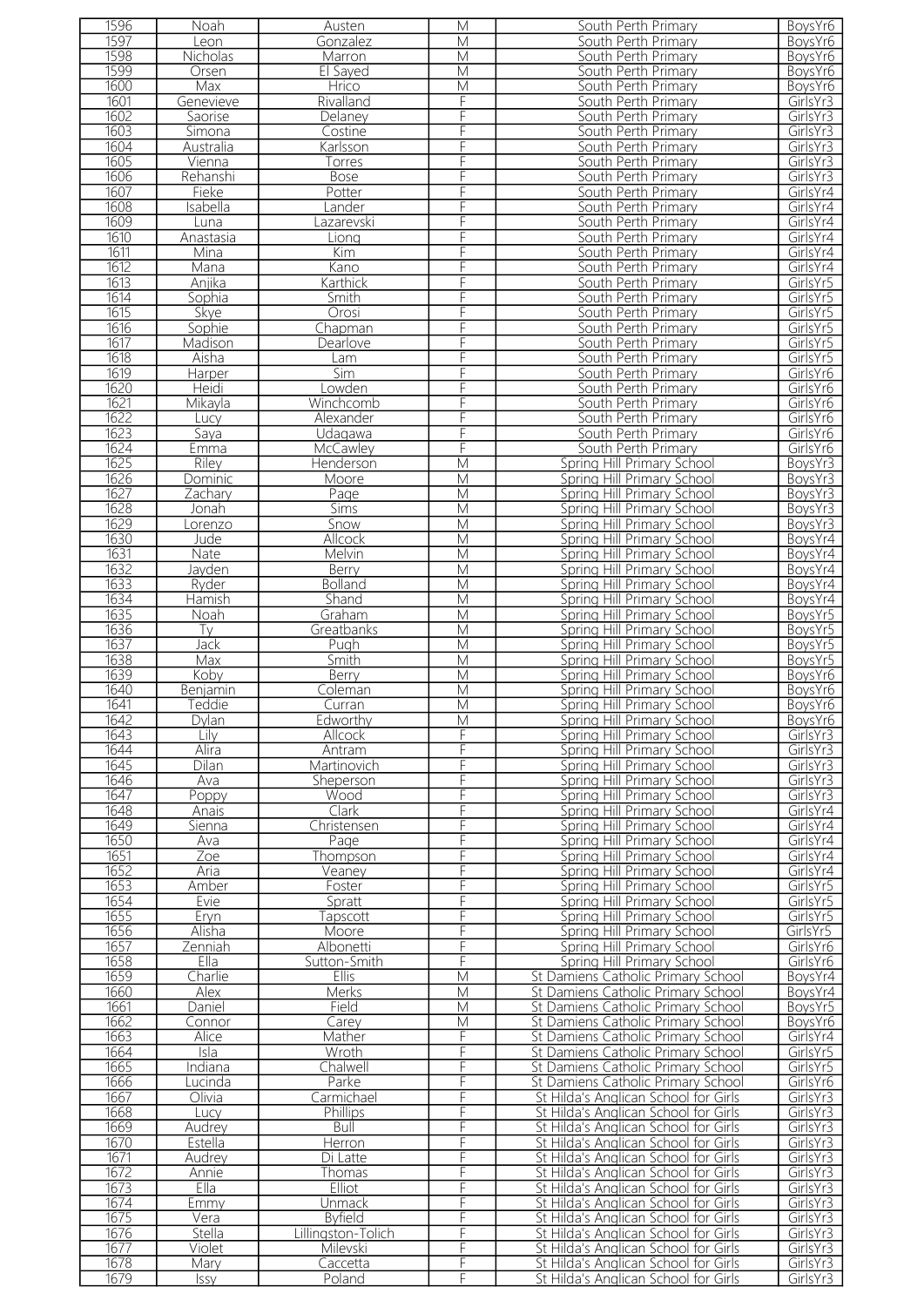| 1596 | Noah | Austen | M | South Perth Primary | BoysYr6 |
|---|---|---|---|---|---|
| 1597 | Leon | Gonzalez | M | South Perth Primary | BoysYr6 |
| 1598 | Nicholas | Marron | M | South Perth Primary | BoysYr6 |
| 1599 | Orsen | El Sayed | M | South Perth Primary | BoysYr6 |
| 1600 | Max | Hrico | M | South Perth Primary | BoysYr6 |
| 1601 | Genevieve | Rivalland | F | South Perth Primary | GirlsYr3 |
| 1602 | Saorise | Delaney | F | South Perth Primary | GirlsYr3 |
| 1603 | Simona | Costine | F | South Perth Primary | GirlsYr3 |
| 1604 | Australia | Karlsson | F | South Perth Primary | GirlsYr3 |
| 1605 | Vienna | Torres | F | South Perth Primary | GirlsYr3 |
| 1606 | Rehanshi | Bose | F | South Perth Primary | GirlsYr3 |
| 1607 | Fieke | Potter | F | South Perth Primary | GirlsYr4 |
| 1608 | Isabella | Lander | F | South Perth Primary | GirlsYr4 |
| 1609 | Luna | Lazarevski | F | South Perth Primary | GirlsYr4 |
| 1610 | Anastasia | Liong | F | South Perth Primary | GirlsYr4 |
| 1611 | Mina | Kim | F | South Perth Primary | GirlsYr4 |
| 1612 | Mana | Kano | F | South Perth Primary | GirlsYr4 |
| 1613 | Anjika | Karthick | F | South Perth Primary | GirlsYr5 |
| 1614 | Sophia | Smith | F | South Perth Primary | GirlsYr5 |
| 1615 | Skye | Orosi | F | South Perth Primary | GirlsYr5 |
| 1616 | Sophie | Chapman | F | South Perth Primary | GirlsYr5 |
| 1617 | Madison | Dearlove | F | South Perth Primary | GirlsYr5 |
| 1618 | Aisha | Lam | F | South Perth Primary | GirlsYr5 |
| 1619 | Harper | Sim | F | South Perth Primary | GirlsYr6 |
| 1620 | Heidi | Lowden | F | South Perth Primary | GirlsYr6 |
| 1621 | Mikayla | Winchcomb | F | South Perth Primary | GirlsYr6 |
| 1622 | Lucy | Alexander | F | South Perth Primary | GirlsYr6 |
| 1623 | Saya | Udagawa | F | South Perth Primary | GirlsYr6 |
| 1624 | Emma | McCawley | F | South Perth Primary | GirlsYr6 |
| 1625 | Riley | Henderson | M | Spring Hill Primary School | BoysYr3 |
| 1626 | Dominic | Moore | M | Spring Hill Primary School | BoysYr3 |
| 1627 | Zachary | Page | M | Spring Hill Primary School | BoysYr3 |
| 1628 | Jonah | Sims | M | Spring Hill Primary School | BoysYr3 |
| 1629 | Lorenzo | Snow | M | Spring Hill Primary School | BoysYr3 |
| 1630 | Jude | Allcock | M | Spring Hill Primary School | BoysYr4 |
| 1631 | Nate | Melvin | M | Spring Hill Primary School | BoysYr4 |
| 1632 | Jayden | Berry | M | Spring Hill Primary School | BoysYr4 |
| 1633 | Ryder | Bolland | M | Spring Hill Primary School | BoysYr4 |
| 1634 | Hamish | Shand | M | Spring Hill Primary School | BoysYr4 |
| 1635 | Noah | Graham | M | Spring Hill Primary School | BoysYr5 |
| 1636 | Ty | Greatbanks | M | Spring Hill Primary School | BoysYr5 |
| 1637 | Jack | Pugh | M | Spring Hill Primary School | BoysYr5 |
| 1638 | Max | Smith | M | Spring Hill Primary School | BoysYr5 |
| 1639 | Koby | Berry | M | Spring Hill Primary School | BoysYr6 |
| 1640 | Benjamin | Coleman | M | Spring Hill Primary School | BoysYr6 |
| 1641 | Teddie | Curran | M | Spring Hill Primary School | BoysYr6 |
| 1642 | Dylan | Edworthy | M | Spring Hill Primary School | BoysYr6 |
| 1643 | Lily | Allcock | F | Spring Hill Primary School | GirlsYr3 |
| 1644 | Alira | Antram | F | Spring Hill Primary School | GirlsYr3 |
| 1645 | Dilan | Martinovich | F | Spring Hill Primary School | GirlsYr3 |
| 1646 | Ava | Sheperson | F | Spring Hill Primary School | GirlsYr3 |
| 1647 | Poppy | Wood | F | Spring Hill Primary School | GirlsYr3 |
| 1648 | Anais | Clark | F | Spring Hill Primary School | GirlsYr4 |
| 1649 | Sienna | Christensen | F | Spring Hill Primary School | GirlsYr4 |
| 1650 | Ava | Page | F | Spring Hill Primary School | GirlsYr4 |
| 1651 | Zoe | Thompson | F | Spring Hill Primary School | GirlsYr4 |
| 1652 | Aria | Veaney | F | Spring Hill Primary School | GirlsYr4 |
| 1653 | Amber | Foster | F | Spring Hill Primary School | GirlsYr5 |
| 1654 | Evie | Spratt | F | Spring Hill Primary School | GirlsYr5 |
| 1655 | Eryn | Tapscott | F | Spring Hill Primary School | GirlsYr5 |
| 1656 | Alisha | Moore | F | Spring Hill Primary School | GirlsYr5 |
| 1657 | Zenniah | Albonetti | F | Spring Hill Primary School | GirlsYr6 |
| 1658 | Ella | Sutton-Smith | F | Spring Hill Primary School | GirlsYr6 |
| 1659 | Charlie | Ellis | M | St Damiens Catholic Primary School | BoysYr4 |
| 1660 | Alex | Merks | M | St Damiens Catholic Primary School | BoysYr4 |
| 1661 | Daniel | Field | M | St Damiens Catholic Primary School | BoysYr5 |
| 1662 | Connor | Carey | M | St Damiens Catholic Primary School | BoysYr6 |
| 1663 | Alice | Mather | F | St Damiens Catholic Primary School | GirlsYr4 |
| 1664 | Isla | Wroth | F | St Damiens Catholic Primary School | GirlsYr5 |
| 1665 | Indiana | Chalwell | F | St Damiens Catholic Primary School | GirlsYr5 |
| 1666 | Lucinda | Parke | F | St Damiens Catholic Primary School | GirlsYr6 |
| 1667 | Olivia | Carmichael | F | St Hilda's Anglican School for Girls | GirlsYr3 |
| 1668 | Lucy | Phillips | F | St Hilda's Anglican School for Girls | GirlsYr3 |
| 1669 | Audrey | Bull | F | St Hilda's Anglican School for Girls | GirlsYr3 |
| 1670 | Estella | Herron | F | St Hilda's Anglican School for Girls | GirlsYr3 |
| 1671 | Audrey | Di Latte | F | St Hilda's Anglican School for Girls | GirlsYr3 |
| 1672 | Annie | Thomas | F | St Hilda's Anglican School for Girls | GirlsYr3 |
| 1673 | Ella | Elliot | F | St Hilda's Anglican School for Girls | GirlsYr3 |
| 1674 | Emmy | Unmack | F | St Hilda's Anglican School for Girls | GirlsYr3 |
| 1675 | Vera | Byfield | F | St Hilda's Anglican School for Girls | GirlsYr3 |
| 1676 | Stella | Lillingston-Tolich | F | St Hilda's Anglican School for Girls | GirlsYr3 |
| 1677 | Violet | Milevski | F | St Hilda's Anglican School for Girls | GirlsYr3 |
| 1678 | Mary | Caccetta | F | St Hilda's Anglican School for Girls | GirlsYr3 |
| 1679 | Issy | Poland | F | St Hilda's Anglican School for Girls | GirlsYr3 |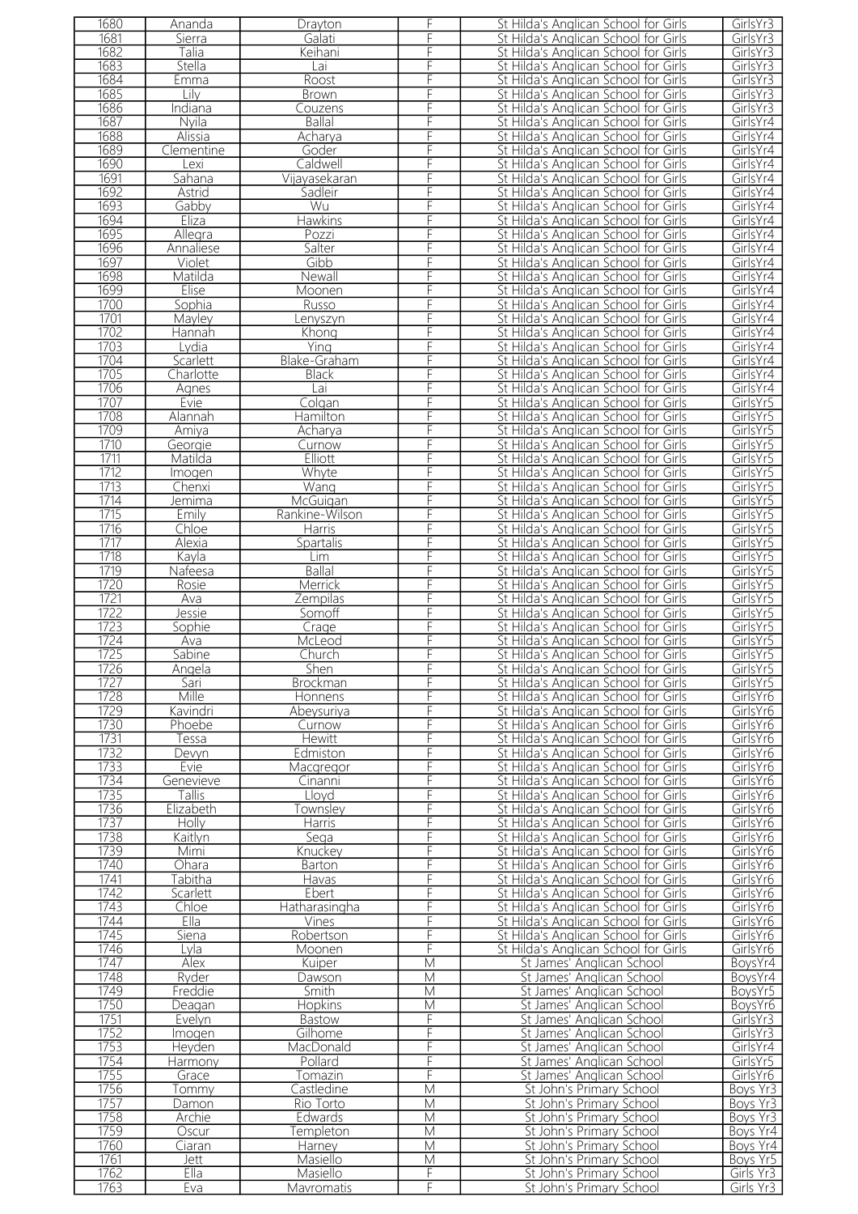| 1680 | Ananda | Drayton | F | St Hilda's Anglican School for Girls | GirlsYr3 |
|---|---|---|---|---|---|
| 1681 | Sierra | Galati | F | St Hilda's Anglican School for Girls | GirlsYr3 |
| 1682 | Talia | Keihani | F | St Hilda's Anglican School for Girls | GirlsYr3 |
| 1683 | Stella | Lai | F | St Hilda's Anglican School for Girls | GirlsYr3 |
| 1684 | Emma | Roost | F | St Hilda's Anglican School for Girls | GirlsYr3 |
| 1685 | Lily | Brown | F | St Hilda's Anglican School for Girls | GirlsYr3 |
| 1686 | Indiana | Couzens | F | St Hilda's Anglican School for Girls | GirlsYr3 |
| 1687 | Nyila | Ballal | F | St Hilda's Anglican School for Girls | GirlsYr4 |
| 1688 | Alissia | Acharya | F | St Hilda's Anglican School for Girls | GirlsYr4 |
| 1689 | Clementine | Goder | F | St Hilda's Anglican School for Girls | GirlsYr4 |
| 1690 | Lexi | Caldwell | F | St Hilda's Anglican School for Girls | GirlsYr4 |
| 1691 | Sahana | Vijayasekaran | F | St Hilda's Anglican School for Girls | GirlsYr4 |
| 1692 | Astrid | Sadleir | F | St Hilda's Anglican School for Girls | GirlsYr4 |
| 1693 | Gabby | Wu | F | St Hilda's Anglican School for Girls | GirlsYr4 |
| 1694 | Eliza | Hawkins | F | St Hilda's Anglican School for Girls | GirlsYr4 |
| 1695 | Allegra | Pozzi | F | St Hilda's Anglican School for Girls | GirlsYr4 |
| 1696 | Annaliese | Salter | F | St Hilda's Anglican School for Girls | GirlsYr4 |
| 1697 | Violet | Gibb | F | St Hilda's Anglican School for Girls | GirlsYr4 |
| 1698 | Matilda | Newall | F | St Hilda's Anglican School for Girls | GirlsYr4 |
| 1699 | Elise | Moonen | F | St Hilda's Anglican School for Girls | GirlsYr4 |
| 1700 | Sophia | Russo | F | St Hilda's Anglican School for Girls | GirlsYr4 |
| 1701 | Mayley | Lenyszyn | F | St Hilda's Anglican School for Girls | GirlsYr4 |
| 1702 | Hannah | Khong | F | St Hilda's Anglican School for Girls | GirlsYr4 |
| 1703 | Lydia | Ying | F | St Hilda's Anglican School for Girls | GirlsYr4 |
| 1704 | Scarlett | Blake-Graham | F | St Hilda's Anglican School for Girls | GirlsYr4 |
| 1705 | Charlotte | Black | F | St Hilda's Anglican School for Girls | GirlsYr4 |
| 1706 | Agnes | Lai | F | St Hilda's Anglican School for Girls | GirlsYr4 |
| 1707 | Evie | Colgan | F | St Hilda's Anglican School for Girls | GirlsYr5 |
| 1708 | Alannah | Hamilton | F | St Hilda's Anglican School for Girls | GirlsYr5 |
| 1709 | Amiya | Acharya | F | St Hilda's Anglican School for Girls | GirlsYr5 |
| 1710 | Georgie | Curnow | F | St Hilda's Anglican School for Girls | GirlsYr5 |
| 1711 | Matilda | Elliott | F | St Hilda's Anglican School for Girls | GirlsYr5 |
| 1712 | Imogen | Whyte | F | St Hilda's Anglican School for Girls | GirlsYr5 |
| 1713 | Chenxi | Wang | F | St Hilda's Anglican School for Girls | GirlsYr5 |
| 1714 | Jemima | McGuigan | F | St Hilda's Anglican School for Girls | GirlsYr5 |
| 1715 | Emily | Rankine-Wilson | F | St Hilda's Anglican School for Girls | GirlsYr5 |
| 1716 | Chloe | Harris | F | St Hilda's Anglican School for Girls | GirlsYr5 |
| 1717 | Alexia | Spartalis | F | St Hilda's Anglican School for Girls | GirlsYr5 |
| 1718 | Kayla | Lim | F | St Hilda's Anglican School for Girls | GirlsYr5 |
| 1719 | Nafeesa | Ballal | F | St Hilda's Anglican School for Girls | GirlsYr5 |
| 1720 | Rosie | Merrick | F | St Hilda's Anglican School for Girls | GirlsYr5 |
| 1721 | Ava | Zempilas | F | St Hilda's Anglican School for Girls | GirlsYr5 |
| 1722 | Jessie | Somoff | F | St Hilda's Anglican School for Girls | GirlsYr5 |
| 1723 | Sophie | Crage | F | St Hilda's Anglican School for Girls | GirlsYr5 |
| 1724 | Ava | McLeod | F | St Hilda's Anglican School for Girls | GirlsYr5 |
| 1725 | Sabine | Church | F | St Hilda's Anglican School for Girls | GirlsYr5 |
| 1726 | Angela | Shen | F | St Hilda's Anglican School for Girls | GirlsYr5 |
| 1727 | Sari | Brockman | F | St Hilda's Anglican School for Girls | GirlsYr5 |
| 1728 | Mille | Honnens | F | St Hilda's Anglican School for Girls | GirlsYr6 |
| 1729 | Kavindri | Abeysuriya | F | St Hilda's Anglican School for Girls | GirlsYr6 |
| 1730 | Phoebe | Curnow | F | St Hilda's Anglican School for Girls | GirlsYr6 |
| 1731 | Tessa | Hewitt | F | St Hilda's Anglican School for Girls | GirlsYr6 |
| 1732 | Devyn | Edmiston | F | St Hilda's Anglican School for Girls | GirlsYr6 |
| 1733 | Evie | Macgregor | F | St Hilda's Anglican School for Girls | GirlsYr6 |
| 1734 | Genevieve | Cinanni | F | St Hilda's Anglican School for Girls | GirlsYr6 |
| 1735 | Tallis | Lloyd | F | St Hilda's Anglican School for Girls | GirlsYr6 |
| 1736 | Elizabeth | Townsley | F | St Hilda's Anglican School for Girls | GirlsYr6 |
| 1737 | Holly | Harris | F | St Hilda's Anglican School for Girls | GirlsYr6 |
| 1738 | Kaitlyn | Sega | F | St Hilda's Anglican School for Girls | GirlsYr6 |
| 1739 | Mimi | Knuckey | F | St Hilda's Anglican School for Girls | GirlsYr6 |
| 1740 | Ohara | Barton | F | St Hilda's Anglican School for Girls | GirlsYr6 |
| 1741 | Tabitha | Havas | F | St Hilda's Anglican School for Girls | GirlsYr6 |
| 1742 | Scarlett | Ebert | F | St Hilda's Anglican School for Girls | GirlsYr6 |
| 1743 | Chloe | Hatharasingha | F | St Hilda's Anglican School for Girls | GirlsYr6 |
| 1744 | Ella | Vines | F | St Hilda's Anglican School for Girls | GirlsYr6 |
| 1745 | Siena | Robertson | F | St Hilda's Anglican School for Girls | GirlsYr6 |
| 1746 | Lyla | Moonen | F | St Hilda's Anglican School for Girls | GirlsYr6 |
| 1747 | Alex | Kuiper | M | St James' Anglican School | BoysYr4 |
| 1748 | Ryder | Dawson | M | St James' Anglican School | BoysYr4 |
| 1749 | Freddie | Smith | M | St James' Anglican School | BoysYr5 |
| 1750 | Deagan | Hopkins | M | St James' Anglican School | BoysYr6 |
| 1751 | Evelyn | Bastow | F | St James' Anglican School | GirlsYr3 |
| 1752 | Imogen | Gilhome | F | St James' Anglican School | GirlsYr3 |
| 1753 | Heyden | MacDonald | F | St James' Anglican School | GirlsYr4 |
| 1754 | Harmony | Pollard | F | St James' Anglican School | GirlsYr5 |
| 1755 | Grace | Tomazin | F | St James' Anglican School | GirlsYr6 |
| 1756 | Tommy | Castledine | M | St John's Primary School | Boys Yr3 |
| 1757 | Damon | Rio Torto | M | St John's Primary School | Boys Yr3 |
| 1758 | Archie | Edwards | M | St John's Primary School | Boys Yr3 |
| 1759 | Oscur | Templeton | M | St John's Primary School | Boys Yr4 |
| 1760 | Ciaran | Harney | M | St John's Primary School | Boys Yr4 |
| 1761 | Jett | Masiello | M | St John's Primary School | Boys Yr5 |
| 1762 | Ella | Masiello | F | St John's Primary School | Girls Yr3 |
| 1763 | Eva | Mavromatis | F | St John's Primary School | Girls Yr3 |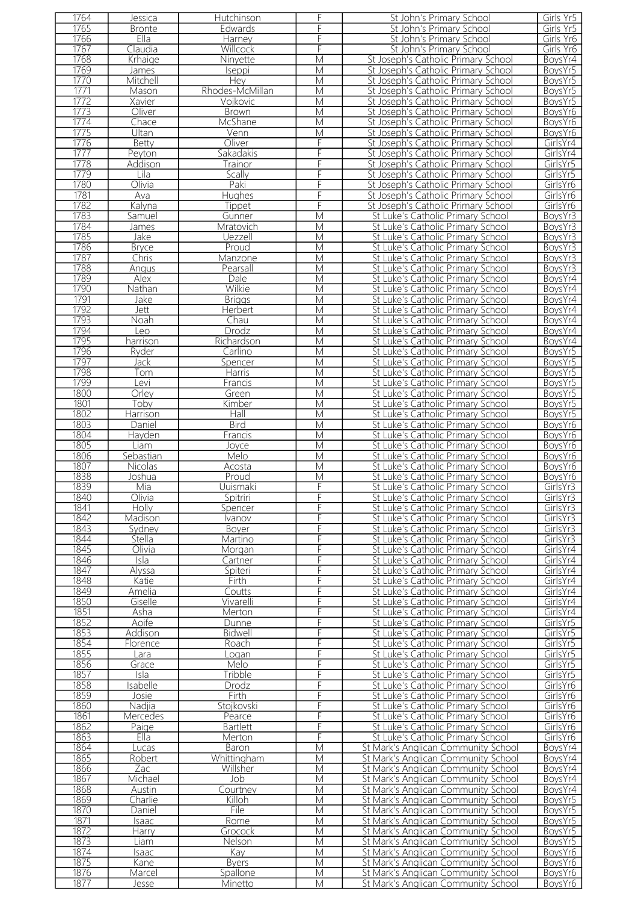| 1764 | Jessica | Hutchinson | F | St John's Primary School | Girls Yr5 |
|---|---|---|---|---|---|
| 1765 | Bronte | Edwards | F | St John's Primary School | Girls Yr5 |
| 1766 | Ella | Harney | F | St John's Primary School | Girls Yr6 |
| 1767 | Claudia | Willcock | F | St John's Primary School | Girls Yr6 |
| 1768 | Krhaige | Ninyette | M | St Joseph's Catholic Primary School | BoysYr4 |
| 1769 | James | Iseppi | M | St Joseph's Catholic Primary School | BoysYr5 |
| 1770 | Mitchell | Hey | M | St Joseph's Catholic Primary School | BoysYr5 |
| 1771 | Mason | Rhodes-McMillan | M | St Joseph's Catholic Primary School | BoysYr5 |
| 1772 | Xavier | Vojkovic | M | St Joseph's Catholic Primary School | BoysYr5 |
| 1773 | Oliver | Brown | M | St Joseph's Catholic Primary School | BoysYr6 |
| 1774 | Chace | McShane | M | St Joseph's Catholic Primary School | BoysYr6 |
| 1775 | Ultan | Venn | M | St Joseph's Catholic Primary School | BoysYr6 |
| 1776 | Betty | Oliver | F | St Joseph's Catholic Primary School | GirlsYr4 |
| 1777 | Peyton | Sakadakis | F | St Joseph's Catholic Primary School | GirlsYr4 |
| 1778 | Addison | Trainor | F | St Joseph's Catholic Primary School | GirlsYr5 |
| 1779 | Lila | Scally | F | St Joseph's Catholic Primary School | GirlsYr5 |
| 1780 | Olivia | Paki | F | St Joseph's Catholic Primary School | GirlsYr6 |
| 1781 | Ava | Hughes | F | St Joseph's Catholic Primary School | GirlsYr6 |
| 1782 | Kalyna | Tippet | F | St Joseph's Catholic Primary School | GirlsYr6 |
| 1783 | Samuel | Gunner | M | St Luke's Catholic Primary School | BoysYr3 |
| 1784 | James | Mratovich | M | St Luke's Catholic Primary School | BoysYr3 |
| 1785 | Jake | Uezzell | M | St Luke's Catholic Primary School | BoysYr3 |
| 1786 | Bryce | Proud | M | St Luke's Catholic Primary School | BoysYr3 |
| 1787 | Chris | Manzone | M | St Luke's Catholic Primary School | BoysYr3 |
| 1788 | Angus | Pearsall | M | St Luke's Catholic Primary School | BoysYr3 |
| 1789 | Alex | Dale | M | St Luke's Catholic Primary School | BoysYr4 |
| 1790 | Nathan | Wilkie | M | St Luke's Catholic Primary School | BoysYr4 |
| 1791 | Jake | Briggs | M | St Luke's Catholic Primary School | BoysYr4 |
| 1792 | Jett | Herbert | M | St Luke's Catholic Primary School | BoysYr4 |
| 1793 | Noah | Chau | M | St Luke's Catholic Primary School | BoysYr4 |
| 1794 | Leo | Drodz | M | St Luke's Catholic Primary School | BoysYr4 |
| 1795 | harrison | Richardson | M | St Luke's Catholic Primary School | BoysYr4 |
| 1796 | Ryder | Carlino | M | St Luke's Catholic Primary School | BoysYr5 |
| 1797 | Jack | Spencer | M | St Luke's Catholic Primary School | BoysYr5 |
| 1798 | Tom | Harris | M | St Luke's Catholic Primary School | BoysYr5 |
| 1799 | Levi | Francis | M | St Luke's Catholic Primary School | BoysYr5 |
| 1800 | Orley | Green | M | St Luke's Catholic Primary School | BoysYr5 |
| 1801 | Toby | Kimber | M | St Luke's Catholic Primary School | BoysYr5 |
| 1802 | Harrison | Hall | M | St Luke's Catholic Primary School | BoysYr5 |
| 1803 | Daniel | Bird | M | St Luke's Catholic Primary School | BoysYr6 |
| 1804 | Hayden | Francis | M | St Luke's Catholic Primary School | BoysYr6 |
| 1805 | Liam | Joyce | M | St Luke's Catholic Primary School | BoysYr6 |
| 1806 | Sebastian | Melo | M | St Luke's Catholic Primary School | BoysYr6 |
| 1807 | Nicolas | Acosta | M | St Luke's Catholic Primary School | BoysYr6 |
| 1838 | Joshua | Proud | M | St Luke's Catholic Primary School | BoysYr6 |
| 1839 | Mia | Uuismaki | F | St Luke's Catholic Primary School | GirlsYr3 |
| 1840 | Olivia | Spitriri | F | St Luke's Catholic Primary School | GirlsYr3 |
| 1841 | Holly | Spencer | F | St Luke's Catholic Primary School | GirlsYr3 |
| 1842 | Madison | Ivanov | F | St Luke's Catholic Primary School | GirlsYr3 |
| 1843 | Sydney | Boyer | F | St Luke's Catholic Primary School | GirlsYr3 |
| 1844 | Stella | Martino | F | St Luke's Catholic Primary School | GirlsYr3 |
| 1845 | Olivia | Morgan | F | St Luke's Catholic Primary School | GirlsYr4 |
| 1846 | Isla | Cartner | F | St Luke's Catholic Primary School | GirlsYr4 |
| 1847 | Alyssa | Spiteri | F | St Luke's Catholic Primary School | GirlsYr4 |
| 1848 | Katie | Firth | F | St Luke's Catholic Primary School | GirlsYr4 |
| 1849 | Amelia | Coutts | F | St Luke's Catholic Primary School | GirlsYr4 |
| 1850 | Giselle | Vivarelli | F | St Luke's Catholic Primary School | GirlsYr4 |
| 1851 | Asha | Merton | F | St Luke's Catholic Primary School | GirlsYr4 |
| 1852 | Aoife | Dunne | F | St Luke's Catholic Primary School | GirlsYr5 |
| 1853 | Addison | Bidwell | F | St Luke's Catholic Primary School | GirlsYr5 |
| 1854 | Florence | Roach | F | St Luke's Catholic Primary School | GirlsYr5 |
| 1855 | Lara | Logan | F | St Luke's Catholic Primary School | GirlsYr5 |
| 1856 | Grace | Melo | F | St Luke's Catholic Primary School | GirlsYr5 |
| 1857 | Isla | Tribble | F | St Luke's Catholic Primary School | GirlsYr5 |
| 1858 | Isabelle | Drodz | F | St Luke's Catholic Primary School | GirlsYr6 |
| 1859 | Josie | Firth | F | St Luke's Catholic Primary School | GirlsYr6 |
| 1860 | Nadjia | Stojkovski | F | St Luke's Catholic Primary School | GirlsYr6 |
| 1861 | Mercedes | Pearce | F | St Luke's Catholic Primary School | GirlsYr6 |
| 1862 | Paige | Bartlett | F | St Luke's Catholic Primary School | GirlsYr6 |
| 1863 | Ella | Merton | F | St Luke's Catholic Primary School | GirlsYr6 |
| 1864 | Lucas | Baron | M | St Mark's Anglican Community School | BoysYr4 |
| 1865 | Robert | Whittingham | M | St Mark's Anglican Community School | BoysYr4 |
| 1866 | Zac | Willsher | M | St Mark's Anglican Community School | BoysYr4 |
| 1867 | Michael | Job | M | St Mark's Anglican Community School | BoysYr4 |
| 1868 | Austin | Courtney | M | St Mark's Anglican Community School | BoysYr4 |
| 1869 | Charlie | Killoh | M | St Mark's Anglican Community School | BoysYr5 |
| 1870 | Daniel | File | M | St Mark's Anglican Community School | BoysYr5 |
| 1871 | Isaac | Rome | M | St Mark's Anglican Community School | BoysYr5 |
| 1872 | Harry | Grocock | M | St Mark's Anglican Community School | BoysYr5 |
| 1873 | Liam | Nelson | M | St Mark's Anglican Community School | BoysYr5 |
| 1874 | Isaac | Kay | M | St Mark's Anglican Community School | BoysYr6 |
| 1875 | Kane | Byers | M | St Mark's Anglican Community School | BoysYr6 |
| 1876 | Marcel | Spallone | M | St Mark's Anglican Community School | BoysYr6 |
| 1877 | Jesse | Minetto | M | St Mark's Anglican Community School | BoysYr6 |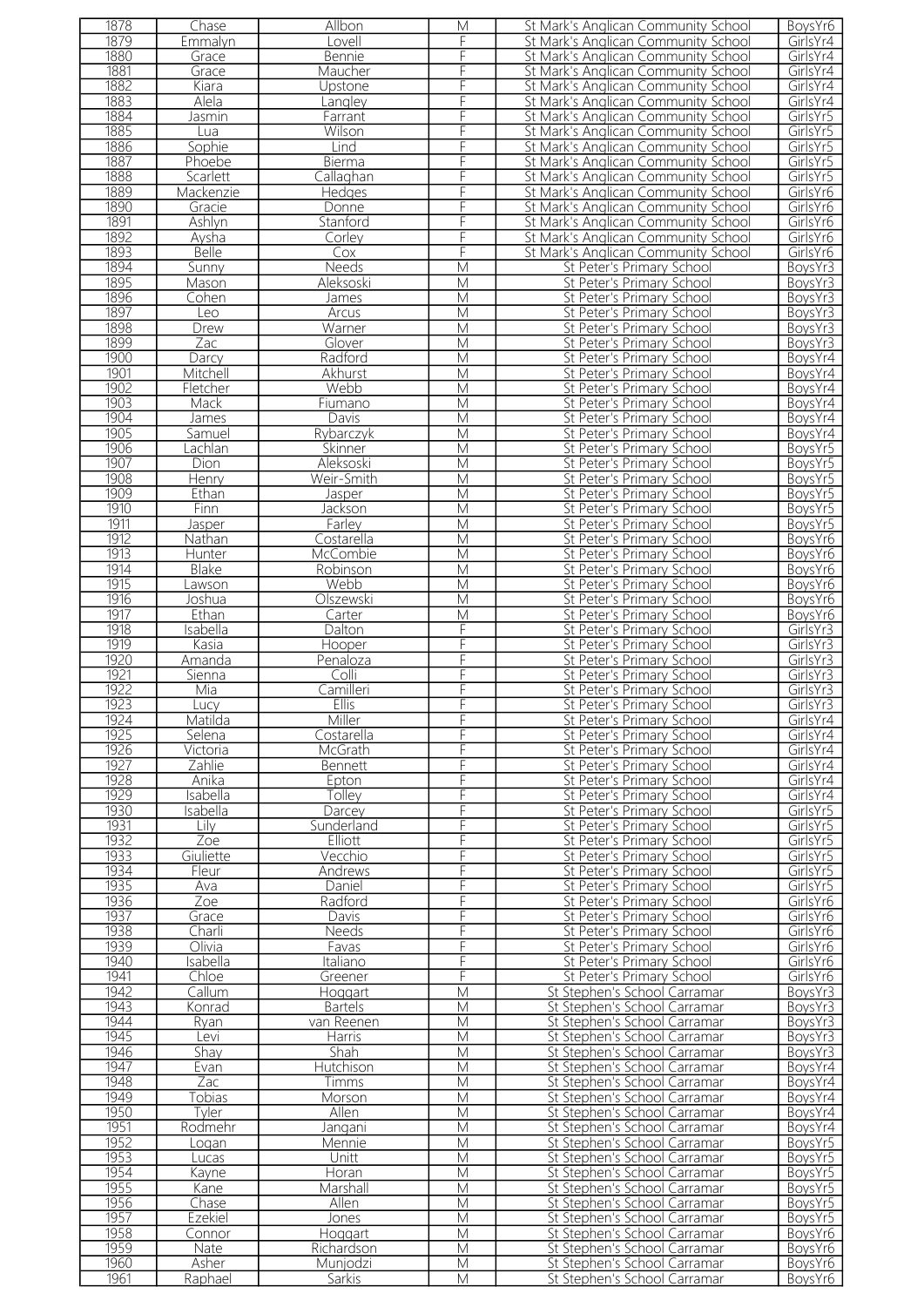| 1878 | Chase | Allbon | M | St Mark's Anglican Community School | BoysYr6 |
|---|---|---|---|---|---|
| 1879 | Emmalyn | Lovell | F | St Mark's Anglican Community School | GirlsYr4 |
| 1880 | Grace | Bennie | F | St Mark's Anglican Community School | GirlsYr4 |
| 1881 | Grace | Maucher | F | St Mark's Anglican Community School | GirlsYr4 |
| 1882 | Kiara | Upstone | F | St Mark's Anglican Community School | GirlsYr4 |
| 1883 | Alela | Langley | F | St Mark's Anglican Community School | GirlsYr4 |
| 1884 | Jasmin | Farrant | F | St Mark's Anglican Community School | GirlsYr5 |
| 1885 | Lua | Wilson | F | St Mark's Anglican Community School | GirlsYr5 |
| 1886 | Sophie | Lind | F | St Mark's Anglican Community School | GirlsYr5 |
| 1887 | Phoebe | Bierma | F | St Mark's Anglican Community School | GirlsYr5 |
| 1888 | Scarlett | Callaghan | F | St Mark's Anglican Community School | GirlsYr5 |
| 1889 | Mackenzie | Hedges | F | St Mark's Anglican Community School | GirlsYr6 |
| 1890 | Gracie | Donne | F | St Mark's Anglican Community School | GirlsYr6 |
| 1891 | Ashlyn | Stanford | F | St Mark's Anglican Community School | GirlsYr6 |
| 1892 | Aysha | Corley | F | St Mark's Anglican Community School | GirlsYr6 |
| 1893 | Belle | Cox | F | St Mark's Anglican Community School | GirlsYr6 |
| 1894 | Sunny | Needs | M | St Peter's Primary School | BoysYr3 |
| 1895 | Mason | Aleksoski | M | St Peter's Primary School | BoysYr3 |
| 1896 | Cohen | James | M | St Peter's Primary School | BoysYr3 |
| 1897 | Leo | Arcus | M | St Peter's Primary School | BoysYr3 |
| 1898 | Drew | Warner | M | St Peter's Primary School | BoysYr3 |
| 1899 | Zac | Glover | M | St Peter's Primary School | BoysYr3 |
| 1900 | Darcy | Radford | M | St Peter's Primary School | BoysYr4 |
| 1901 | Mitchell | Akhurst | M | St Peter's Primary School | BoysYr4 |
| 1902 | Fletcher | Webb | M | St Peter's Primary School | BoysYr4 |
| 1903 | Mack | Fiumano | M | St Peter's Primary School | BoysYr4 |
| 1904 | James | Davis | M | St Peter's Primary School | BoysYr4 |
| 1905 | Samuel | Rybarczyk | M | St Peter's Primary School | BoysYr4 |
| 1906 | Lachlan | Skinner | M | St Peter's Primary School | BoysYr5 |
| 1907 | Dion | Aleksoski | M | St Peter's Primary School | BoysYr5 |
| 1908 | Henry | Weir-Smith | M | St Peter's Primary School | BoysYr5 |
| 1909 | Ethan | Jasper | M | St Peter's Primary School | BoysYr5 |
| 1910 | Finn | Jackson | M | St Peter's Primary School | BoysYr5 |
| 1911 | Jasper | Farley | M | St Peter's Primary School | BoysYr5 |
| 1912 | Nathan | Costarella | M | St Peter's Primary School | BoysYr6 |
| 1913 | Hunter | McCombie | M | St Peter's Primary School | BoysYr6 |
| 1914 | Blake | Robinson | M | St Peter's Primary School | BoysYr6 |
| 1915 | Lawson | Webb | M | St Peter's Primary School | BoysYr6 |
| 1916 | Joshua | Olszewski | M | St Peter's Primary School | BoysYr6 |
| 1917 | Ethan | Carter | M | St Peter's Primary School | BoysYr6 |
| 1918 | Isabella | Dalton | F | St Peter's Primary School | GirlsYr3 |
| 1919 | Kasia | Hooper | F | St Peter's Primary School | GirlsYr3 |
| 1920 | Amanda | Penaloza | F | St Peter's Primary School | GirlsYr3 |
| 1921 | Sienna | Colli | F | St Peter's Primary School | GirlsYr3 |
| 1922 | Mia | Camilleri | F | St Peter's Primary School | GirlsYr3 |
| 1923 | Lucy | Ellis | F | St Peter's Primary School | GirlsYr3 |
| 1924 | Matilda | Miller | F | St Peter's Primary School | GirlsYr4 |
| 1925 | Selena | Costarella | F | St Peter's Primary School | GirlsYr4 |
| 1926 | Victoria | McGrath | F | St Peter's Primary School | GirlsYr4 |
| 1927 | Zahlie | Bennett | F | St Peter's Primary School | GirlsYr4 |
| 1928 | Anika | Epton | F | St Peter's Primary School | GirlsYr4 |
| 1929 | Isabella | Tolley | F | St Peter's Primary School | GirlsYr4 |
| 1930 | Isabella | Darcey | F | St Peter's Primary School | GirlsYr5 |
| 1931 | Lily | Sunderland | F | St Peter's Primary School | GirlsYr5 |
| 1932 | Zoe | Elliott | F | St Peter's Primary School | GirlsYr5 |
| 1933 | Giuliette | Vecchio | F | St Peter's Primary School | GirlsYr5 |
| 1934 | Fleur | Andrews | F | St Peter's Primary School | GirlsYr5 |
| 1935 | Ava | Daniel | F | St Peter's Primary School | GirlsYr5 |
| 1936 | Zoe | Radford | F | St Peter's Primary School | GirlsYr6 |
| 1937 | Grace | Davis | F | St Peter's Primary School | GirlsYr6 |
| 1938 | Charli | Needs | F | St Peter's Primary School | GirlsYr6 |
| 1939 | Olivia | Favas | F | St Peter's Primary School | GirlsYr6 |
| 1940 | Isabella | Italiano | F | St Peter's Primary School | GirlsYr6 |
| 1941 | Chloe | Greener | F | St Peter's Primary School | GirlsYr6 |
| 1942 | Callum | Hoggart | M | St Stephen's School Carramar | BoysYr3 |
| 1943 | Konrad | Bartels | M | St Stephen's School Carramar | BoysYr3 |
| 1944 | Ryan | van Reenen | M | St Stephen's School Carramar | BoysYr3 |
| 1945 | Levi | Harris | M | St Stephen's School Carramar | BoysYr3 |
| 1946 | Shay | Shah | M | St Stephen's School Carramar | BoysYr3 |
| 1947 | Evan | Hutchison | M | St Stephen's School Carramar | BoysYr4 |
| 1948 | Zac | Timms | M | St Stephen's School Carramar | BoysYr4 |
| 1949 | Tobias | Morson | M | St Stephen's School Carramar | BoysYr4 |
| 1950 | Tyler | Allen | M | St Stephen's School Carramar | BoysYr4 |
| 1951 | Rodmehr | Jangani | M | St Stephen's School Carramar | BoysYr4 |
| 1952 | Logan | Mennie | M | St Stephen's School Carramar | BoysYr5 |
| 1953 | Lucas | Unitt | M | St Stephen's School Carramar | BoysYr5 |
| 1954 | Kayne | Horan | M | St Stephen's School Carramar | BoysYr5 |
| 1955 | Kane | Marshall | M | St Stephen's School Carramar | BoysYr5 |
| 1956 | Chase | Allen | M | St Stephen's School Carramar | BoysYr5 |
| 1957 | Ezekiel | Jones | M | St Stephen's School Carramar | BoysYr5 |
| 1958 | Connor | Hoggart | M | St Stephen's School Carramar | BoysYr6 |
| 1959 | Nate | Richardson | M | St Stephen's School Carramar | BoysYr6 |
| 1960 | Asher | Munjodzi | M | St Stephen's School Carramar | BoysYr6 |
| 1961 | Raphael | Sarkis | M | St Stephen's School Carramar | BoysYr6 |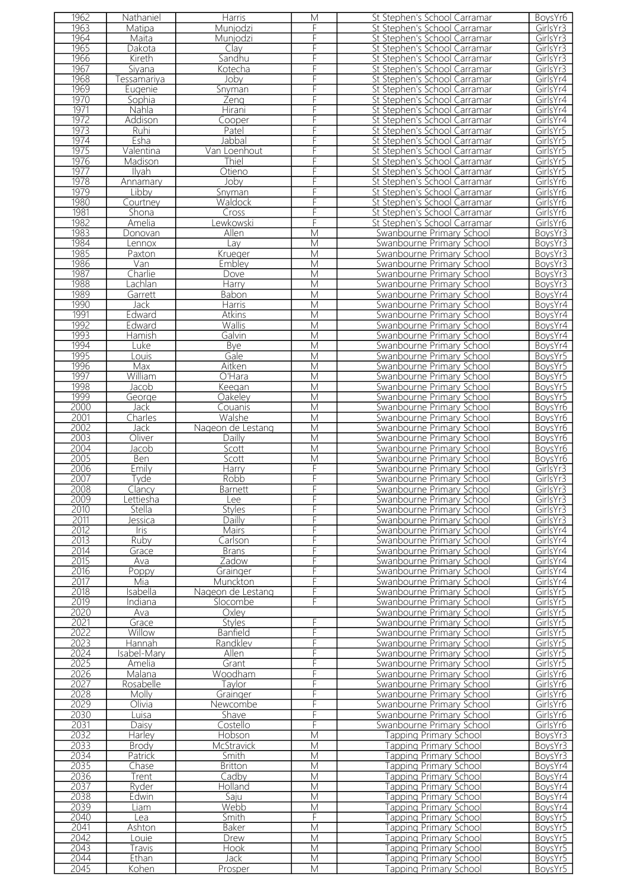| 1962 | Nathaniel | Harris | M | St Stephen's School Carramar | BoysYr6 |
|---|---|---|---|---|---|
| 1963 | Matipa | Munjodzi | F | St Stephen's School Carramar | GirlsYr3 |
| 1964 | Maita | Munjodzi | F | St Stephen's School Carramar | GirlsYr3 |
| 1965 | Dakota | Clay | F | St Stephen's School Carramar | GirlsYr3 |
| 1966 | Kireth | Sandhu | F | St Stephen's School Carramar | GirlsYr3 |
| 1967 | Siyana | Kotecha | F | St Stephen's School Carramar | GirlsYr3 |
| 1968 | Tessamariya | Joby | F | St Stephen's School Carramar | GirlsYr4 |
| 1969 | Eugenie | Snyman | F | St Stephen's School Carramar | GirlsYr4 |
| 1970 | Sophia | Zeng | F | St Stephen's School Carramar | GirlsYr4 |
| 1971 | Nahla | Hirani | F | St Stephen's School Carramar | GirlsYr4 |
| 1972 | Addison | Cooper | F | St Stephen's School Carramar | GirlsYr4 |
| 1973 | Ruhi | Patel | F | St Stephen's School Carramar | GirlsYr5 |
| 1974 | Esha | Jabbal | F | St Stephen's School Carramar | GirlsYr5 |
| 1975 | Valentina | Van Loenhout | F | St Stephen's School Carramar | GirlsYr5 |
| 1976 | Madison | Thiel | F | St Stephen's School Carramar | GirlsYr5 |
| 1977 | Ilyah | Otieno | F | St Stephen's School Carramar | GirlsYr5 |
| 1978 | Annamary | Joby | F | St Stephen's School Carramar | GirlsYr6 |
| 1979 | Libby | Snyman | F | St Stephen's School Carramar | GirlsYr6 |
| 1980 | Courtney | Waldock | F | St Stephen's School Carramar | GirlsYr6 |
| 1981 | Shona | Cross | F | St Stephen's School Carramar | GirlsYr6 |
| 1982 | Amelia | Lewkowski | F | St Stephen's School Carramar | GirlsYr6 |
| 1983 | Donovan | Allen | M | Swanbourne Primary School | BoysYr3 |
| 1984 | Lennox | Lay | M | Swanbourne Primary School | BoysYr3 |
| 1985 | Paxton | Krueger | M | Swanbourne Primary School | BoysYr3 |
| 1986 | Van | Embley | M | Swanbourne Primary School | BoysYr3 |
| 1987 | Charlie | Dove | M | Swanbourne Primary School | BoysYr3 |
| 1988 | Lachlan | Harry | M | Swanbourne Primary School | BoysYr3 |
| 1989 | Garrett | Babon | M | Swanbourne Primary School | BoysYr4 |
| 1990 | Jack | Harris | M | Swanbourne Primary School | BoysYr4 |
| 1991 | Edward | Atkins | M | Swanbourne Primary School | BoysYr4 |
| 1992 | Edward | Wallis | M | Swanbourne Primary School | BoysYr4 |
| 1993 | Hamish | Galvin | M | Swanbourne Primary School | BoysYr4 |
| 1994 | Luke | Bye | M | Swanbourne Primary School | BoysYr4 |
| 1995 | Louis | Gale | M | Swanbourne Primary School | BoysYr5 |
| 1996 | Max | Aitken | M | Swanbourne Primary School | BoysYr5 |
| 1997 | William | O'Hara | M | Swanbourne Primary School | BoysYr5 |
| 1998 | Jacob | Keegan | M | Swanbourne Primary School | BoysYr5 |
| 1999 | George | Oakeley | M | Swanbourne Primary School | BoysYr5 |
| 2000 | Jack | Couanis | M | Swanbourne Primary School | BoysYr6 |
| 2001 | Charles | Walshe | M | Swanbourne Primary School | BoysYr6 |
| 2002 | Jack | Nageon de Lestang | M | Swanbourne Primary School | BoysYr6 |
| 2003 | Oliver | Dailly | M | Swanbourne Primary School | BoysYr6 |
| 2004 | Jacob | Scott | M | Swanbourne Primary School | BoysYr6 |
| 2005 | Ben | Scott | M | Swanbourne Primary School | BoysYr6 |
| 2006 | Emily | Harry | F | Swanbourne Primary School | GirlsYr3 |
| 2007 | Tyde | Robb | F | Swanbourne Primary School | GirlsYr3 |
| 2008 | Clancy | Barnett | F | Swanbourne Primary School | GirlsYr3 |
| 2009 | Lettiesha | Lee | F | Swanbourne Primary School | GirlsYr3 |
| 2010 | Stella | Styles | F | Swanbourne Primary School | GirlsYr3 |
| 2011 | Jessica | Dailly | F | Swanbourne Primary School | GirlsYr3 |
| 2012 | Iris | Mairs | F | Swanbourne Primary School | GirlsYr4 |
| 2013 | Ruby | Carlson | F | Swanbourne Primary School | GirlsYr4 |
| 2014 | Grace | Brans | F | Swanbourne Primary School | GirlsYr4 |
| 2015 | Ava | Zadow | F | Swanbourne Primary School | GirlsYr4 |
| 2016 | Poppy | Grainger | F | Swanbourne Primary School | GirlsYr4 |
| 2017 | Mia | Munckton | F | Swanbourne Primary School | GirlsYr4 |
| 2018 | Isabella | Nageon de Lestang | F | Swanbourne Primary School | GirlsYr5 |
| 2019 | Indiana | Slocombe | F | Swanbourne Primary School | GirlsYr5 |
| 2020 | Ava | Oxley | | Swanbourne Primary School | GirlsYr5 |
| 2021 | Grace | Styles | F | Swanbourne Primary School | GirlsYr5 |
| 2022 | Willow | Banfield | F | Swanbourne Primary School | GirlsYr5 |
| 2023 | Hannah | Randklev | F | Swanbourne Primary School | GirlsYr5 |
| 2024 | Isabel-Mary | Allen | F | Swanbourne Primary School | GirlsYr5 |
| 2025 | Amelia | Grant | F | Swanbourne Primary School | GirlsYr5 |
| 2026 | Malana | Woodham | F | Swanbourne Primary School | GirlsYr6 |
| 2027 | Rosabelle | Taylor | F | Swanbourne Primary School | GirlsYr6 |
| 2028 | Molly | Grainger | F | Swanbourne Primary School | GirlsYr6 |
| 2029 | Olivia | Newcombe | F | Swanbourne Primary School | GirlsYr6 |
| 2030 | Luisa | Shave | F | Swanbourne Primary School | GirlsYr6 |
| 2031 | Daisy | Costello | F | Swanbourne Primary School | GirlsYr6 |
| 2032 | Harley | Hobson | M | Tapping Primary School | BoysYr3 |
| 2033 | Brody | McStravick | M | Tapping Primary School | BoysYr3 |
| 2034 | Patrick | Smith | M | Tapping Primary School | BoysYr3 |
| 2035 | Chase | Britton | M | Tapping Primary School | BoysYr4 |
| 2036 | Trent | Cadby | M | Tapping Primary School | BoysYr4 |
| 2037 | Ryder | Holland | M | Tapping Primary School | BoysYr4 |
| 2038 | Edwin | Saju | M | Tapping Primary School | BoysYr4 |
| 2039 | Liam | Webb | M | Tapping Primary School | BoysYr4 |
| 2040 | Lea | Smith | F | Tapping Primary School | BoysYr5 |
| 2041 | Ashton | Baker | M | Tapping Primary School | BoysYr5 |
| 2042 | Louie | Drew | M | Tapping Primary School | BoysYr5 |
| 2043 | Travis | Hook | M | Tapping Primary School | BoysYr5 |
| 2044 | Ethan | Jack | M | Tapping Primary School | BoysYr5 |
| 2045 | Kohen | Prosper | M | Tapping Primary School | BoysYr5 |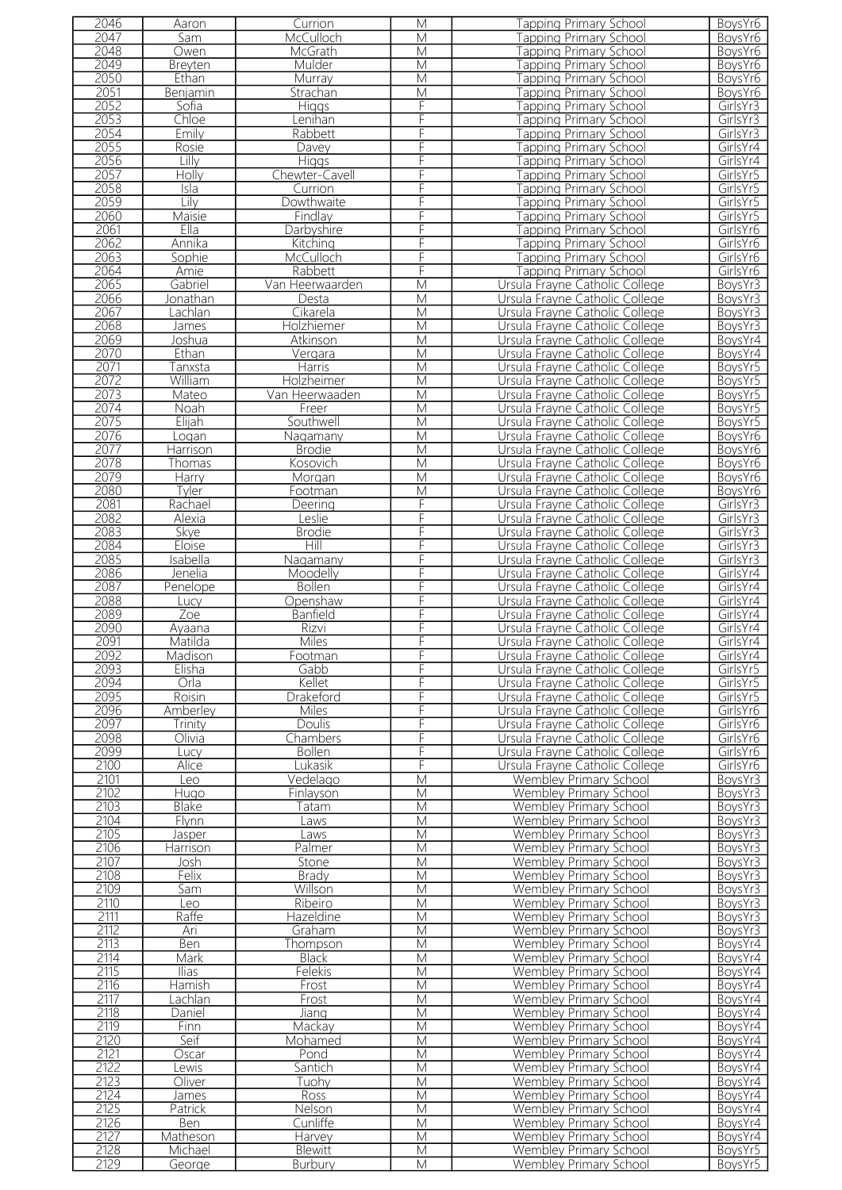| 2046 | Aaron | Currion | M | Tapping Primary School | BoysYr6 |
|---|---|---|---|---|---|
| 2047 | Sam | McCulloch | M | Tapping Primary School | BoysYr6 |
| 2048 | Owen | McGrath | M | Tapping Primary School | BoysYr6 |
| 2049 | Breyten | Mulder | M | Tapping Primary School | BoysYr6 |
| 2050 | Ethan | Murray | M | Tapping Primary School | BoysYr6 |
| 2051 | Benjamin | Strachan | M | Tapping Primary School | BoysYr6 |
| 2052 | Sofia | Higgs | F | Tapping Primary School | GirlsYr3 |
| 2053 | Chloe | Lenihan | F | Tapping Primary School | GirlsYr3 |
| 2054 | Emily | Rabbett | F | Tapping Primary School | GirlsYr3 |
| 2055 | Rosie | Davey | F | Tapping Primary School | GirlsYr4 |
| 2056 | Lilly | Higgs | F | Tapping Primary School | GirlsYr4 |
| 2057 | Holly | Chewter-Cavell | F | Tapping Primary School | GirlsYr5 |
| 2058 | Isla | Currion | F | Tapping Primary School | GirlsYr5 |
| 2059 | Lily | Dowthwaite | F | Tapping Primary School | GirlsYr5 |
| 2060 | Maisie | Findlay | F | Tapping Primary School | GirlsYr5 |
| 2061 | Ella | Darbyshire | F | Tapping Primary School | GirlsYr6 |
| 2062 | Annika | Kitching | F | Tapping Primary School | GirlsYr6 |
| 2063 | Sophie | McCulloch | F | Tapping Primary School | GirlsYr6 |
| 2064 | Amie | Rabbett | F | Tapping Primary School | GirlsYr6 |
| 2065 | Gabriel | Van Heerwaarden | M | Ursula Frayne Catholic College | BoysYr3 |
| 2066 | Jonathan | Desta | M | Ursula Frayne Catholic College | BoysYr3 |
| 2067 | Lachlan | Cikarela | M | Ursula Frayne Catholic College | BoysYr3 |
| 2068 | James | Holzhiemer | M | Ursula Frayne Catholic College | BoysYr3 |
| 2069 | Joshua | Atkinson | M | Ursula Frayne Catholic College | BoysYr4 |
| 2070 | Ethan | Vergara | M | Ursula Frayne Catholic College | BoysYr4 |
| 2071 | Tanxsta | Harris | M | Ursula Frayne Catholic College | BoysYr5 |
| 2072 | William | Holzheimer | M | Ursula Frayne Catholic College | BoysYr5 |
| 2073 | Mateo | Van Heerwaaden | M | Ursula Frayne Catholic College | BoysYr5 |
| 2074 | Noah | Freer | M | Ursula Frayne Catholic College | BoysYr5 |
| 2075 | Elijah | Southwell | M | Ursula Frayne Catholic College | BoysYr5 |
| 2076 | Logan | Nagamany | M | Ursula Frayne Catholic College | BoysYr6 |
| 2077 | Harrison | Brodie | M | Ursula Frayne Catholic College | BoysYr6 |
| 2078 | Thomas | Kosovich | M | Ursula Frayne Catholic College | BoysYr6 |
| 2079 | Harry | Morgan | M | Ursula Frayne Catholic College | BoysYr6 |
| 2080 | Tyler | Footman | M | Ursula Frayne Catholic College | BoysYr6 |
| 2081 | Rachael | Deering | F | Ursula Frayne Catholic College | GirlsYr3 |
| 2082 | Alexia | Leslie | F | Ursula Frayne Catholic College | GirlsYr3 |
| 2083 | Skye | Brodie | F | Ursula Frayne Catholic College | GirlsYr3 |
| 2084 | Eloise | Hill | F | Ursula Frayne Catholic College | GirlsYr3 |
| 2085 | Isabella | Nagamany | F | Ursula Frayne Catholic College | GirlsYr3 |
| 2086 | Jenelia | Moodelly | F | Ursula Frayne Catholic College | GirlsYr4 |
| 2087 | Penelope | Bollen | F | Ursula Frayne Catholic College | GirlsYr4 |
| 2088 | Lucy | Openshaw | F | Ursula Frayne Catholic College | GirlsYr4 |
| 2089 | Zoe | Banfield | F | Ursula Frayne Catholic College | GirlsYr4 |
| 2090 | Ayaana | Rizvi | F | Ursula Frayne Catholic College | GirlsYr4 |
| 2091 | Matilda | Miles | F | Ursula Frayne Catholic College | GirlsYr4 |
| 2092 | Madison | Footman | F | Ursula Frayne Catholic College | GirlsYr4 |
| 2093 | Elisha | Gabb | F | Ursula Frayne Catholic College | GirlsYr5 |
| 2094 | Orla | Kellet | F | Ursula Frayne Catholic College | GirlsYr5 |
| 2095 | Roisin | Drakeford | F | Ursula Frayne Catholic College | GirlsYr5 |
| 2096 | Amberley | Miles | F | Ursula Frayne Catholic College | GirlsYr6 |
| 2097 | Trinity | Doulis | F | Ursula Frayne Catholic College | GirlsYr6 |
| 2098 | Olivia | Chambers | F | Ursula Frayne Catholic College | GirlsYr6 |
| 2099 | Lucy | Bollen | F | Ursula Frayne Catholic College | GirlsYr6 |
| 2100 | Alice | Lukasik | F | Ursula Frayne Catholic College | GirlsYr6 |
| 2101 | Leo | Vedelago | M | Wembley Primary School | BoysYr3 |
| 2102 | Hugo | Finlayson | M | Wembley Primary School | BoysYr3 |
| 2103 | Blake | Tatam | M | Wembley Primary School | BoysYr3 |
| 2104 | Flynn | Laws | M | Wembley Primary School | BoysYr3 |
| 2105 | Jasper | Laws | M | Wembley Primary School | BoysYr3 |
| 2106 | Harrison | Palmer | M | Wembley Primary School | BoysYr3 |
| 2107 | Josh | Stone | M | Wembley Primary School | BoysYr3 |
| 2108 | Felix | Brady | M | Wembley Primary School | BoysYr3 |
| 2109 | Sam | Willson | M | Wembley Primary School | BoysYr3 |
| 2110 | Leo | Ribeiro | M | Wembley Primary School | BoysYr3 |
| 2111 | Raffe | Hazeldine | M | Wembley Primary School | BoysYr3 |
| 2112 | Ari | Graham | M | Wembley Primary School | BoysYr3 |
| 2113 | Ben | Thompson | M | Wembley Primary School | BoysYr4 |
| 2114 | Mark | Black | M | Wembley Primary School | BoysYr4 |
| 2115 | Ilias | Felekis | M | Wembley Primary School | BoysYr4 |
| 2116 | Hamish | Frost | M | Wembley Primary School | BoysYr4 |
| 2117 | Lachlan | Frost | M | Wembley Primary School | BoysYr4 |
| 2118 | Daniel | Jiang | M | Wembley Primary School | BoysYr4 |
| 2119 | Finn | Mackay | M | Wembley Primary School | BoysYr4 |
| 2120 | Seif | Mohamed | M | Wembley Primary School | BoysYr4 |
| 2121 | Oscar | Pond | M | Wembley Primary School | BoysYr4 |
| 2122 | Lewis | Santich | M | Wembley Primary School | BoysYr4 |
| 2123 | Oliver | Tuohy | M | Wembley Primary School | BoysYr4 |
| 2124 | James | Ross | M | Wembley Primary School | BoysYr4 |
| 2125 | Patrick | Nelson | M | Wembley Primary School | BoysYr4 |
| 2126 | Ben | Cunliffe | M | Wembley Primary School | BoysYr4 |
| 2127 | Matheson | Harvey | M | Wembley Primary School | BoysYr4 |
| 2128 | Michael | Blewitt | M | Wembley Primary School | BoysYr5 |
| 2129 | George | Burbury | M | Wembley Primary School | BoysYr5 |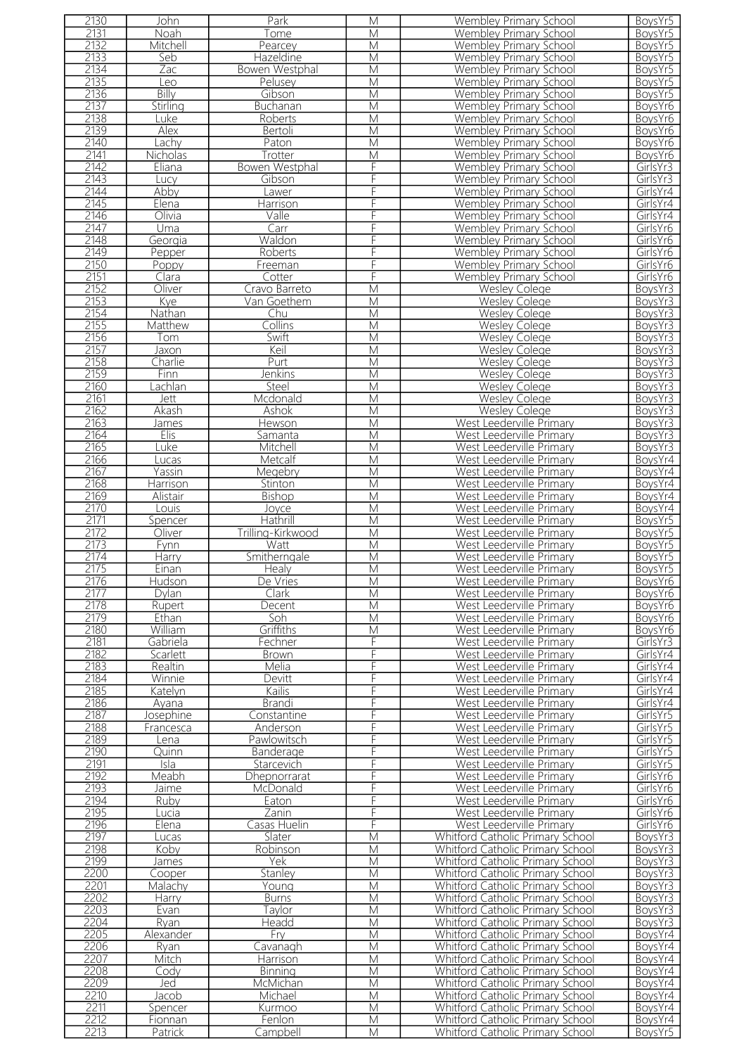| 2130 | John | Park | M | Wembley Primary School | BoysYr5 |
|---|---|---|---|---|---|
| 2131 | Noah | Tome | M | Wembley Primary School | BoysYr5 |
| 2132 | Mitchell | Pearcey | M | Wembley Primary School | BoysYr5 |
| 2133 | Seb | Hazeldine | M | Wembley Primary School | BoysYr5 |
| 2134 | Zac | Bowen Westphal | M | Wembley Primary School | BoysYr5 |
| 2135 | Leo | Pelusey | M | Wembley Primary School | BoysYr5 |
| 2136 | Billy | Gibson | M | Wembley Primary School | BoysYr5 |
| 2137 | Stirling | Buchanan | M | Wembley Primary School | BoysYr6 |
| 2138 | Luke | Roberts | M | Wembley Primary School | BoysYr6 |
| 2139 | Alex | Bertoli | M | Wembley Primary School | BoysYr6 |
| 2140 | Lachy | Paton | M | Wembley Primary School | BoysYr6 |
| 2141 | Nicholas | Trotter | M | Wembley Primary School | BoysYr6 |
| 2142 | Eliana | Bowen Westphal | F | Wembley Primary School | GirlsYr3 |
| 2143 | Lucy | Gibson | F | Wembley Primary School | GirlsYr3 |
| 2144 | Abby | Lawer | F | Wembley Primary School | GirlsYr4 |
| 2145 | Elena | Harrison | F | Wembley Primary School | GirlsYr4 |
| 2146 | Olivia | Valle | F | Wembley Primary School | GirlsYr4 |
| 2147 | Uma | Carr | F | Wembley Primary School | GirlsYr6 |
| 2148 | Georgia | Waldon | F | Wembley Primary School | GirlsYr6 |
| 2149 | Pepper | Roberts | F | Wembley Primary School | GirlsYr6 |
| 2150 | Poppy | Freeman | F | Wembley Primary School | GirlsYr6 |
| 2151 | Clara | Cotter | F | Wembley Primary School | GirlsYr6 |
| 2152 | Oliver | Cravo Barreto | M | Wesley Colege | BoysYr3 |
| 2153 | Kye | Van Goethem | M | Wesley Colege | BoysYr3 |
| 2154 | Nathan | Chu | M | Wesley Colege | BoysYr3 |
| 2155 | Matthew | Collins | M | Wesley Colege | BoysYr3 |
| 2156 | Tom | Swift | M | Wesley Colege | BoysYr3 |
| 2157 | Jaxon | Keil | M | Wesley Colege | BoysYr3 |
| 2158 | Charlie | Purt | M | Wesley Colege | BoysYr3 |
| 2159 | Finn | Jenkins | M | Wesley Colege | BoysYr3 |
| 2160 | Lachlan | Steel | M | Wesley Colege | BoysYr3 |
| 2161 | Jett | Mcdonald | M | Wesley Colege | BoysYr3 |
| 2162 | Akash | Ashok | M | Wesley Colege | BoysYr3 |
| 2163 | James | Hewson | M | West Leederville Primary | BoysYr3 |
| 2164 | Elis | Samanta | M | West Leederville Primary | BoysYr3 |
| 2165 | Luke | Mitchell | M | West Leederville Primary | BoysYr3 |
| 2166 | Lucas | Metcalf | M | West Leederville Primary | BoysYr4 |
| 2167 | Yassin | Megebry | M | West Leederville Primary | BoysYr4 |
| 2168 | Harrison | Stinton | M | West Leederville Primary | BoysYr4 |
| 2169 | Alistair | Bishop | M | West Leederville Primary | BoysYr4 |
| 2170 | Louis | Joyce | M | West Leederville Primary | BoysYr4 |
| 2171 | Spencer | Hathrill | M | West Leederville Primary | BoysYr5 |
| 2172 | Oliver | Trilling-Kirkwood | M | West Leederville Primary | BoysYr5 |
| 2173 | Fynn | Watt | M | West Leederville Primary | BoysYr5 |
| 2174 | Harry | Smitherngale | M | West Leederville Primary | BoysYr5 |
| 2175 | Einan | Healy | M | West Leederville Primary | BoysYr5 |
| 2176 | Hudson | De Vries | M | West Leederville Primary | BoysYr6 |
| 2177 | Dylan | Clark | M | West Leederville Primary | BoysYr6 |
| 2178 | Rupert | Decent | M | West Leederville Primary | BoysYr6 |
| 2179 | Ethan | Soh | M | West Leederville Primary | BoysYr6 |
| 2180 | William | Griffiths | M | West Leederville Primary | BoysYr6 |
| 2181 | Gabriela | Fechner | F | West Leederville Primary | GirlsYr3 |
| 2182 | Scarlett | Brown | F | West Leederville Primary | GirlsYr4 |
| 2183 | Realtin | Melia | F | West Leederville Primary | GirlsYr4 |
| 2184 | Winnie | Devitt | F | West Leederville Primary | GirlsYr4 |
| 2185 | Katelyn | Kailis | F | West Leederville Primary | GirlsYr4 |
| 2186 | Ayana | Brandi | F | West Leederville Primary | GirlsYr4 |
| 2187 | Josephine | Constantine | F | West Leederville Primary | GirlsYr5 |
| 2188 | Francesca | Anderson | F | West Leederville Primary | GirlsYr5 |
| 2189 | Lena | Pawlowitsch | F | West Leederville Primary | GirlsYr5 |
| 2190 | Quinn | Banderage | F | West Leederville Primary | GirlsYr5 |
| 2191 | Isla | Starcevich | F | West Leederville Primary | GirlsYr5 |
| 2192 | Meabh | Dhepnorrarat | F | West Leederville Primary | GirlsYr6 |
| 2193 | Jaime | McDonald | F | West Leederville Primary | GirlsYr6 |
| 2194 | Ruby | Eaton | F | West Leederville Primary | GirlsYr6 |
| 2195 | Lucia | Zanin | F | West Leederville Primary | GirlsYr6 |
| 2196 | Elena | Casas Huelin | F | West Leederville Primary | GirlsYr6 |
| 2197 | Lucas | Slater | M | Whitford Catholic Primary School | BoysYr3 |
| 2198 | Koby | Robinson | M | Whitford Catholic Primary School | BoysYr3 |
| 2199 | James | Yek | M | Whitford Catholic Primary School | BoysYr3 |
| 2200 | Cooper | Stanley | M | Whitford Catholic Primary School | BoysYr3 |
| 2201 | Malachy | Young | M | Whitford Catholic Primary School | BoysYr3 |
| 2202 | Harry | Burns | M | Whitford Catholic Primary School | BoysYr3 |
| 2203 | Evan | Taylor | M | Whitford Catholic Primary School | BoysYr3 |
| 2204 | Ryan | Headd | M | Whitford Catholic Primary School | BoysYr3 |
| 2205 | Alexander | Fry | M | Whitford Catholic Primary School | BoysYr4 |
| 2206 | Ryan | Cavanagh | M | Whitford Catholic Primary School | BoysYr4 |
| 2207 | Mitch | Harrison | M | Whitford Catholic Primary School | BoysYr4 |
| 2208 | Cody | Binning | M | Whitford Catholic Primary School | BoysYr4 |
| 2209 | Jed | McMichan | M | Whitford Catholic Primary School | BoysYr4 |
| 2210 | Jacob | Michael | M | Whitford Catholic Primary School | BoysYr4 |
| 2211 | Spencer | Kurmoo | M | Whitford Catholic Primary School | BoysYr4 |
| 2212 | Fionnan | Fenlon | M | Whitford Catholic Primary School | BoysYr4 |
| 2213 | Patrick | Campbell | M | Whitford Catholic Primary School | BoysYr5 |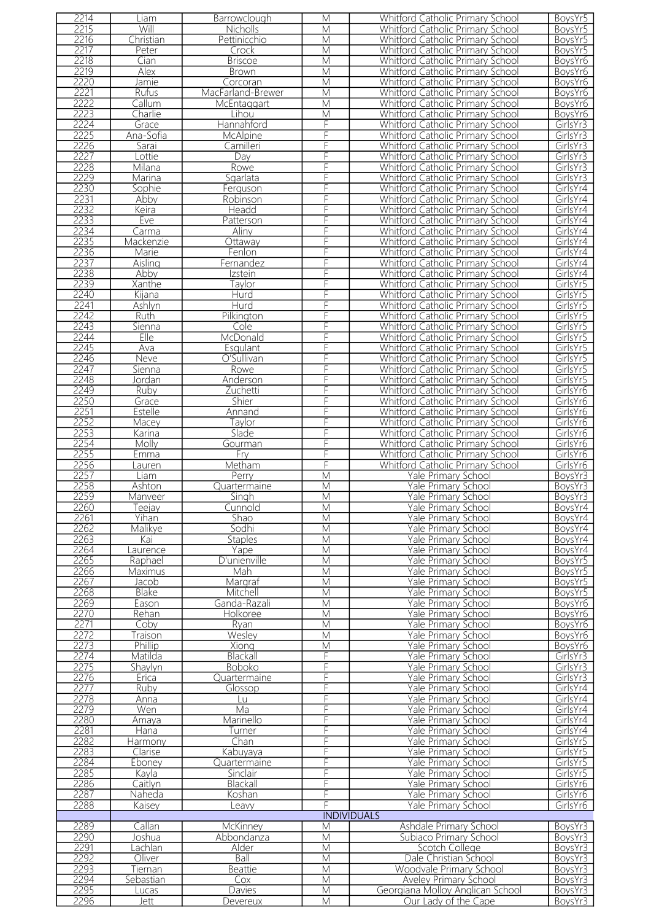| 2214 | Liam | Barrowclough | M | Whitford Catholic Primary School | BoysYr5 |
|---|---|---|---|---|---|
| 2215 | Will | Nicholls | M | Whitford Catholic Primary School | BoysYr5 |
| 2216 | Christian | Pettinicchio | M | Whitford Catholic Primary School | BoysYr5 |
| 2217 | Peter | Crock | M | Whitford Catholic Primary School | BoysYr5 |
| 2218 | Cian | Briscoe | M | Whitford Catholic Primary School | BoysYr6 |
| 2219 | Alex | Brown | M | Whitford Catholic Primary School | BoysYr6 |
| 2220 | Jamie | Corcoran | M | Whitford Catholic Primary School | BoysYr6 |
| 2221 | Rufus | MacFarland-Brewer | M | Whitford Catholic Primary School | BoysYr6 |
| 2222 | Callum | McEntaggart | M | Whitford Catholic Primary School | BoysYr6 |
| 2223 | Charlie | Lihou | M | Whitford Catholic Primary School | BoysYr6 |
| 2224 | Grace | Hannahford | F | Whitford Catholic Primary School | GirlsYr3 |
| 2225 | Ana-Sofia | McAlpine | F | Whitford Catholic Primary School | GirlsYr3 |
| 2226 | Sarai | Camilleri | F | Whitford Catholic Primary School | GirlsYr3 |
| 2227 | Lottie | Day | F | Whitford Catholic Primary School | GirlsYr3 |
| 2228 | Milana | Rowe | F | Whitford Catholic Primary School | GirlsYr3 |
| 2229 | Marina | Sgarlata | F | Whitford Catholic Primary School | GirlsYr3 |
| 2230 | Sophie | Ferguson | F | Whitford Catholic Primary School | GirlsYr4 |
| 2231 | Abby | Robinson | F | Whitford Catholic Primary School | GirlsYr4 |
| 2232 | Keira | Headd | F | Whitford Catholic Primary School | GirlsYr4 |
| 2233 | Eve | Patterson | F | Whitford Catholic Primary School | GirlsYr4 |
| 2234 | Carma | Aliny | F | Whitford Catholic Primary School | GirlsYr4 |
| 2235 | Mackenzie | Ottaway | F | Whitford Catholic Primary School | GirlsYr4 |
| 2236 | Marie | Fenlon | F | Whitford Catholic Primary School | GirlsYr4 |
| 2237 | Aisling | Fernandez | F | Whitford Catholic Primary School | GirlsYr4 |
| 2238 | Abby | Izstein | F | Whitford Catholic Primary School | GirlsYr4 |
| 2239 | Xanthe | Taylor | F | Whitford Catholic Primary School | GirlsYr5 |
| 2240 | Kijana | Hurd | F | Whitford Catholic Primary School | GirlsYr5 |
| 2241 | Ashlyn | Hurd | F | Whitford Catholic Primary School | GirlsYr5 |
| 2242 | Ruth | Pilkington | F | Whitford Catholic Primary School | GirlsYr5 |
| 2243 | Sienna | Cole | F | Whitford Catholic Primary School | GirlsYr5 |
| 2244 | Elle | McDonald | F | Whitford Catholic Primary School | GirlsYr5 |
| 2245 | Ava | Esgulant | F | Whitford Catholic Primary School | GirlsYr5 |
| 2246 | Neve | O'Sullivan | F | Whitford Catholic Primary School | GirlsYr5 |
| 2247 | Sienna | Rowe | F | Whitford Catholic Primary School | GirlsYr5 |
| 2248 | Jordan | Anderson | F | Whitford Catholic Primary School | GirlsYr5 |
| 2249 | Ruby | Zuchetti | F | Whitford Catholic Primary School | GirlsYr6 |
| 2250 | Grace | Shier | F | Whitford Catholic Primary School | GirlsYr6 |
| 2251 | Estelle | Annand | F | Whitford Catholic Primary School | GirlsYr6 |
| 2252 | Macey | Taylor | F | Whitford Catholic Primary School | GirlsYr6 |
| 2253 | Karina | Slade | F | Whitford Catholic Primary School | GirlsYr6 |
| 2254 | Molly | Gourman | F | Whitford Catholic Primary School | GirlsYr6 |
| 2255 | Emma | Fry | F | Whitford Catholic Primary School | GirlsYr6 |
| 2256 | Lauren | Metham | F | Whitford Catholic Primary School | GirlsYr6 |
| 2257 | Liam | Perry | M | Yale Primary School | BoysYr3 |
| 2258 | Ashton | Quartermaine | M | Yale Primary School | BoysYr3 |
| 2259 | Manveer | Singh | M | Yale Primary School | BoysYr3 |
| 2260 | Teejay | Cunnold | M | Yale Primary School | BoysYr4 |
| 2261 | Yihan | Shao | M | Yale Primary School | BoysYr4 |
| 2262 | Malikye | Sodhi | M | Yale Primary School | BoysYr4 |
| 2263 | Kai | Staples | M | Yale Primary School | BoysYr4 |
| 2264 | Laurence | Yape | M | Yale Primary School | BoysYr4 |
| 2265 | Raphael | D'unienville | M | Yale Primary School | BoysYr5 |
| 2266 | Maximus | Mah | M | Yale Primary School | BoysYr5 |
| 2267 | Jacob | Margraf | M | Yale Primary School | BoysYr5 |
| 2268 | Blake | Mitchell | M | Yale Primary School | BoysYr5 |
| 2269 | Eason | Ganda-Razali | M | Yale Primary School | BoysYr6 |
| 2270 | Rehan | Holkoree | M | Yale Primary School | BoysYr6 |
| 2271 | Coby | Ryan | M | Yale Primary School | BoysYr6 |
| 2272 | Traison | Wesley | M | Yale Primary School | BoysYr6 |
| 2273 | Phillip | Xiong | M | Yale Primary School | BoysYr6 |
| 2274 | Matilda | Blackall | F | Yale Primary School | GirlsYr3 |
| 2275 | Shaylyn | Boboko | F | Yale Primary School | GirlsYr3 |
| 2276 | Erica | Quartermaine | F | Yale Primary School | GirlsYr3 |
| 2277 | Ruby | Glossop | F | Yale Primary School | GirlsYr4 |
| 2278 | Anna | Lu | F | Yale Primary School | GirlsYr4 |
| 2279 | Wen | Ma | F | Yale Primary School | GirlsYr4 |
| 2280 | Amaya | Marinello | F | Yale Primary School | GirlsYr4 |
| 2281 | Hana | Turner | F | Yale Primary School | GirlsYr4 |
| 2282 | Harmony | Chan | F | Yale Primary School | GirlsYr5 |
| 2283 | Clarise | Kabuyaya | F | Yale Primary School | GirlsYr5 |
| 2284 | Eboney | Quartermaine | F | Yale Primary School | GirlsYr5 |
| 2285 | Kayla | Sinclair | F | Yale Primary School | GirlsYr5 |
| 2286 | Caitlyn | Blackall | F | Yale Primary School | GirlsYr6 |
| 2287 | Naheda | Koshan | F | Yale Primary School | GirlsYr6 |
| 2288 | Kaisey | Leavy | F | Yale Primary School | GirlsYr6 |
| | | | INDIVIDUALS | | |
| 2289 | Callan | McKinney | M | Ashdale Primary School | BoysYr3 |
| 2290 | Joshua | Abbondanza | M | Subiaco Primary School | BoysYr3 |
| 2291 | Lachlan | Alder | M | Scotch College | BoysYr3 |
| 2292 | Oliver | Ball | M | Dale Christian School | BoysYr3 |
| 2293 | Tiernan | Beattie | M | Woodvale Primary School | BoysYr3 |
| 2294 | Sebastian | Cox | M | Aveley Primary School | BoysYr3 |
| 2295 | Lucas | Davies | M | Georgiana Molloy Anglican School | BoysYr3 |
| 2296 | Jett | Devereux | M | Our Lady of the Cape | BoysYr3 |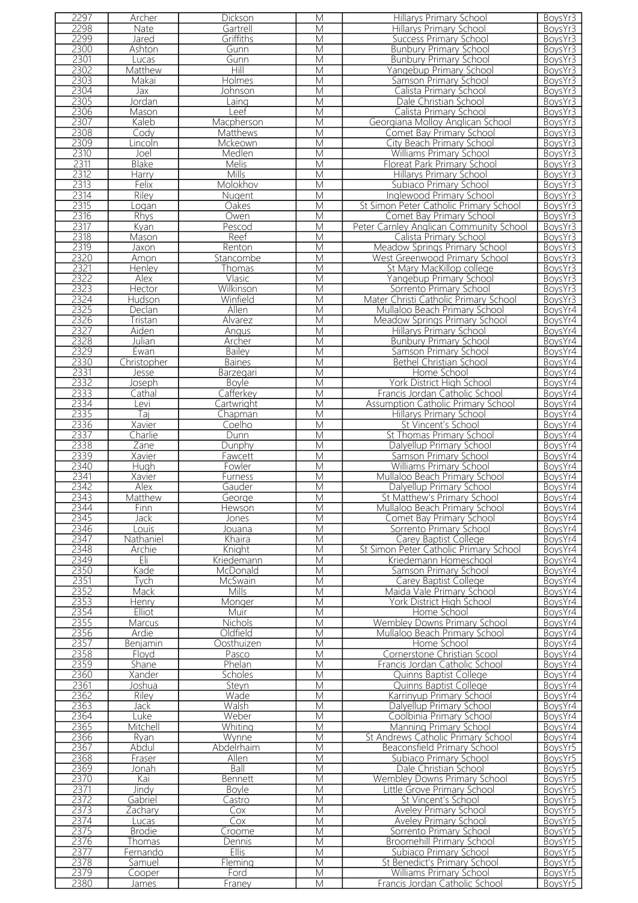| 2297 | Archer | Dickson | M | Hillarys Primary School | BoysYr3 |
|---|---|---|---|---|---|
| 2298 | Nate | Gartrell | M | Hillarys Primary School | BoysYr3 |
| 2299 | Jared | Griffiths | M | Success Primary School | BoysYr3 |
| 2300 | Ashton | Gunn | M | Bunbury Primary School | BoysYr3 |
| 2301 | Lucas | Gunn | M | Bunbury Primary School | BoysYr3 |
| 2302 | Matthew | Hill | M | Yangebup Primary School | BoysYr3 |
| 2303 | Makai | Holmes | M | Samson Primary School | BoysYr3 |
| 2304 | Jax | Johnson | M | Calista Primary School | BoysYr3 |
| 2305 | Jordan | Laing | M | Dale Christian School | BoysYr3 |
| 2306 | Mason | Leef | M | Calista Primary School | BoysYr3 |
| 2307 | Kaleb | Macpherson | M | Georgiana Molloy Anglican School | BoysYr3 |
| 2308 | Cody | Matthews | M | Comet Bay Primary School | BoysYr3 |
| 2309 | Lincoln | Mckeown | M | City Beach Primary School | BoysYr3 |
| 2310 | Joel | Medlen | M | Williams Primary School | BoysYr3 |
| 2311 | Blake | Melis | M | Floreat Park Primary School | BoysYr3 |
| 2312 | Harry | Mills | M | Hillarys Primary School | BoysYr3 |
| 2313 | Felix | Molokhov | M | Subiaco Primary School | BoysYr3 |
| 2314 | Riley | Nugent | M | Inglewood Primary School | BoysYr3 |
| 2315 | Logan | Oakes | M | St Simon Peter Catholic Primary School | BoysYr3 |
| 2316 | Rhys | Owen | M | Comet Bay Primary School | BoysYr3 |
| 2317 | Kyan | Pescod | M | Peter Carnley Anglican Community School | BoysYr3 |
| 2318 | Mason | Reef | M | Calista Primary School | BoysYr3 |
| 2319 | Jaxon | Renton | M | Meadow Springs Primary School | BoysYr3 |
| 2320 | Amon | Stancombe | M | West Greenwood Primary School | BoysYr3 |
| 2321 | Henley | Thomas | M | St Mary MacKillop college | BoysYr3 |
| 2322 | Alex | Vlasic | M | Yangebup Primary School | BoysYr3 |
| 2323 | Hector | Wilkinson | M | Sorrento Primary School | BoysYr3 |
| 2324 | Hudson | Winfield | M | Mater Christi Catholic Primary School | BoysYr3 |
| 2325 | Declan | Allen | M | Mullaloo Beach Primary School | BoysYr4 |
| 2326 | Tristan | Alvarez | M | Meadow Springs Primary School | BoysYr4 |
| 2327 | Aiden | Angus | M | Hillarys Primary School | BoysYr4 |
| 2328 | Julian | Archer | M | Bunbury Primary School | BoysYr4 |
| 2329 | Ewan | Bailey | M | Samson Primary School | BoysYr4 |
| 2330 | Christopher | Baines | M | Bethel Christian School | BoysYr4 |
| 2331 | Jesse | Barzegari | M | Home School | BoysYr4 |
| 2332 | Joseph | Boyle | M | York District High School | BoysYr4 |
| 2333 | Cathal | Cafferkey | M | Francis Jordan Catholic School | BoysYr4 |
| 2334 | Levi | Cartwright | M | Assumption Catholic Primary School | BoysYr4 |
| 2335 | Taj | Chapman | M | Hillarys Primary School | BoysYr4 |
| 2336 | Xavier | Coelho | M | St Vincent's School | BoysYr4 |
| 2337 | Charlie | Dunn | M | St Thomas Primary School | BoysYr4 |
| 2338 | Zane | Dunphy | M | Dalyellup Primary School | BoysYr4 |
| 2339 | Xavier | Fawcett | M | Samson Primary School | BoysYr4 |
| 2340 | Hugh | Fowler | M | Williams Primary School | BoysYr4 |
| 2341 | Xavier | Furness | M | Mullaloo Beach Primary School | BoysYr4 |
| 2342 | Alex | Gauder | M | Dalyellup Primary School | BoysYr4 |
| 2343 | Matthew | George | M | St Matthew's Primary School | BoysYr4 |
| 2344 | Finn | Hewson | M | Mullaloo Beach Primary School | BoysYr4 |
| 2345 | Jack | Jones | M | Comet Bay Primary School | BoysYr4 |
| 2346 | Louis | Jouana | M | Sorrento Primary School | BoysYr4 |
| 2347 | Nathaniel | Khaira | M | Carey Baptist College | BoysYr4 |
| 2348 | Archie | Knight | M | St Simon Peter Catholic Primary School | BoysYr4 |
| 2349 | Eli | Kriedemann | M | Kriedemann Homeschool | BoysYr4 |
| 2350 | Kade | McDonald | M | Samson Primary School | BoysYr4 |
| 2351 | Tych | McSwain | M | Carey Baptist College | BoysYr4 |
| 2352 | Mack | Mills | M | Maida Vale Primary School | BoysYr4 |
| 2353 | Henry | Monger | M | York District High School | BoysYr4 |
| 2354 | Elliot | Muir | M | Home School | BoysYr4 |
| 2355 | Marcus | Nichols | M | Wembley Downs Primary School | BoysYr4 |
| 2356 | Ardie | Oldfield | M | Mullaloo Beach Primary School | BoysYr4 |
| 2357 | Benjamin | Oosthuizen | M | Home School | BoysYr4 |
| 2358 | Floyd | Pasco | M | Cornerstone Christian Scool | BoysYr4 |
| 2359 | Shane | Phelan | M | Francis Jordan Catholic School | BoysYr4 |
| 2360 | Xander | Scholes | M | Quinns Baptist College | BoysYr4 |
| 2361 | Joshua | Steyn | M | Quinns Baptist College | BoysYr4 |
| 2362 | Riley | Wade | M | Karrinyup Primary School | BoysYr4 |
| 2363 | Jack | Walsh | M | Dalyellup Primary School | BoysYr4 |
| 2364 | Luke | Weber | M | Coolbinia Primary School | BoysYr4 |
| 2365 | Mitchell | Whiting | M | Manning Primary School | BoysYr4 |
| 2366 | Ryan | Wynne | M | St Andrews Catholic Primary School | BoysYr4 |
| 2367 | Abdul | Abdelrhaim | M | Beaconsfield Primary School | BoysYr5 |
| 2368 | Fraser | Allen | M | Subiaco Primary School | BoysYr5 |
| 2369 | Jonah | Ball | M | Dale Christian School | BoysYr5 |
| 2370 | Kai | Bennett | M | Wembley Downs Primary School | BoysYr5 |
| 2371 | Jindy | Boyle | M | Little Grove Primary School | BoysYr5 |
| 2372 | Gabriel | Castro | M | St Vincent's School | BoysYr5 |
| 2373 | Zachary | Cox | M | Aveley Primary School | BoysYr5 |
| 2374 | Lucas | Cox | M | Aveley Primary School | BoysYr5 |
| 2375 | Brodie | Croome | M | Sorrento Primary School | BoysYr5 |
| 2376 | Thomas | Dennis | M | Broomehill Primary School | BoysYr5 |
| 2377 | Fernando | Ellis | M | Subiaco Primary School | BoysYr5 |
| 2378 | Samuel | Fleming | M | St Benedict's Primary School | BoysYr5 |
| 2379 | Cooper | Ford | M | Williams Primary School | BoysYr5 |
| 2380 | James | Franey | M | Francis Jordan Catholic School | BoysYr5 |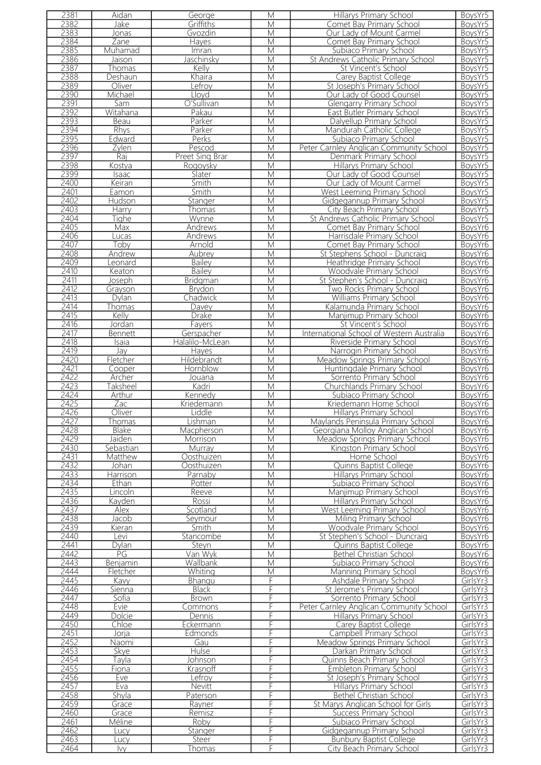| 2381 | Aidan | George | M | Hillarys Primary School | BoysYr5 |
|---|---|---|---|---|---|
| 2382 | Jake | Griffiths | M | Comet Bay Primary School | BoysYr5 |
| 2383 | Jonas | Gvozdin | M | Our Lady of Mount Carmel | BoysYr5 |
| 2384 | Zane | Hayes | M | Comet Bay Primary School | BoysYr5 |
| 2385 | Muhamad | Imran | M | Subiaco Primary School | BoysYr5 |
| 2386 | Jaison | Jaschinsky | M | St Andrews Catholic Primary School | BoysYr5 |
| 2387 | Thomas | Kelly | M | St Vincent's School | BoysYr5 |
| 2388 | Deshaun | Khaira | M | Carey Baptist College | BoysYr5 |
| 2389 | Oliver | Lefroy | M | St Joseph's Primary School | BoysYr5 |
| 2390 | Michael | Lloyd | M | Our Lady of Good Counsel | BoysYr5 |
| 2391 | Sam | O'Sullivan | M | Glengarry Primary School | BoysYr5 |
| 2392 | Witahana | Pakau | M | East Butler Primary School | BoysYr5 |
| 2393 | Beau | Parker | M | Dalyellup Primary School | BoysYr5 |
| 2394 | Rhys | Parker | M | Mandurah Catholic College | BoysYr5 |
| 2395 | Edward | Perks | M | Subiaco Primary School | BoysYr5 |
| 2396 | Zylen | Pescod | M | Peter Carnley Anglican Community School | BoysYr5 |
| 2397 | Raj | Preet Sing Brar | M | Denmark Primary School | BoysYr5 |
| 2398 | Kostya | Rogovsky | M | Hillarys Primary School | BoysYr5 |
| 2399 | Isaac | Slater | M | Our Lady of Good Counsel | BoysYr5 |
| 2400 | Keiran | Smith | M | Our Lady of Mount Carmel | BoysYr5 |
| 2401 | Eamon | Smith | M | West Leeming Primary School | BoysYr5 |
| 2402 | Hudson | Stanger | M | Gidgegannup Primary School | BoysYr5 |
| 2403 | Harry | Thomas | M | City Beach Primary School | BoysYr5 |
| 2404 | Tighe | Wynne | M | St Andrews Catholic Primary School | BoysYr5 |
| 2405 | Max | Andrews | M | Comet Bay Primary School | BoysYr6 |
| 2406 | Lucas | Andrews | M | Harrisdale Primary School | BoysYr6 |
| 2407 | Toby | Arnold | M | Comet Bay Primary School | BoysYr6 |
| 2408 | Andrew | Aubrey | M | St Stephens School - Duncraig | BoysYr6 |
| 2409 | Leonard | Bailey | M | Heathridge Primary School | BoysYr6 |
| 2410 | Keaton | Bailey | M | Woodvale Primary School | BoysYr6 |
| 2411 | Joseph | Bridgman | M | St Stephen's School - Duncraig | BoysYr6 |
| 2412 | Grayson | Brydon | M | Two Rocks Primary School | BoysYr6 |
| 2413 | Dylan | Chadwick | M | Williams Primary School | BoysYr6 |
| 2414 | Thomas | Davey | M | Kalamunda Primary School | BoysYr6 |
| 2415 | Kelly | Drake | M | Manjimup Primary School | BoysYr6 |
| 2416 | Jordan | Fayers | M | St Vincent's School | BoysYr6 |
| 2417 | Bennett | Gerspacher | M | International School of Western Australia | BoysYr6 |
| 2418 | Isaia | Halalilo-McLean | M | Riverside Primary School | BoysYr6 |
| 2419 | Jay | Hayes | M | Narrogin Primary School | BoysYr6 |
| 2420 | Fletcher | Hildebrandt | M | Meadow Springs Primary School | BoysYr6 |
| 2421 | Cooper | Hornblow | M | Huntingdale Primary School | BoysYr6 |
| 2422 | Archer | Jouana | M | Sorrento Primary School | BoysYr6 |
| 2423 | Taksheel | Kadri | M | Churchlands Primary School | BoysYr6 |
| 2424 | Arthur | Kennedy | M | Subiaco Primary School | BoysYr6 |
| 2425 | Zac | Kriedemann | M | Kriedemann Home School | BoysYr6 |
| 2426 | Oliver | Liddle | M | Hillarys Primary School | BoysYr6 |
| 2427 | Thomas | Lishman | M | Maylands Peninsula Primary School | BoysYr6 |
| 2428 | Blake | Macpherson | M | Georgiana Molloy Anglican School | BoysYr6 |
| 2429 | Jaiden | Morrison | M | Meadow Springs Primary School | BoysYr6 |
| 2430 | Sebastian | Murray | M | Kingston Primary School | BoysYr6 |
| 2431 | Matthew | Oosthuizen | M | Home School | BoysYr6 |
| 2432 | Johan | Oosthuizen | M | Quinns Baptist College | BoysYr6 |
| 2433 | Harrison | Parnaby | M | Hillarys Primary School | BoysYr6 |
| 2434 | Ethan | Potter | M | Subiaco Primary School | BoysYr6 |
| 2435 | Lincoln | Reeve | M | Manjimup Primary School | BoysYr6 |
| 2436 | Kayden | Rossi | M | Hillarys Primary School | BoysYr6 |
| 2437 | Alex | Scotland | M | West Leeming Primary School | BoysYr6 |
| 2438 | Jacob | Seymour | M | Miling Primary School | BoysYr6 |
| 2439 | Kieran | Smith | M | Woodvale Primary School | BoysYr6 |
| 2440 | Levi | Stancombe | M | St Stephen's School - Duncraig | BoysYr6 |
| 2441 | Dylan | Steyn | M | Quinns Baptist College | BoysYr6 |
| 2442 | PG | Van Wyk | M | Bethel Christian School | BoysYr6 |
| 2443 | Benjamin | Wallbank | M | Subiaco Primary School | BoysYr6 |
| 2444 | Fletcher | Whiting | M | Manning Primary School | BoysYr6 |
| 2445 | Kavy | Bhangu | F | Ashdale Primary School | GirlsYr3 |
| 2446 | Sienna | Black | F | St Jerome's Primary School | GirlsYr3 |
| 2447 | Sofia | Brown | F | Sorrento Primary School | GirlsYr3 |
| 2448 | Evie | Commons | F | Peter Carnley Anglican Community School | GirlsYr3 |
| 2449 | Dolcie | Dennis | F | Hillarys Primary School | GirlsYr3 |
| 2450 | Chloe | Eckermann | F | Carey Baptist College | GirlsYr3 |
| 2451 | Jorja | Edmonds | F | Campbell Primary School | GirlsYr3 |
| 2452 | Naomi | Gau | F | Meadow Springs Primary School | GirlsYr3 |
| 2453 | Skye | Hulse | F | Darkan Primary School | GirlsYr3 |
| 2454 | Tayla | Johnson | F | Quinns Beach Primary School | GirlsYr3 |
| 2455 | Fiona | Krasnoff | F | Embleton Primary School | GirlsYr3 |
| 2456 | Eve | Lefroy | F | St Joseph's Primary School | GirlsYr3 |
| 2457 | Eva | Nevitt | F | Hillarys Primary School | GirlsYr3 |
| 2458 | Shyla | Paterson | F | Bethel Christian School | GirlsYr3 |
| 2459 | Grace | Rayner | F | St Marys Anglican School for Girls | GirlsYr3 |
| 2460 | Grace | Remisz | F | Success Primary School | GirlsYr3 |
| 2461 | Méline | Roby | F | Subiaco Primary School | GirlsYr3 |
| 2462 | Lucy | Stanger | F | Gidgegannup Primary School | GirlsYr3 |
| 2463 | Lucy | Steer | F | Bunbury Baptist College | GirlsYr3 |
| 2464 | Ivy | Thomas | F | City Beach Primary School | GirlsYr3 |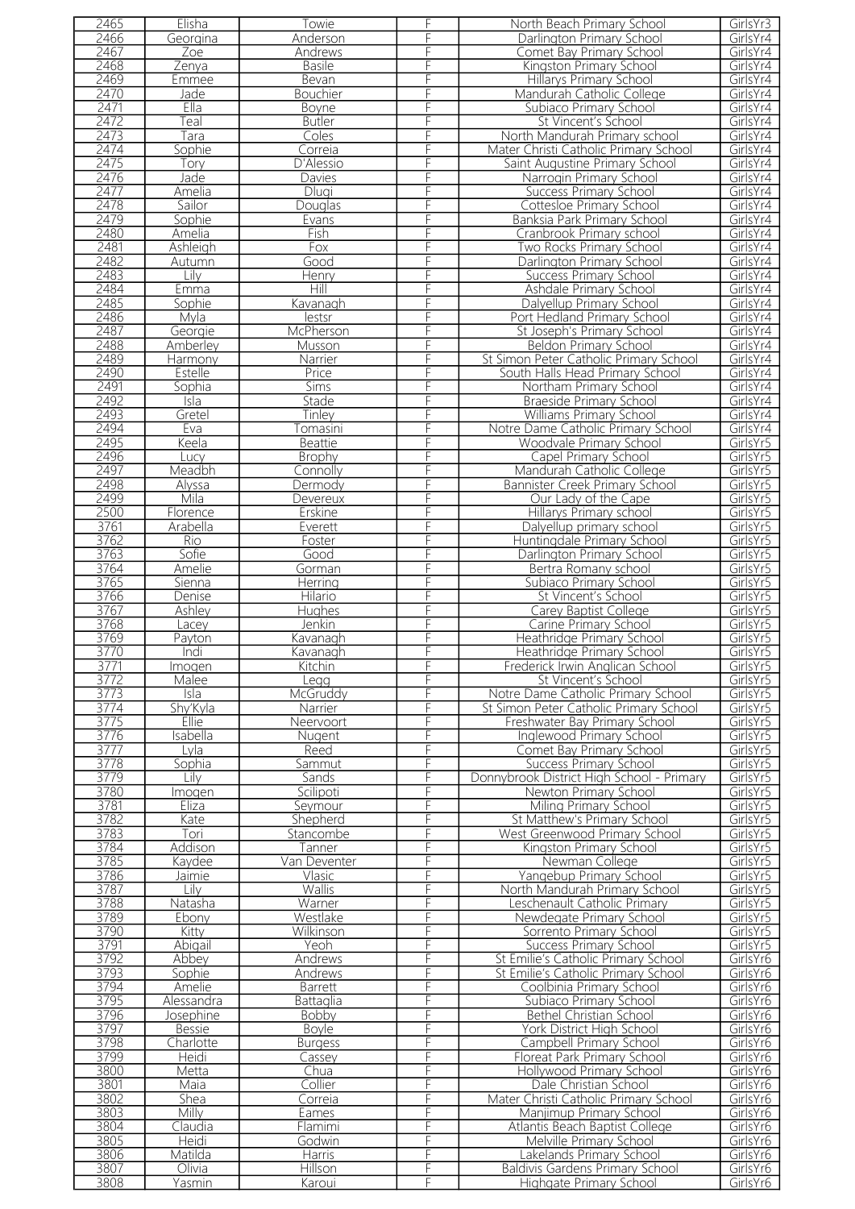| 2465 | Elisha | Towie | F | North Beach Primary School | GirlsYr3 |
|---|---|---|---|---|---|
| 2466 | Georgina | Anderson | F | Darlington Primary School | GirlsYr4 |
| 2467 | Zoe | Andrews | F | Comet Bay Primary School | GirlsYr4 |
| 2468 | Zenya | Basile | F | Kingston Primary School | GirlsYr4 |
| 2469 | Emmee | Bevan | F | Hillarys Primary School | GirlsYr4 |
| 2470 | Jade | Bouchier | F | Mandurah Catholic College | GirlsYr4 |
| 2471 | Ella | Boyne | F | Subiaco Primary School | GirlsYr4 |
| 2472 | Teal | Butler | F | St Vincent's School | GirlsYr4 |
| 2473 | Tara | Coles | F | North Mandurah Primary school | GirlsYr4 |
| 2474 | Sophie | Correia | F | Mater Christi Catholic Primary School | GirlsYr4 |
| 2475 | Tory | D'Alessio | F | Saint Augustine Primary School | GirlsYr4 |
| 2476 | Jade | Davies | F | Narrogin Primary School | GirlsYr4 |
| 2477 | Amelia | Dlugi | F | Success Primary School | GirlsYr4 |
| 2478 | Sailor | Douglas | F | Cottesloe Primary School | GirlsYr4 |
| 2479 | Sophie | Evans | F | Banksia Park Primary School | GirlsYr4 |
| 2480 | Amelia | Fish | F | Cranbrook Primary school | GirlsYr4 |
| 2481 | Ashleigh | Fox | F | Two Rocks Primary School | GirlsYr4 |
| 2482 | Autumn | Good | F | Darlington Primary School | GirlsYr4 |
| 2483 | Lily | Henry | F | Success Primary School | GirlsYr4 |
| 2484 | Emma | Hill | F | Ashdale Primary School | GirlsYr4 |
| 2485 | Sophie | Kavanagh | F | Dalyellup Primary School | GirlsYr4 |
| 2486 | Myla | lestsr | F | Port Hedland Primary School | GirlsYr4 |
| 2487 | Georgie | McPherson | F | St Joseph's Primary School | GirlsYr4 |
| 2488 | Amberley | Musson | F | Beldon Primary School | GirlsYr4 |
| 2489 | Harmony | Narrier | F | St Simon Peter Catholic Primary School | GirlsYr4 |
| 2490 | Estelle | Price | F | South Halls Head Primary School | GirlsYr4 |
| 2491 | Sophia | Sims | F | Northam Primary School | GirlsYr4 |
| 2492 | Isla | Stade | F | Braeside Primary School | GirlsYr4 |
| 2493 | Gretel | Tinley | F | Williams Primary School | GirlsYr4 |
| 2494 | Eva | Tomasini | F | Notre Dame Catholic Primary School | GirlsYr4 |
| 2495 | Keela | Beattie | F | Woodvale Primary School | GirlsYr5 |
| 2496 | Lucy | Brophy | F | Capel Primary School | GirlsYr5 |
| 2497 | Meadbh | Connolly | F | Mandurah Catholic College | GirlsYr5 |
| 2498 | Alyssa | Dermody | F | Bannister Creek Primary School | GirlsYr5 |
| 2499 | Mila | Devereux | F | Our Lady of the Cape | GirlsYr5 |
| 2500 | Florence | Erskine | F | Hillarys Primary school | GirlsYr5 |
| 3761 | Arabella | Everett | F | Dalyellup primary school | GirlsYr5 |
| 3762 | Rio | Foster | F | Huntingdale Primary School | GirlsYr5 |
| 3763 | Sofie | Good | F | Darlington Primary School | GirlsYr5 |
| 3764 | Amelie | Gorman | F | Bertra Romany school | GirlsYr5 |
| 3765 | Sienna | Herring | F | Subiaco Primary School | GirlsYr5 |
| 3766 | Denise | Hilario | F | St Vincent's School | GirlsYr5 |
| 3767 | Ashley | Hughes | F | Carey Baptist College | GirlsYr5 |
| 3768 | Lacey | Jenkin | F | Carine Primary School | GirlsYr5 |
| 3769 | Payton | Kavanagh | F | Heathridge Primary School | GirlsYr5 |
| 3770 | Indi | Kavanagh | F | Heathridge Primary School | GirlsYr5 |
| 3771 | Imogen | Kitchin | F | Frederick Irwin Anglican School | GirlsYr5 |
| 3772 | Malee | Legg | F | St Vincent's School | GirlsYr5 |
| 3773 | Isla | McGruddy | F | Notre Dame Catholic Primary School | GirlsYr5 |
| 3774 | Shy'Kyla | Narrier | F | St Simon Peter Catholic Primary School | GirlsYr5 |
| 3775 | Ellie | Neervoort | F | Freshwater Bay Primary School | GirlsYr5 |
| 3776 | Isabella | Nugent | F | Inglewood Primary School | GirlsYr5 |
| 3777 | Lyla | Reed | F | Comet Bay Primary School | GirlsYr5 |
| 3778 | Sophia | Sammut | F | Success Primary School | GirlsYr5 |
| 3779 | Lily | Sands | F | Donnybrook District High School - Primary | GirlsYr5 |
| 3780 | Imogen | Scilipoti | F | Newton Primary School | GirlsYr5 |
| 3781 | Eliza | Seymour | F | Miling Primary School | GirlsYr5 |
| 3782 | Kate | Shepherd | F | St Matthew's Primary School | GirlsYr5 |
| 3783 | Tori | Stancombe | F | West Greenwood Primary School | GirlsYr5 |
| 3784 | Addison | Tanner | F | Kingston Primary School | GirlsYr5 |
| 3785 | Kaydee | Van Deventer | F | Newman College | GirlsYr5 |
| 3786 | Jaimie | Vlasic | F | Yangebup Primary School | GirlsYr5 |
| 3787 | Lily | Wallis | F | North Mandurah Primary School | GirlsYr5 |
| 3788 | Natasha | Warner | F | Leschenault Catholic Primary | GirlsYr5 |
| 3789 | Ebony | Westlake | F | Newdegate Primary School | GirlsYr5 |
| 3790 | Kitty | Wilkinson | F | Sorrento Primary School | GirlsYr5 |
| 3791 | Abigail | Yeoh | F | Success Primary School | GirlsYr5 |
| 3792 | Abbey | Andrews | F | St Emilie's Catholic Primary School | GirlsYr6 |
| 3793 | Sophie | Andrews | F | St Emilie's Catholic Primary School | GirlsYr6 |
| 3794 | Amelie | Barrett | F | Coolbinia Primary School | GirlsYr6 |
| 3795 | Alessandra | Battaglia | F | Subiaco Primary School | GirlsYr6 |
| 3796 | Josephine | Bobby | F | Bethel Christian School | GirlsYr6 |
| 3797 | Bessie | Boyle | F | York District High School | GirlsYr6 |
| 3798 | Charlotte | Burgess | F | Campbell Primary School | GirlsYr6 |
| 3799 | Heidi | Cassey | F | Floreat Park Primary School | GirlsYr6 |
| 3800 | Metta | Chua | F | Hollywood Primary School | GirlsYr6 |
| 3801 | Maia | Collier | F | Dale Christian School | GirlsYr6 |
| 3802 | Shea | Correia | F | Mater Christi Catholic Primary School | GirlsYr6 |
| 3803 | Milly | Eames | F | Manjimup Primary School | GirlsYr6 |
| 3804 | Claudia | Flamimi | F | Atlantis Beach Baptist College | GirlsYr6 |
| 3805 | Heidi | Godwin | F | Melville Primary School | GirlsYr6 |
| 3806 | Matilda | Harris | F | Lakelands Primary School | GirlsYr6 |
| 3807 | Olivia | Hillson | F | Baldivis Gardens Primary School | GirlsYr6 |
| 3808 | Yasmin | Karoui | F | Highgate Primary School | GirlsYr6 |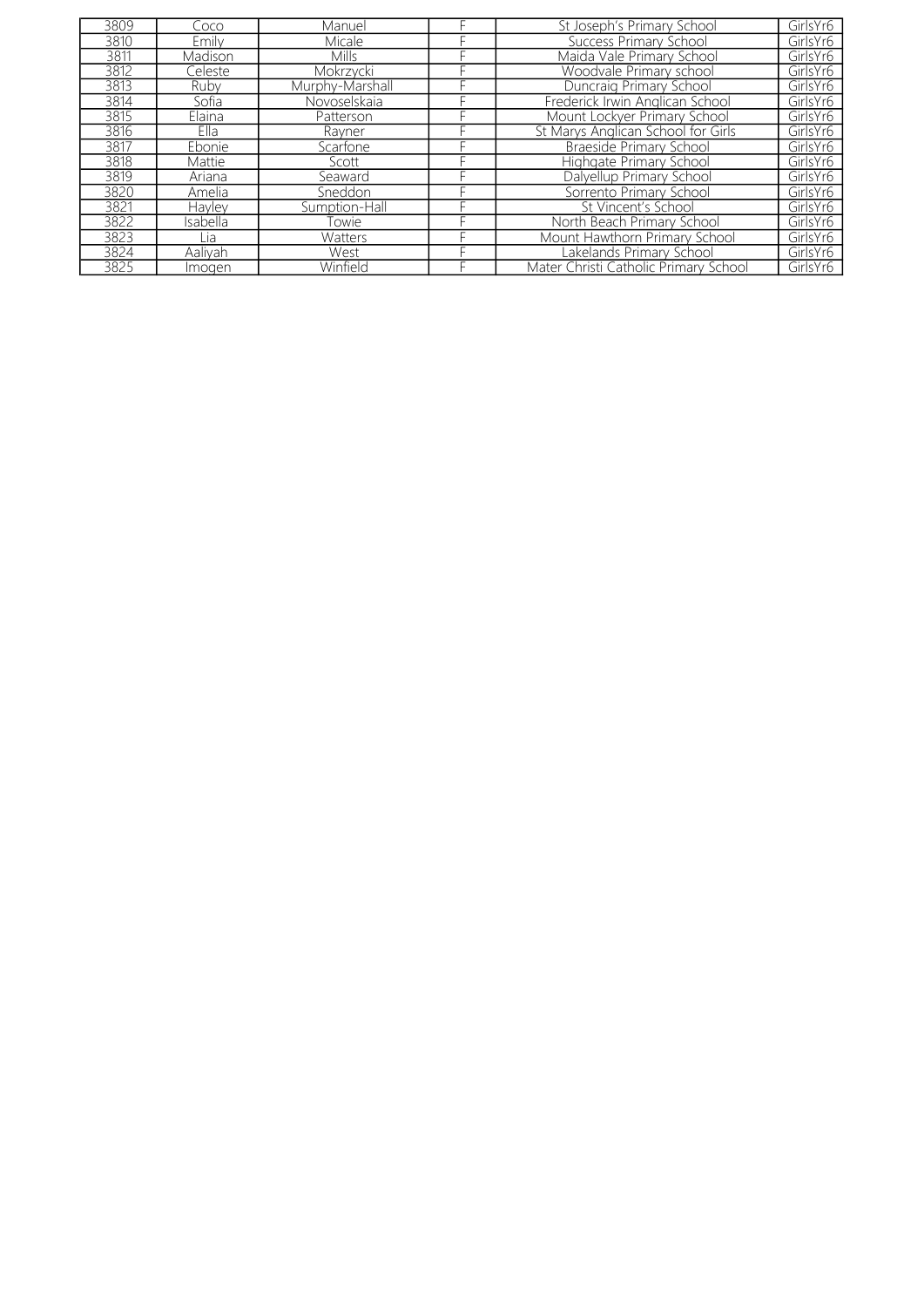| | | | | | |
|---|---|---|---|---|---|
| 3809 | Coco | Manuel | F | St Joseph's Primary School | GirlsYr6 |
| 3810 | Emily | Micale | F | Success Primary School | GirlsYr6 |
| 3811 | Madison | Mills | F | Maida Vale Primary School | GirlsYr6 |
| 3812 | Celeste | Mokrzycki | F | Woodvale Primary school | GirlsYr6 |
| 3813 | Ruby | Murphy-Marshall | F | Duncraig Primary School | GirlsYr6 |
| 3814 | Sofia | Novoselskaia | F | Frederick Irwin Anglican School | GirlsYr6 |
| 3815 | Elaina | Patterson | F | Mount Lockyer Primary School | GirlsYr6 |
| 3816 | Ella | Rayner | F | St Marys Anglican School for Girls | GirlsYr6 |
| 3817 | Ebonie | Scarfone | F | Braeside Primary School | GirlsYr6 |
| 3818 | Mattie | Scott | F | Highgate Primary School | GirlsYr6 |
| 3819 | Ariana | Seaward | F | Dalyellup Primary School | GirlsYr6 |
| 3820 | Amelia | Sneddon | F | Sorrento Primary School | GirlsYr6 |
| 3821 | Hayley | Sumption-Hall | F | St Vincent's School | GirlsYr6 |
| 3822 | Isabella | Towie | F | North Beach Primary School | GirlsYr6 |
| 3823 | Lia | Watters | F | Mount Hawthorn Primary School | GirlsYr6 |
| 3824 | Aaliyah | West | F | Lakelands Primary School | GirlsYr6 |
| 3825 | Imogen | Winfield | F | Mater Christi Catholic Primary School | GirlsYr6 |